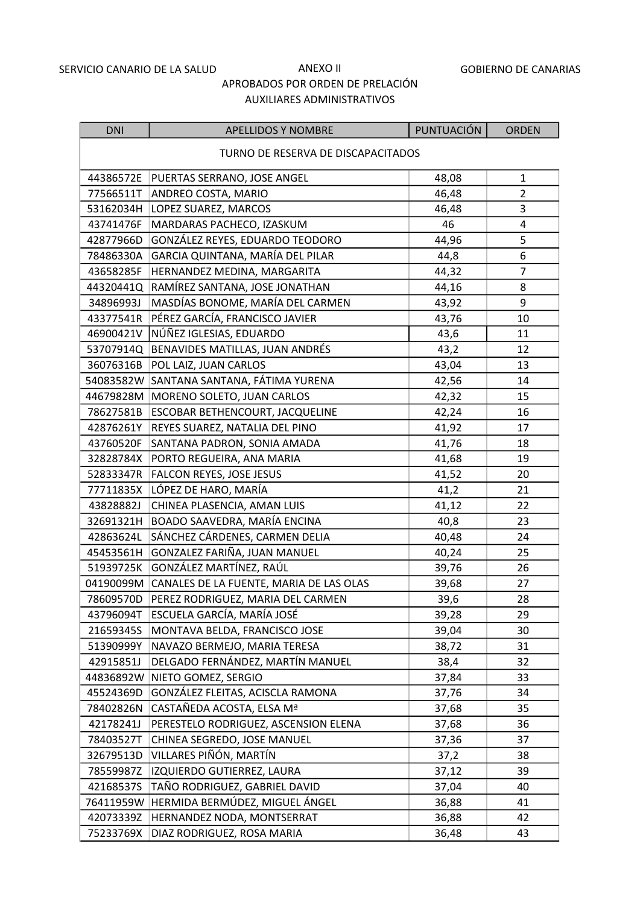SERVICIO CANARIO DE LA SALUD | ANEXO II | GOBIERNO DE CANARIAS

APROBADOS POR ORDEN DE PRELACIÓN

AUXILIARES ADMINISTRATIVOS

| DNI | APELLIDOS Y NOMBRE | PUNTUACIÓN | ORDEN |
|---|---|---|---|
| TURNO DE RESERVA DE DISCAPACITADOS | | | |
| 44386572E | PUERTAS SERRANO, JOSE ANGEL | 48,08 | 1 |
| 77566511T | ANDREO COSTA, MARIO | 46,48 | 2 |
| 53162034H | LOPEZ SUAREZ, MARCOS | 46,48 | 3 |
| 43741476F | MARDARAS PACHECO, IZASKUM | 46 | 4 |
| 42877966D | GONZÁLEZ REYES, EDUARDO TEODORO | 44,96 | 5 |
| 78486330A | GARCIA QUINTANA, MARÍA DEL PILAR | 44,8 | 6 |
| 43658285F | HERNANDEZ MEDINA, MARGARITA | 44,32 | 7 |
| 44320441Q | RAMÍREZ SANTANA, JOSE JONATHAN | 44,16 | 8 |
| 34896993J | MASDÍAS BONOME, MARÍA DEL CARMEN | 43,92 | 9 |
| 43377541R | PÉREZ GARCÍA, FRANCISCO JAVIER | 43,76 | 10 |
| 46900421V | NÚÑEZ IGLESIAS, EDUARDO | 43,6 | 11 |
| 53707914Q | BENAVIDES MATILLAS, JUAN ANDRÉS | 43,2 | 12 |
| 36076316B | POL LAIZ, JUAN CARLOS | 43,04 | 13 |
| 54083582W | SANTANA SANTANA, FÁTIMA YURENA | 42,56 | 14 |
| 44679828M | MORENO SOLETO, JUAN CARLOS | 42,32 | 15 |
| 78627581B | ESCOBAR BETHENCOURT, JACQUELINE | 42,24 | 16 |
| 42876261Y | REYES SUAREZ, NATALIA DEL PINO | 41,92 | 17 |
| 43760520F | SANTANA PADRON, SONIA AMADA | 41,76 | 18 |
| 32828784X | PORTO REGUEIRA, ANA MARIA | 41,68 | 19 |
| 52833347R | FALCON REYES, JOSE JESUS | 41,52 | 20 |
| 77711835X | LÓPEZ DE HARO, MARÍA | 41,2 | 21 |
| 43828882J | CHINEA PLASENCIA, AMAN LUIS | 41,12 | 22 |
| 32691321H | BOADO SAAVEDRA, MARÍA ENCINA | 40,8 | 23 |
| 42863624L | SÁNCHEZ CÁRDENES, CARMEN DELIA | 40,48 | 24 |
| 45453561H | GONZALEZ FARIÑA, JUAN MANUEL | 40,24 | 25 |
| 51939725K | GONZÁLEZ MARTÍNEZ, RAÚL | 39,76 | 26 |
| 04190099M | CANALES DE LA FUENTE, MARIA DE LAS OLAS | 39,68 | 27 |
| 78609570D | PEREZ RODRIGUEZ, MARIA DEL CARMEN | 39,6 | 28 |
| 43796094T | ESCUELA GARCÍA, MARÍA JOSÉ | 39,28 | 29 |
| 21659345S | MONTAVA BELDA, FRANCISCO JOSE | 39,04 | 30 |
| 51390999Y | NAVAZO BERMEJO, MARIA TERESA | 38,72 | 31 |
| 42915851J | DELGADO FERNÁNDEZ, MARTÍN MANUEL | 38,4 | 32 |
| 44836892W | NIETO GOMEZ, SERGIO | 37,84 | 33 |
| 45524369D | GONZÁLEZ FLEITAS, ACISCLA RAMONA | 37,76 | 34 |
| 78402826N | CASTAÑEDA ACOSTA, ELSA Mª | 37,68 | 35 |
| 42178241J | PERESTELO RODRIGUEZ, ASCENSION ELENA | 37,68 | 36 |
| 78403527T | CHINEA SEGREDO, JOSE MANUEL | 37,36 | 37 |
| 32679513D | VILLARES PIÑÓN, MARTÍN | 37,2 | 38 |
| 78559987Z | IZQUIERDO GUTIERREZ, LAURA | 37,12 | 39 |
| 42168537S | TAÑO RODRIGUEZ, GABRIEL DAVID | 37,04 | 40 |
| 76411959W | HERMIDA BERMÚDEZ, MIGUEL ÁNGEL | 36,88 | 41 |
| 42073339Z | HERNANDEZ NODA, MONTSERRAT | 36,88 | 42 |
| 75233769X | DIAZ RODRIGUEZ, ROSA MARIA | 36,48 | 43 |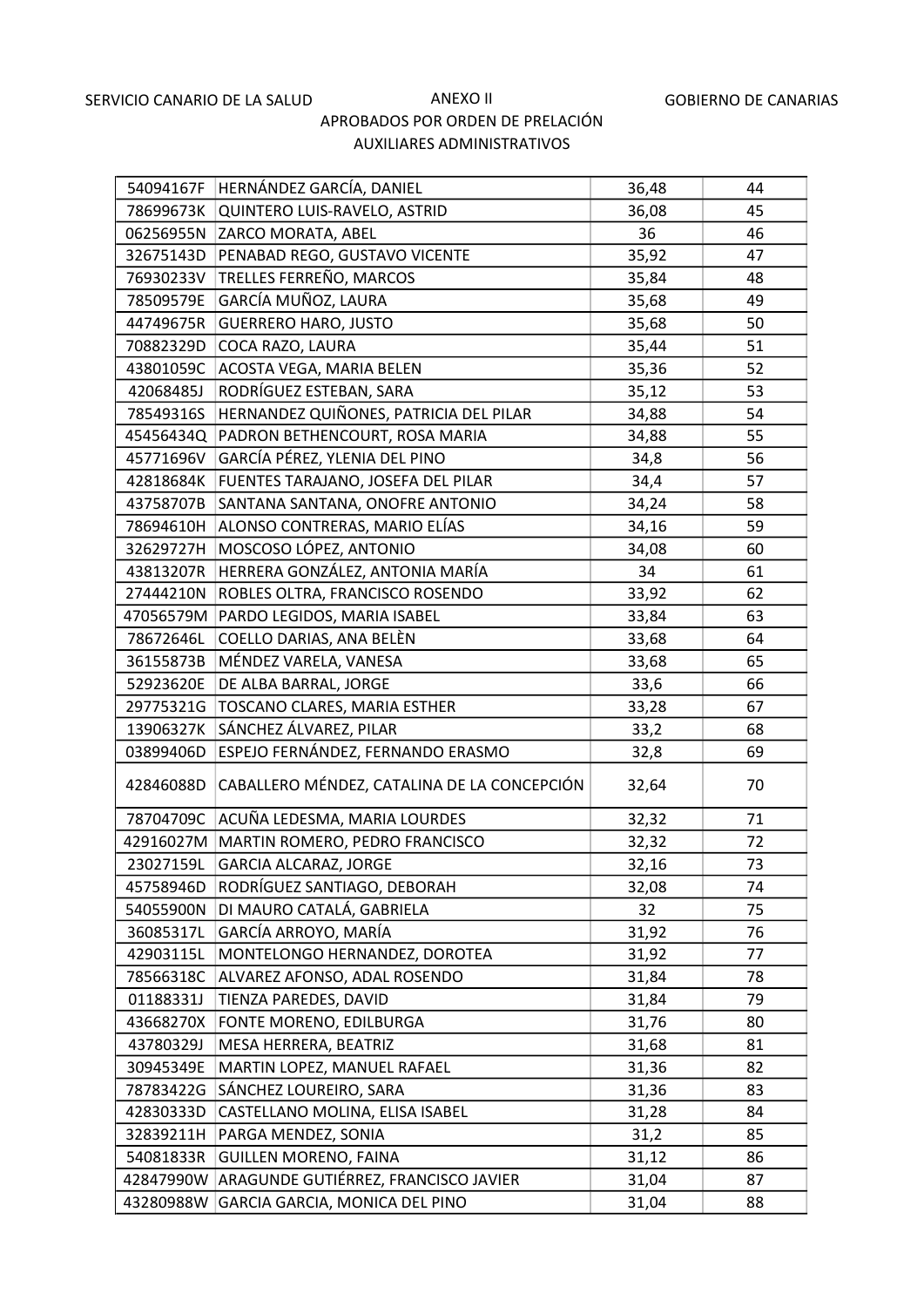SERVICIO CANARIO DE LA SALUD

# ANEXO II

GOBIERNO DE CANARIAS

## APROBADOS POR ORDEN DE PRELACIÓN

## AUXILIARES ADMINISTRATIVOS

| | | | |
|---|---|---|---|
| 54094167F | HERNÁNDEZ GARCÍA, DANIEL | 36,48 | 44 |
| 78699673K | QUINTERO LUIS-RAVELO, ASTRID | 36,08 | 45 |
| 06256955N | ZARCO MORATA, ABEL | 36 | 46 |
| 32675143D | PENABAD REGO, GUSTAVO VICENTE | 35,92 | 47 |
| 76930233V | TRELLES FERREÑO, MARCOS | 35,84 | 48 |
| 78509579E | GARCÍA MUÑOZ, LAURA | 35,68 | 49 |
| 44749675R | GUERRERO HARO, JUSTO | 35,68 | 50 |
| 70882329D | COCA RAZO, LAURA | 35,44 | 51 |
| 43801059C | ACOSTA VEGA, MARIA BELEN | 35,36 | 52 |
| 42068485J | RODRÍGUEZ ESTEBAN, SARA | 35,12 | 53 |
| 78549316S | HERNANDEZ QUIÑONES, PATRICIA DEL PILAR | 34,88 | 54 |
| 45456434Q | PADRON BETHENCOURT, ROSA MARIA | 34,88 | 55 |
| 45771696V | GARCÍA PÉREZ, YLENIA DEL PINO | 34,8 | 56 |
| 42818684K | FUENTES TARAJANO, JOSEFA DEL PILAR | 34,4 | 57 |
| 43758707B | SANTANA SANTANA, ONOFRE ANTONIO | 34,24 | 58 |
| 78694610H | ALONSO CONTRERAS, MARIO ELÍAS | 34,16 | 59 |
| 32629727H | MOSCOSO LÓPEZ, ANTONIO | 34,08 | 60 |
| 43813207R | HERRERA GONZÁLEZ, ANTONIA MARÍA | 34 | 61 |
| 27444210N | ROBLES OLTRA, FRANCISCO ROSENDO | 33,92 | 62 |
| 47056579M | PARDO LEGIDOS, MARIA ISABEL | 33,84 | 63 |
| 78672646L | COELLO DARIAS, ANA BELÈN | 33,68 | 64 |
| 36155873B | MÉNDEZ VARELA, VANESA | 33,68 | 65 |
| 52923620E | DE ALBA BARRAL, JORGE | 33,6 | 66 |
| 29775321G | TOSCANO CLARES, MARIA ESTHER | 33,28 | 67 |
| 13906327K | SÁNCHEZ ÁLVAREZ, PILAR | 33,2 | 68 |
| 03899406D | ESPEJO FERNÁNDEZ, FERNANDO ERASMO | 32,8 | 69 |
| 42846088D | CABALLERO MÉNDEZ, CATALINA DE LA CONCEPCIÓN | 32,64 | 70 |
| 78704709C | ACUÑA LEDESMA, MARIA LOURDES | 32,32 | 71 |
| 42916027M | MARTIN ROMERO, PEDRO FRANCISCO | 32,32 | 72 |
| 23027159L | GARCIA ALCARAZ, JORGE | 32,16 | 73 |
| 45758946D | RODRÍGUEZ SANTIAGO, DEBORAH | 32,08 | 74 |
| 54055900N | DI MAURO CATALÁ, GABRIELA | 32 | 75 |
| 36085317L | GARCÍA ARROYO, MARÍA | 31,92 | 76 |
| 42903115L | MONTELONGO HERNANDEZ, DOROTEA | 31,92 | 77 |
| 78566318C | ALVAREZ AFONSO, ADAL ROSENDO | 31,84 | 78 |
| 01188331J | TIENZA PAREDES, DAVID | 31,84 | 79 |
| 43668270X | FONTE MORENO, EDILBURGA | 31,76 | 80 |
| 43780329J | MESA HERRERA, BEATRIZ | 31,68 | 81 |
| 30945349E | MARTIN LOPEZ, MANUEL RAFAEL | 31,36 | 82 |
| 78783422G | SÁNCHEZ LOUREIRO, SARA | 31,36 | 83 |
| 42830333D | CASTELLANO MOLINA, ELISA ISABEL | 31,28 | 84 |
| 32839211H | PARGA MENDEZ, SONIA | 31,2 | 85 |
| 54081833R | GUILLEN MORENO, FAINA | 31,12 | 86 |
| 42847990W | ARAGUNDE GUTIÉRREZ, FRANCISCO JAVIER | 31,04 | 87 |
| 43280988W | GARCIA GARCIA, MONICA DEL PINO | 31,04 | 88 |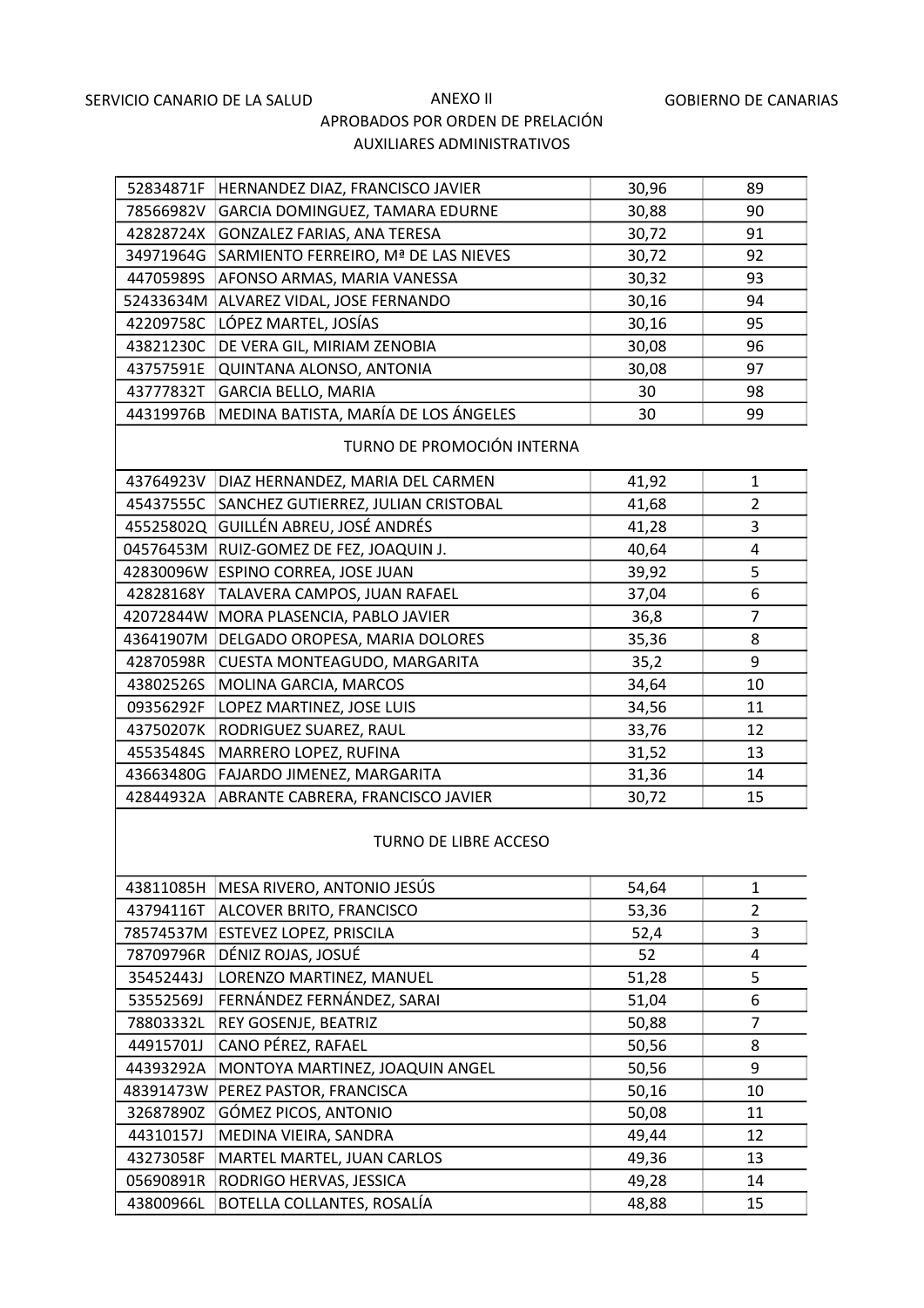SERVICIO CANARIO DE LA SALUD — ANEXO II — GOBIERNO DE CANARIAS

APROBADOS POR ORDEN DE PRELACIÓN

AUXILIARES ADMINISTRATIVOS

| | | | |
|---|---|---|---|
| 52834871F | HERNANDEZ DIAZ, FRANCISCO JAVIER | 30,96 | 89 |
| 78566982V | GARCIA DOMINGUEZ, TAMARA EDURNE | 30,88 | 90 |
| 42828724X | GONZALEZ FARIAS, ANA TERESA | 30,72 | 91 |
| 34971964G | SARMIENTO FERREIRO, Mª DE LAS NIEVES | 30,72 | 92 |
| 44705989S | AFONSO ARMAS, MARIA VANESSA | 30,32 | 93 |
| 52433634M | ALVAREZ VIDAL, JOSE FERNANDO | 30,16 | 94 |
| 42209758C | LÓPEZ MARTEL, JOSÍAS | 30,16 | 95 |
| 43821230C | DE VERA GIL, MIRIAM ZENOBIA | 30,08 | 96 |
| 43757591E | QUINTANA ALONSO, ANTONIA | 30,08 | 97 |
| 43777832T | GARCIA BELLO, MARIA | 30 | 98 |
| 44319976B | MEDINA BATISTA, MARÍA DE LOS ÁNGELES | 30 | 99 |
| | TURNO DE PROMOCIÓN INTERNA | | |
| 43764923V | DIAZ HERNANDEZ, MARIA DEL CARMEN | 41,92 | 1 |
| 45437555C | SANCHEZ GUTIERREZ, JULIAN CRISTOBAL | 41,68 | 2 |
| 45525802Q | GUILLÉN ABREU, JOSÉ ANDRÉS | 41,28 | 3 |
| 04576453M | RUIZ-GOMEZ DE FEZ, JOAQUIN J. | 40,64 | 4 |
| 42830096W | ESPINO CORREA, JOSE JUAN | 39,92 | 5 |
| 42828168Y | TALAVERA CAMPOS, JUAN RAFAEL | 37,04 | 6 |
| 42072844W | MORA PLASENCIA, PABLO JAVIER | 36,8 | 7 |
| 43641907M | DELGADO OROPESA, MARIA DOLORES | 35,36 | 8 |
| 42870598R | CUESTA MONTEAGUDO, MARGARITA | 35,2 | 9 |
| 43802526S | MOLINA GARCIA, MARCOS | 34,64 | 10 |
| 09356292F | LOPEZ MARTINEZ, JOSE LUIS | 34,56 | 11 |
| 43750207K | RODRIGUEZ SUAREZ, RAUL | 33,76 | 12 |
| 45535484S | MARRERO LOPEZ, RUFINA | 31,52 | 13 |
| 43663480G | FAJARDO JIMENEZ, MARGARITA | 31,36 | 14 |
| 42844932A | ABRANTE CABRERA, FRANCISCO JAVIER | 30,72 | 15 |
| | TURNO DE LIBRE ACCESO | | |
| 43811085H | MESA RIVERO, ANTONIO JESÚS | 54,64 | 1 |
| 43794116T | ALCOVER BRITO, FRANCISCO | 53,36 | 2 |
| 78574537M | ESTEVEZ LOPEZ, PRISCILA | 52,4 | 3 |
| 78709796R | DÉNIZ ROJAS, JOSUÉ | 52 | 4 |
| 35452443J | LORENZO MARTINEZ, MANUEL | 51,28 | 5 |
| 53552569J | FERNÁNDEZ FERNÁNDEZ, SARAI | 51,04 | 6 |
| 78803332L | REY GOSENJE, BEATRIZ | 50,88 | 7 |
| 44915701J | CANO PÉREZ, RAFAEL | 50,56 | 8 |
| 44393292A | MONTOYA MARTINEZ, JOAQUIN ANGEL | 50,56 | 9 |
| 48391473W | PEREZ PASTOR, FRANCISCA | 50,16 | 10 |
| 32687890Z | GÓMEZ PICOS, ANTONIO | 50,08 | 11 |
| 44310157J | MEDINA VIEIRA, SANDRA | 49,44 | 12 |
| 43273058F | MARTEL MARTEL, JUAN CARLOS | 49,36 | 13 |
| 05690891R | RODRIGO HERVAS, JESSICA | 49,28 | 14 |
| 43800966L | BOTELLA COLLANTES, ROSALÍA | 48,88 | 15 |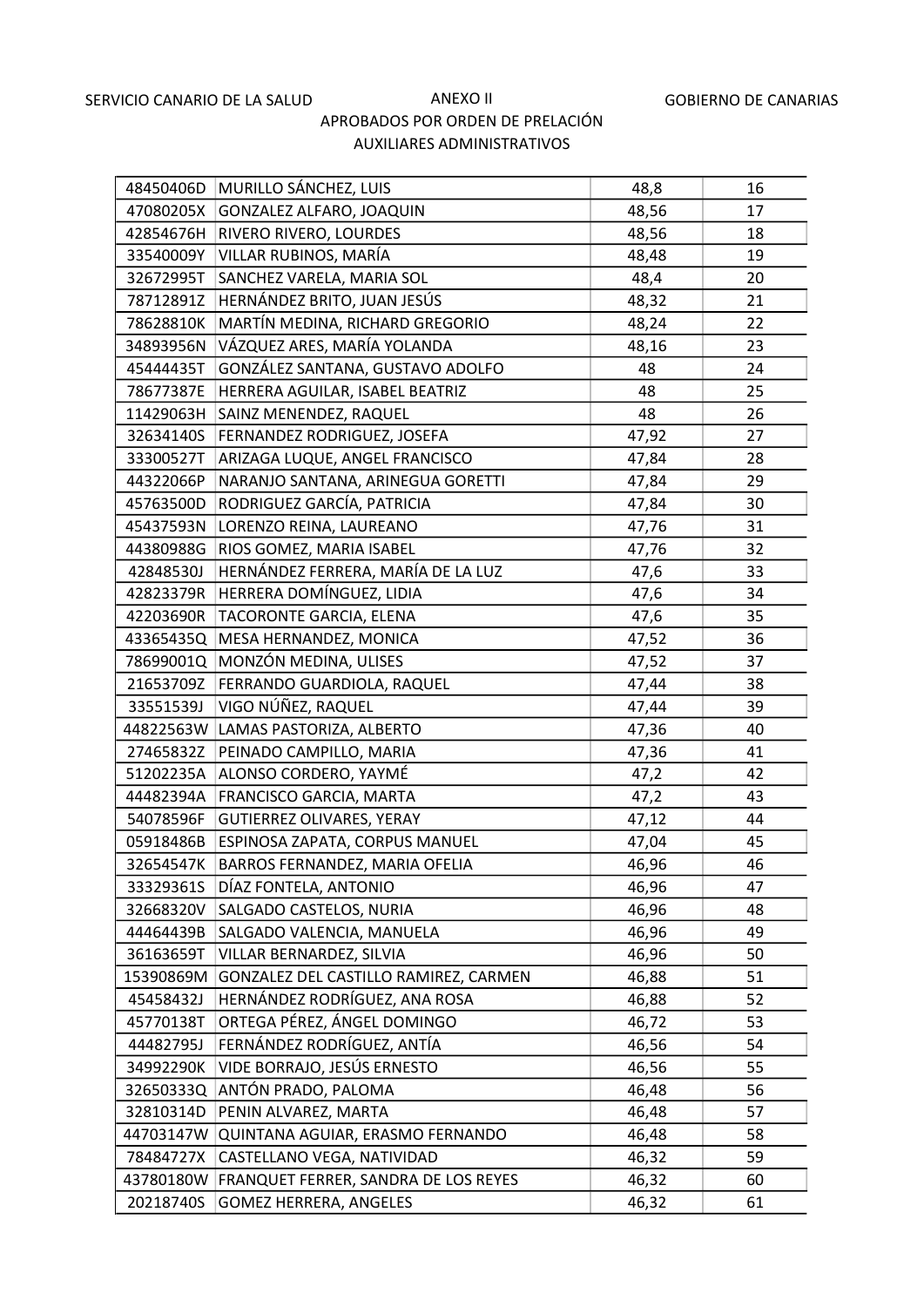SERVICIO CANARIO DE LA SALUD — ANEXO II — GOBIERNO DE CANARIAS

APROBADOS POR ORDEN DE PRELACIÓN

AUXILIARES ADMINISTRATIVOS

| | | | |
|---|---|---|---|
| 48450406D | MURILLO SÁNCHEZ, LUIS | 48,8 | 16 |
| 47080205X | GONZALEZ ALFARO, JOAQUIN | 48,56 | 17 |
| 42854676H | RIVERO RIVERO, LOURDES | 48,56 | 18 |
| 33540009Y | VILLAR RUBINOS, MARÍA | 48,48 | 19 |
| 32672995T | SANCHEZ VARELA, MARIA SOL | 48,4 | 20 |
| 78712891Z | HERNÁNDEZ BRITO, JUAN JESÚS | 48,32 | 21 |
| 78628810K | MARTÍN MEDINA, RICHARD GREGORIO | 48,24 | 22 |
| 34893956N | VÁZQUEZ ARES, MARÍA YOLANDA | 48,16 | 23 |
| 45444435T | GONZÁLEZ SANTANA, GUSTAVO ADOLFO | 48 | 24 |
| 78677387E | HERRERA AGUILAR, ISABEL BEATRIZ | 48 | 25 |
| 11429063H | SAINZ MENENDEZ, RAQUEL | 48 | 26 |
| 32634140S | FERNANDEZ RODRIGUEZ, JOSEFA | 47,92 | 27 |
| 33300527T | ARIZAGA LUQUE, ANGEL FRANCISCO | 47,84 | 28 |
| 44322066P | NARANJO SANTANA, ARINEGUA GORETTI | 47,84 | 29 |
| 45763500D | RODRIGUEZ GARCÍA, PATRICIA | 47,84 | 30 |
| 45437593N | LORENZO REINA, LAUREANO | 47,76 | 31 |
| 43380988G | RIOS GOMEZ, MARIA ISABEL | 47,76 | 32 |
| 42848530J | HERNÁNDEZ FERRERA, MARÍA DE LA LUZ | 47,6 | 33 |
| 42823379R | HERRERA DOMÍNGUEZ, LIDIA | 47,6 | 34 |
| 42203690R | TACORONTE GARCIA, ELENA | 47,6 | 35 |
| 43365435Q | MESA HERNANDEZ, MONICA | 47,52 | 36 |
| 78699001Q | MONZÓN MEDINA, ULISES | 47,52 | 37 |
| 21653709Z | FERRANDO GUARDIOLA, RAQUEL | 47,44 | 38 |
| 33551539J | VIGO NÚÑEZ, RAQUEL | 47,44 | 39 |
| 44822563W | LAMAS PASTORIZA, ALBERTO | 47,36 | 40 |
| 27465832Z | PEINADO CAMPILLO, MARIA | 47,36 | 41 |
| 51202235A | ALONSO CORDERO, YAYMÉ | 47,2 | 42 |
| 44482394A | FRANCISCO GARCIA, MARTA | 47,2 | 43 |
| 54078596F | GUTIERREZ OLIVARES, YERAY | 47,12 | 44 |
| 05918486B | ESPINOSA ZAPATA, CORPUS MANUEL | 47,04 | 45 |
| 32654547K | BARROS FERNANDEZ, MARIA OFELIA | 46,96 | 46 |
| 33329361S | DÍAZ FONTELA, ANTONIO | 46,96 | 47 |
| 32668320V | SALGADO CASTELOS, NURIA | 46,96 | 48 |
| 44464439B | SALGADO VALENCIA, MANUELA | 46,96 | 49 |
| 36163659T | VILLAR BERNARDEZ, SILVIA | 46,96 | 50 |
| 15390869M | GONZALEZ DEL CASTILLO RAMIREZ, CARMEN | 46,88 | 51 |
| 45458432J | HERNÁNDEZ RODRÍGUEZ, ANA ROSA | 46,88 | 52 |
| 45770138T | ORTEGA PÉREZ, ÁNGEL DOMINGO | 46,72 | 53 |
| 44482795J | FERNÁNDEZ RODRÍGUEZ, ANTÍA | 46,56 | 54 |
| 34992290K | VIDE BORRAJO, JESÚS ERNESTO | 46,56 | 55 |
| 32650333Q | ANTÓN PRADO, PALOMA | 46,48 | 56 |
| 32810314D | PENIN ALVAREZ, MARTA | 46,48 | 57 |
| 44703147W | QUINTANA AGUIAR, ERASMO FERNANDO | 46,48 | 58 |
| 78484727X | CASTELLANO VEGA, NATIVIDAD | 46,32 | 59 |
| 43780180W | FRANQUET FERRER, SANDRA DE LOS REYES | 46,32 | 60 |
| 20218740S | GOMEZ HERRERA, ANGELES | 46,32 | 61 |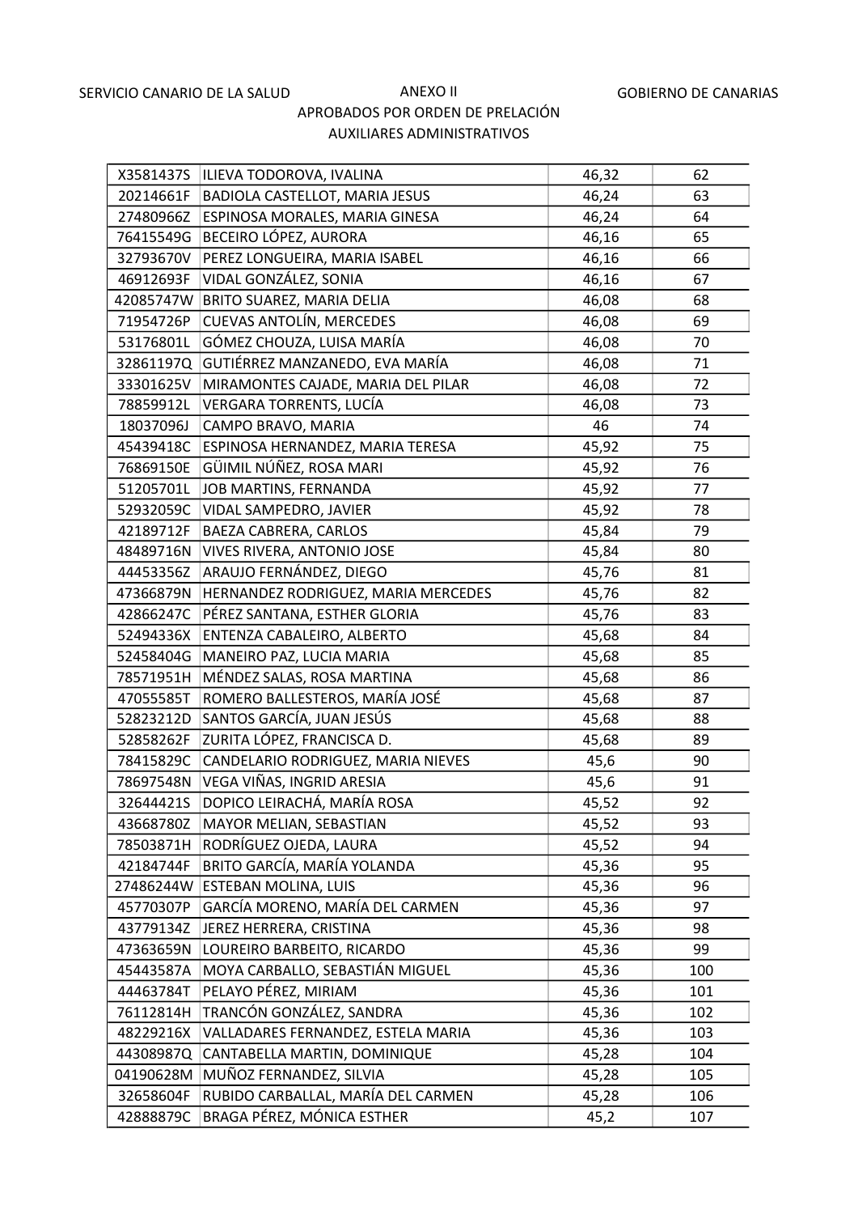SERVICIO CANARIO DE LA SALUD | ANEXO II | GOBIERNO DE CANARIAS

APROBADOS POR ORDEN DE PRELACIÓN

AUXILIARES ADMINISTRATIVOS

| | | | |
|---|---|---|---|
| X3581437S | ILIEVA TODOROVA, IVALINA | 46,32 | 62 |
| 20214661F | BADIOLA CASTELLOT, MARIA JESUS | 46,24 | 63 |
| 27480966Z | ESPINOSA MORALES, MARIA GINESA | 46,24 | 64 |
| 76415549G | BECEIRO LÓPEZ, AURORA | 46,16 | 65 |
| 32793670V | PEREZ LONGUEIRA, MARIA ISABEL | 46,16 | 66 |
| 46912693F | VIDAL GONZÁLEZ, SONIA | 46,16 | 67 |
| 42085747W | BRITO SUAREZ, MARIA DELIA | 46,08 | 68 |
| 71954726P | CUEVAS ANTOLÍN, MERCEDES | 46,08 | 69 |
| 53176801L | GÓMEZ CHOUZA, LUISA MARÍA | 46,08 | 70 |
| 32861197Q | GUTIÉRREZ MANZANEDO, EVA MARÍA | 46,08 | 71 |
| 33301625V | MIRAMONTES CAJADE, MARIA DEL PILAR | 46,08 | 72 |
| 78859912L | VERGARA TORRENTS, LUCÍA | 46,08 | 73 |
| 18037096J | CAMPO BRAVO, MARIA | 46 | 74 |
| 45439418C | ESPINOSA HERNANDEZ, MARIA TERESA | 45,92 | 75 |
| 76869150E | GÜIMIL NÚÑEZ, ROSA MARI | 45,92 | 76 |
| 51205701L | JOB MARTINS, FERNANDA | 45,92 | 77 |
| 52932059C | VIDAL SAMPEDRO, JAVIER | 45,92 | 78 |
| 42189712F | BAEZA CABRERA, CARLOS | 45,84 | 79 |
| 48489716N | VIVES RIVERA, ANTONIO JOSE | 45,84 | 80 |
| 44453356Z | ARAUJO FERNÁNDEZ, DIEGO | 45,76 | 81 |
| 47366879N | HERNANDEZ RODRIGUEZ, MARIA MERCEDES | 45,76 | 82 |
| 42866247C | PÉREZ SANTANA, ESTHER GLORIA | 45,76 | 83 |
| 52494336X | ENTENZA CABALEIRO, ALBERTO | 45,68 | 84 |
| 52458404G | MANEIRO PAZ, LUCIA MARIA | 45,68 | 85 |
| 78571951H | MÉNDEZ SALAS, ROSA MARTINA | 45,68 | 86 |
| 47055585T | ROMERO BALLESTEROS, MARÍA JOSÉ | 45,68 | 87 |
| 52823212D | SANTOS GARCÍA, JUAN JESÚS | 45,68 | 88 |
| 52858262F | ZURITA LÓPEZ, FRANCISCA D. | 45,68 | 89 |
| 78415829C | CANDELARIO RODRIGUEZ, MARIA NIEVES | 45,6 | 90 |
| 78697548N | VEGA VIÑAS, INGRID ARESIA | 45,6 | 91 |
| 32644421S | DOPICO LEIRACHÁ, MARÍA ROSA | 45,52 | 92 |
| 43668780Z | MAYOR MELIAN, SEBASTIAN | 45,52 | 93 |
| 78503871H | RODRÍGUEZ OJEDA, LAURA | 45,52 | 94 |
| 42184744F | BRITO GARCÍA, MARÍA YOLANDA | 45,36 | 95 |
| 27486244W | ESTEBAN MOLINA, LUIS | 45,36 | 96 |
| 45770307P | GARCÍA MORENO, MARÍA DEL CARMEN | 45,36 | 97 |
| 43779134Z | JEREZ HERRERA, CRISTINA | 45,36 | 98 |
| 47363659N | LOUREIRO BARBEITO, RICARDO | 45,36 | 99 |
| 45443587A | MOYA CARBALLO, SEBASTIÁN MIGUEL | 45,36 | 100 |
| 44463784T | PELAYO PÉREZ, MIRIAM | 45,36 | 101 |
| 76112814H | TRANCÓN GONZÁLEZ, SANDRA | 45,36 | 102 |
| 48229216X | VALLADARES FERNANDEZ, ESTELA MARIA | 45,36 | 103 |
| 44308987Q | CANTABELLA MARTIN, DOMINIQUE | 45,28 | 104 |
| 04190628M | MUÑOZ FERNANDEZ, SILVIA | 45,28 | 105 |
| 32658604F | RUBIDO CARBALLAL, MARÍA DEL CARMEN | 45,28 | 106 |
| 42888879C | BRAGA PÉREZ, MÓNICA ESTHER | 45,2 | 107 |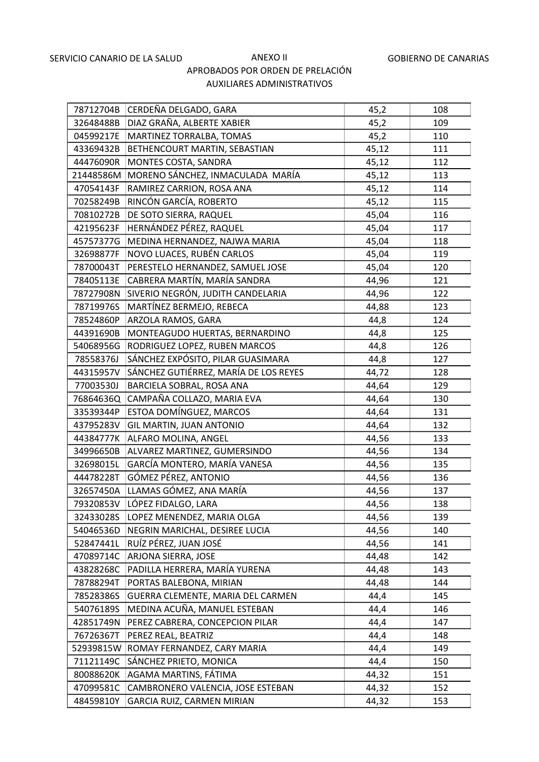SERVICIO CANARIO DE LA SALUD

# ANEXO II

GOBIERNO DE CANARIAS

## APROBADOS POR ORDEN DE PRELACIÓN

## AUXILIARES ADMINISTRATIVOS

| | | | |
|---|---|---|---|
| 78712704B | CERDEÑA DELGADO, GARA | 45,2 | 108 |
| 32648488B | DIAZ GRAÑA, ALBERTE XABIER | 45,2 | 109 |
| 04599217E | MARTINEZ TORRALBA, TOMAS | 45,2 | 110 |
| 43369432B | BETHENCOURT MARTIN, SEBASTIAN | 45,12 | 111 |
| 44476090R | MONTES COSTA, SANDRA | 45,12 | 112 |
| 21448586M | MORENO SÁNCHEZ, INMACULADA MARÍA | 45,12 | 113 |
| 47054143F | RAMIREZ CARRION, ROSA ANA | 45,12 | 114 |
| 70258249B | RINCÓN GARCÍA, ROBERTO | 45,12 | 115 |
| 70810272B | DE SOTO SIERRA, RAQUEL | 45,04 | 116 |
| 42195623F | HERNÁNDEZ PÉREZ, RAQUEL | 45,04 | 117 |
| 45757377G | MEDINA HERNANDEZ, NAJWA MARIA | 45,04 | 118 |
| 32698877F | NOVO LUACES, RUBÉN CARLOS | 45,04 | 119 |
| 78700043T | PERESTELO HERNANDEZ, SAMUEL JOSE | 45,04 | 120 |
| 78405113E | CABRERA MARTÍN, MARÍA SANDRA | 44,96 | 121 |
| 78727908N | SIVERIO NEGRÓN, JUDITH CANDELARIA | 44,96 | 122 |
| 78719976S | MARTÍNEZ BERMEJO, REBECA | 44,88 | 123 |
| 78524860P | ARZOLA RAMOS, GARA | 44,8 | 124 |
| 44391690B | MONTEAGUDO HUERTAS, BERNARDINO | 44,8 | 125 |
| 54068956G | RODRIGUEZ LOPEZ, RUBEN MARCOS | 44,8 | 126 |
| 78558376J | SÁNCHEZ EXPÓSITO, PILAR GUASIMARA | 44,8 | 127 |
| 44315957V | SÁNCHEZ GUTIÉRREZ, MARÍA DE LOS REYES | 44,72 | 128 |
| 77003530J | BARCIELA SOBRAL, ROSA ANA | 44,64 | 129 |
| 76864636Q | CAMPAÑA COLLAZO, MARIA EVA | 44,64 | 130 |
| 33539344P | ESTOA DOMÍNGUEZ, MARCOS | 44,64 | 131 |
| 43795283V | GIL MARTIN, JUAN ANTONIO | 44,64 | 132 |
| 44384777K | ALFARO MOLINA, ANGEL | 44,56 | 133 |
| 34996650B | ALVAREZ MARTINEZ, GUMERSINDO | 44,56 | 134 |
| 32698015L | GARCÍA MONTERO, MARÍA VANESA | 44,56 | 135 |
| 44478228T | GÓMEZ PÉREZ, ANTONIO | 44,56 | 136 |
| 32657450A | LLAMAS GÓMEZ, ANA MARÍA | 44,56 | 137 |
| 79320853V | LÓPEZ FIDALGO, LARA | 44,56 | 138 |
| 32433028S | LOPEZ MENENDEZ, MARIA OLGA | 44,56 | 139 |
| 54046536D | NEGRIN MARICHAL, DESIREE LUCIA | 44,56 | 140 |
| 52847441L | RUÍZ PÉREZ, JUAN JOSÉ | 44,56 | 141 |
| 47089714C | ARJONA SIERRA, JOSE | 44,48 | 142 |
| 43828268C | PADILLA HERRERA, MARÍA YURENA | 44,48 | 143 |
| 78788294T | PORTAS BALEBONA, MIRIAN | 44,48 | 144 |
| 78528386S | GUERRA CLEMENTE, MARIA DEL CARMEN | 44,4 | 145 |
| 54076189S | MEDINA ACUÑA, MANUEL ESTEBAN | 44,4 | 146 |
| 42851749N | PEREZ CABRERA, CONCEPCION PILAR | 44,4 | 147 |
| 76726367T | PEREZ REAL, BEATRIZ | 44,4 | 148 |
| 52939815W | ROMAY FERNANDEZ, CARY MARIA | 44,4 | 149 |
| 71121149C | SÁNCHEZ PRIETO, MONICA | 44,4 | 150 |
| 80088620K | AGAMA MARTINS, FÁTIMA | 44,32 | 151 |
| 47099581C | CAMBRONERO VALENCIA, JOSE ESTEBAN | 44,32 | 152 |
| 48459810Y | GARCIA RUIZ, CARMEN MIRIAN | 44,32 | 153 |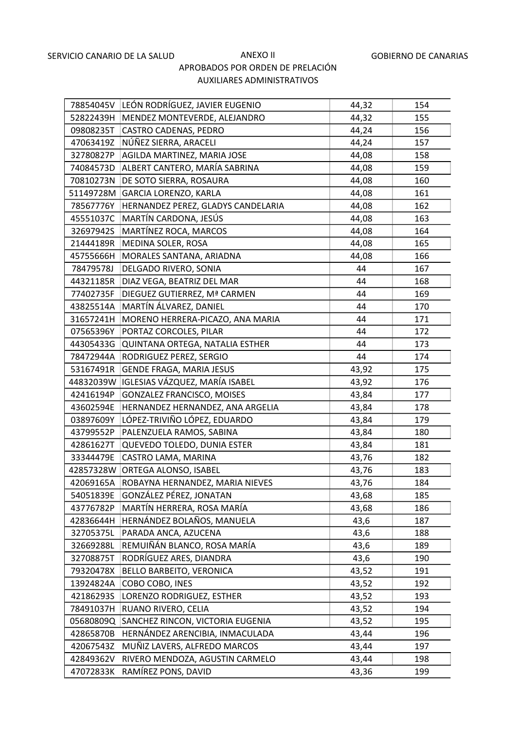SERVICIO CANARIO DE LA SALUD — ANEXO II — GOBIERNO DE CANARIAS

APROBADOS POR ORDEN DE PRELACIÓN

AUXILIARES ADMINISTRATIVOS

| | | | |
|---|---|---|---|
| 78854045V | LEÓN RODRÍGUEZ, JAVIER EUGENIO | 44,32 | 154 |
| 52822439H | MENDEZ MONTEVERDE, ALEJANDRO | 44,32 | 155 |
| 09808235T | CASTRO CADENAS, PEDRO | 44,24 | 156 |
| 47063419Z | NÚÑEZ SIERRA, ARACELI | 44,24 | 157 |
| 32780827P | AGILDA MARTINEZ, MARIA JOSE | 44,08 | 158 |
| 74084573D | ALBERT CANTERO, MARÍA SABRINA | 44,08 | 159 |
| 70810273N | DE SOTO SIERRA, ROSAURA | 44,08 | 160 |
| 51149728M | GARCIA LORENZO, KARLA | 44,08 | 161 |
| 78567776Y | HERNANDEZ PEREZ, GLADYS CANDELARIA | 44,08 | 162 |
| 45551037C | MARTÍN CARDONA, JESÚS | 44,08 | 163 |
| 32697942S | MARTÍNEZ ROCA, MARCOS | 44,08 | 164 |
| 21444189R | MEDINA SOLER, ROSA | 44,08 | 165 |
| 45755666H | MORALES SANTANA, ARIADNA | 44,08 | 166 |
| 78479578J | DELGADO RIVERO, SONIA | 44 | 167 |
| 44321185R | DIAZ VEGA, BEATRIZ DEL MAR | 44 | 168 |
| 77402735F | DIEGUEZ GUTIERREZ, Mª CARMEN | 44 | 169 |
| 43825514A | MARTÍN ÁLVAREZ, DANIEL | 44 | 170 |
| 31657241H | MORENO HERRERA-PICAZO, ANA MARIA | 44 | 171 |
| 07565396Y | PORTAZ CORCOLES, PILAR | 44 | 172 |
| 44305433G | QUINTANA ORTEGA, NATALIA ESTHER | 44 | 173 |
| 78472944A | RODRIGUEZ PEREZ, SERGIO | 44 | 174 |
| 53167491R | GENDE FRAGA, MARIA JESUS | 43,92 | 175 |
| 44832039W | IGLESIAS VÁZQUEZ, MARÍA ISABEL | 43,92 | 176 |
| 42416194P | GONZALEZ FRANCISCO, MOISES | 43,84 | 177 |
| 43602594E | HERNANDEZ HERNANDEZ, ANA ARGELIA | 43,84 | 178 |
| 03897609Y | LÓPEZ-TRIVIÑO LÓPEZ, EDUARDO | 43,84 | 179 |
| 43799552P | PALENZUELA RAMOS, SABINA | 43,84 | 180 |
| 42861627T | QUEVEDO TOLEDO, DUNIA ESTER | 43,84 | 181 |
| 33344479E | CASTRO LAMA, MARINA | 43,76 | 182 |
| 42857328W | ORTEGA ALONSO, ISABEL | 43,76 | 183 |
| 42069165A | ROBAYNA HERNANDEZ, MARIA NIEVES | 43,76 | 184 |
| 54051839E | GONZÁLEZ PÉREZ, JONATAN | 43,68 | 185 |
| 43776782P | MARTÍN HERRERA, ROSA MARÍA | 43,68 | 186 |
| 42836644H | HERNÁNDEZ BOLAÑOS, MANUELA | 43,6 | 187 |
| 32705375L | PARADA ANCA, AZUCENA | 43,6 | 188 |
| 32669288L | REMUIÑÁN BLANCO, ROSA MARÍA | 43,6 | 189 |
| 32708875T | RODRÍGUEZ ARES, DIANDRA | 43,6 | 190 |
| 79320478X | BELLO BARBEITO, VERONICA | 43,52 | 191 |
| 13924824A | COBO COBO, INES | 43,52 | 192 |
| 42186293S | LORENZO RODRIGUEZ, ESTHER | 43,52 | 193 |
| 78491037H | RUANO RIVERO, CELIA | 43,52 | 194 |
| 05680809Q | SANCHEZ RINCON, VICTORIA EUGENIA | 43,52 | 195 |
| 42865870B | HERNÁNDEZ ARENCIBIA, INMACULADA | 43,44 | 196 |
| 42067543Z | MUÑIZ LAVERS, ALFREDO MARCOS | 43,44 | 197 |
| 42849362V | RIVERO MENDOZA, AGUSTIN CARMELO | 43,44 | 198 |
| 47072833K | RAMÍREZ PONS, DAVID | 43,36 | 199 |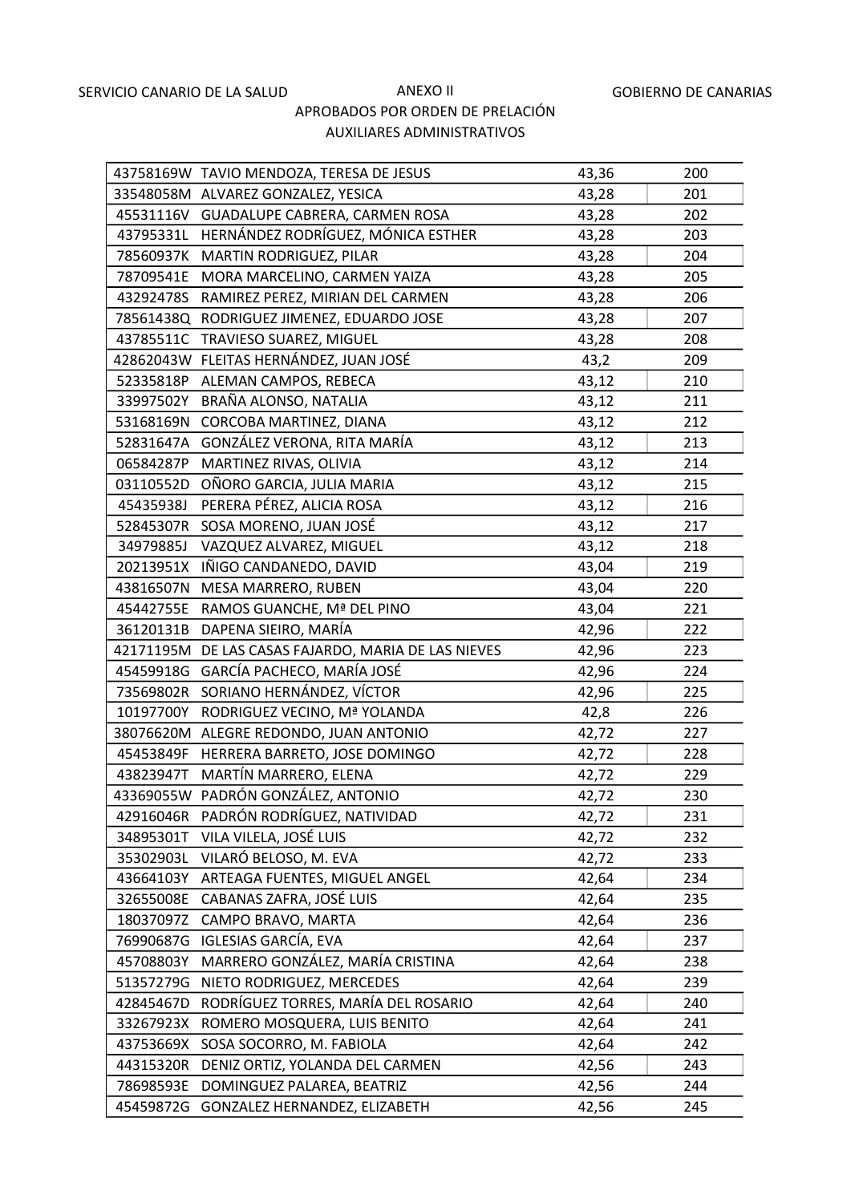SERVICIO CANARIO DE LA SALUD — ANEXO II — GOBIERNO DE CANARIAS

APROBADOS POR ORDEN DE PRELACIÓN

AUXILIARES ADMINISTRATIVOS

| | | | |
|---|---|---|---|
| 43758169W | TAVIO MENDOZA, TERESA DE JESUS | 43,36 | 200 |
| 33548058M | ALVAREZ GONZALEZ, YESICA | 43,28 | 201 |
| 45531116V | GUADALUPE CABRERA, CARMEN ROSA | 43,28 | 202 |
| 43795331L | HERNÁNDEZ RODRÍGUEZ, MÓNICA ESTHER | 43,28 | 203 |
| 78560937K | MARTIN RODRIGUEZ, PILAR | 43,28 | 204 |
| 78709541E | MORA MARCELINO, CARMEN YAIZA | 43,28 | 205 |
| 43292478S | RAMIREZ PEREZ, MIRIAN DEL CARMEN | 43,28 | 206 |
| 78561438Q | RODRIGUEZ JIMENEZ, EDUARDO JOSE | 43,28 | 207 |
| 43785511C | TRAVIESO SUAREZ, MIGUEL | 43,28 | 208 |
| 42862043W | FLEITAS HERNÁNDEZ, JUAN JOSÉ | 43,2 | 209 |
| 52335818P | ALEMAN CAMPOS, REBECA | 43,12 | 210 |
| 33997502Y | BRAÑA ALONSO, NATALIA | 43,12 | 211 |
| 53168169N | CORCOBA MARTINEZ, DIANA | 43,12 | 212 |
| 52831647A | GONZÁLEZ VERONA, RITA MARÍA | 43,12 | 213 |
| 06584287P | MARTINEZ RIVAS, OLIVIA | 43,12 | 214 |
| 03110552D | OÑORO GARCIA, JULIA MARIA | 43,12 | 215 |
| 45435938J | PERERA PÉREZ, ALICIA ROSA | 43,12 | 216 |
| 52845307R | SOSA MORENO, JUAN JOSÉ | 43,12 | 217 |
| 34979885J | VAZQUEZ ALVAREZ, MIGUEL | 43,12 | 218 |
| 20213951X | IÑIGO CANDANEDO, DAVID | 43,04 | 219 |
| 43816507N | MESA MARRERO, RUBEN | 43,04 | 220 |
| 45442755E | RAMOS GUANCHE, Mª DEL PINO | 43,04 | 221 |
| 36120131B | DAPENA SIEIRO, MARÍA | 42,96 | 222 |
| 42171195M | DE LAS CASAS FAJARDO, MARIA DE LAS NIEVES | 42,96 | 223 |
| 45459918G | GARCÍA PACHECO, MARÍA JOSÉ | 42,96 | 224 |
| 73569802R | SORIANO HERNÁNDEZ, VÍCTOR | 42,96 | 225 |
| 10197700Y | RODRIGUEZ VECINO, Mª YOLANDA | 42,8 | 226 |
| 38076620M | ALEGRE REDONDO, JUAN ANTONIO | 42,72 | 227 |
| 45453849F | HERRERA BARRETO, JOSE DOMINGO | 42,72 | 228 |
| 43823947T | MARTÍN MARRERO, ELENA | 42,72 | 229 |
| 43369055W | PADRÓN GONZÁLEZ, ANTONIO | 42,72 | 230 |
| 42916046R | PADRÓN RODRÍGUEZ, NATIVIDAD | 42,72 | 231 |
| 34895301T | VILA VILELA, JOSÉ LUIS | 42,72 | 232 |
| 35302903L | VILARÓ BELOSO, M. EVA | 42,72 | 233 |
| 43664103Y | ARTEAGA FUENTES, MIGUEL ANGEL | 42,64 | 234 |
| 32655008E | CABANAS ZAFRA, JOSÉ LUIS | 42,64 | 235 |
| 18037097Z | CAMPO BRAVO, MARTA | 42,64 | 236 |
| 76990687G | IGLESIAS GARCÍA, EVA | 42,64 | 237 |
| 45708803Y | MARRERO GONZÁLEZ, MARÍA CRISTINA | 42,64 | 238 |
| 51357279G | NIETO RODRIGUEZ, MERCEDES | 42,64 | 239 |
| 42845467D | RODRÍGUEZ TORRES, MARÍA DEL ROSARIO | 42,64 | 240 |
| 33267923X | ROMERO MOSQUERA, LUIS BENITO | 42,64 | 241 |
| 43753669X | SOSA SOCORRO, M. FABIOLA | 42,64 | 242 |
| 44315320R | DENIZ ORTIZ, YOLANDA DEL CARMEN | 42,56 | 243 |
| 78698593E | DOMINGUEZ PALAREA, BEATRIZ | 42,56 | 244 |
| 45459872G | GONZALEZ HERNANDEZ, ELIZABETH | 42,56 | 245 |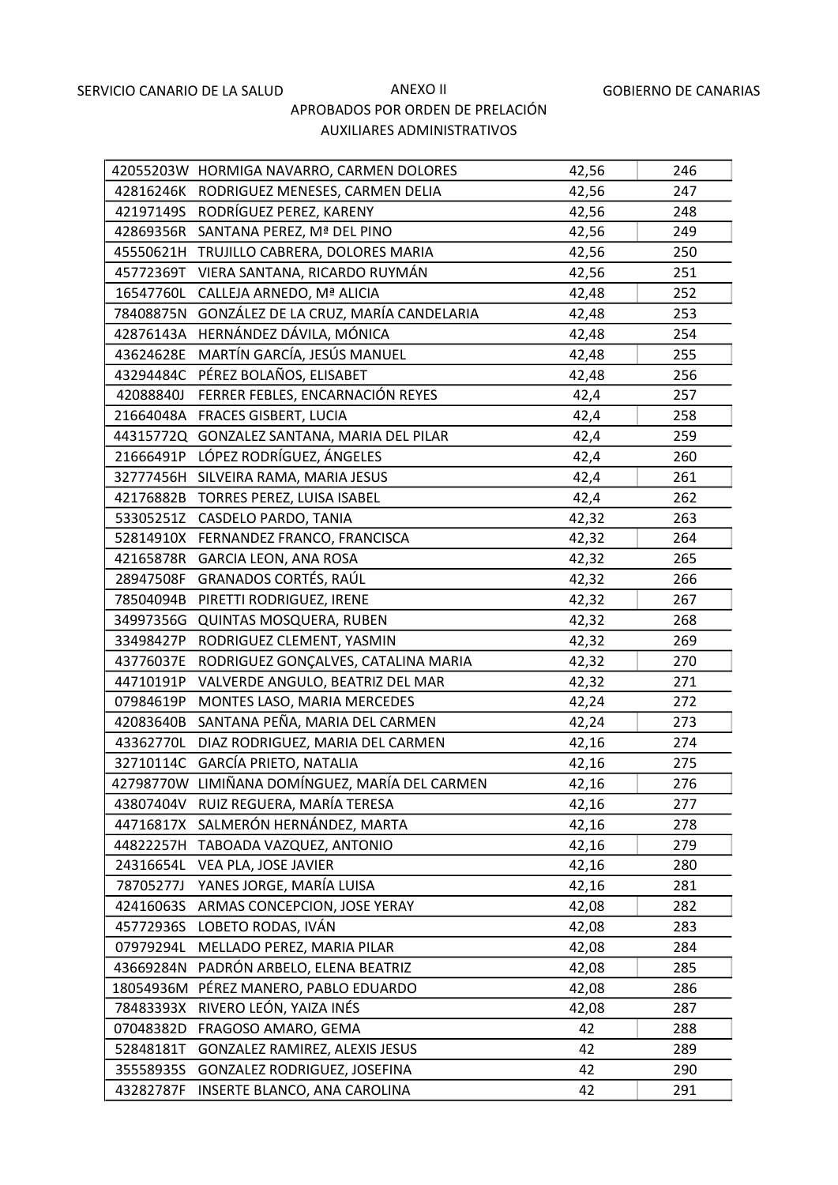SERVICIO CANARIO DE LA SALUD | ANEXO II | GOBIERNO DE CANARIAS

APROBADOS POR ORDEN DE PRELACIÓN

AUXILIARES ADMINISTRATIVOS

| | | | |
|---|---|---|---|
| 42055203W | HORMIGA NAVARRO, CARMEN DOLORES | 42,56 | 246 |
| 42816246K | RODRIGUEZ MENESES, CARMEN DELIA | 42,56 | 247 |
| 42197149S | RODRÍGUEZ PEREZ, KARENY | 42,56 | 248 |
| 42869356R | SANTANA PEREZ, Mª DEL PINO | 42,56 | 249 |
| 45550621H | TRUJILLO CABRERA, DOLORES MARIA | 42,56 | 250 |
| 45772369T | VIERA SANTANA, RICARDO RUYMÁN | 42,56 | 251 |
| 16547760L | CALLEJA ARNEDO, Mª ALICIA | 42,48 | 252 |
| 78408875N | GONZÁLEZ DE LA CRUZ, MARÍA CANDELARIA | 42,48 | 253 |
| 42876143A | HERNÁNDEZ DÁVILA, MÓNICA | 42,48 | 254 |
| 43624628E | MARTÍN GARCÍA, JESÚS MANUEL | 42,48 | 255 |
| 43294484C | PÉREZ BOLAÑOS, ELISABET | 42,48 | 256 |
| 42088840J | FERRER FEBLES, ENCARNACIÓN REYES | 42,4 | 257 |
| 21664048A | FRACES GISBERT, LUCIA | 42,4 | 258 |
| 44315772Q | GONZALEZ SANTANA, MARIA DEL PILAR | 42,4 | 259 |
| 21666491P | LÓPEZ RODRÍGUEZ, ÁNGELES | 42,4 | 260 |
| 32777456H | SILVEIRA RAMA, MARIA JESUS | 42,4 | 261 |
| 42176882B | TORRES PEREZ, LUISA ISABEL | 42,4 | 262 |
| 53305251Z | CASDELO PARDO, TANIA | 42,32 | 263 |
| 52814910X | FERNANDEZ FRANCO, FRANCISCA | 42,32 | 264 |
| 42165878R | GARCIA LEON, ANA ROSA | 42,32 | 265 |
| 28947508F | GRANADOS CORTÉS, RAÚL | 42,32 | 266 |
| 78504094B | PIRETTI RODRIGUEZ, IRENE | 42,32 | 267 |
| 34997356G | QUINTAS MOSQUERA, RUBEN | 42,32 | 268 |
| 33498427P | RODRIGUEZ CLEMENT, YASMIN | 42,32 | 269 |
| 43776037E | RODRIGUEZ GONÇALVES, CATALINA MARIA | 42,32 | 270 |
| 44710191P | VALVERDE ANGULO, BEATRIZ DEL MAR | 42,32 | 271 |
| 07984619P | MONTES LASO, MARIA MERCEDES | 42,24 | 272 |
| 42083640B | SANTANA PEÑA, MARIA DEL CARMEN | 42,24 | 273 |
| 43362770L | DIAZ RODRIGUEZ, MARIA DEL CARMEN | 42,16 | 274 |
| 32710114C | GARCÍA PRIETO, NATALIA | 42,16 | 275 |
| 42798770W | LIMIÑANA DOMÍNGUEZ, MARÍA DEL CARMEN | 42,16 | 276 |
| 43807404V | RUIZ REGUERA, MARÍA TERESA | 42,16 | 277 |
| 44716817X | SALMERÓN HERNÁNDEZ, MARTA | 42,16 | 278 |
| 44822257H | TABOADA VAZQUEZ, ANTONIO | 42,16 | 279 |
| 24316654L | VEA PLA, JOSE JAVIER | 42,16 | 280 |
| 78705277J | YANES JORGE, MARÍA LUISA | 42,16 | 281 |
| 42416063S | ARMAS CONCEPCION, JOSE YERAY | 42,08 | 282 |
| 45772936S | LOBETO RODAS, IVÁN | 42,08 | 283 |
| 07979294L | MELLADO PEREZ, MARIA PILAR | 42,08 | 284 |
| 43669284N | PADRÓN ARBELO, ELENA BEATRIZ | 42,08 | 285 |
| 18054936M | PÉREZ MANERO, PABLO EDUARDO | 42,08 | 286 |
| 78483393X | RIVERO LEÓN, YAIZA INÉS | 42,08 | 287 |
| 07048382D | FRAGOSO AMARO, GEMA | 42 | 288 |
| 52848181T | GONZALEZ RAMIREZ, ALEXIS JESUS | 42 | 289 |
| 35558935S | GONZALEZ RODRIGUEZ, JOSEFINA | 42 | 290 |
| 43282787F | INSERTE BLANCO, ANA CAROLINA | 42 | 291 |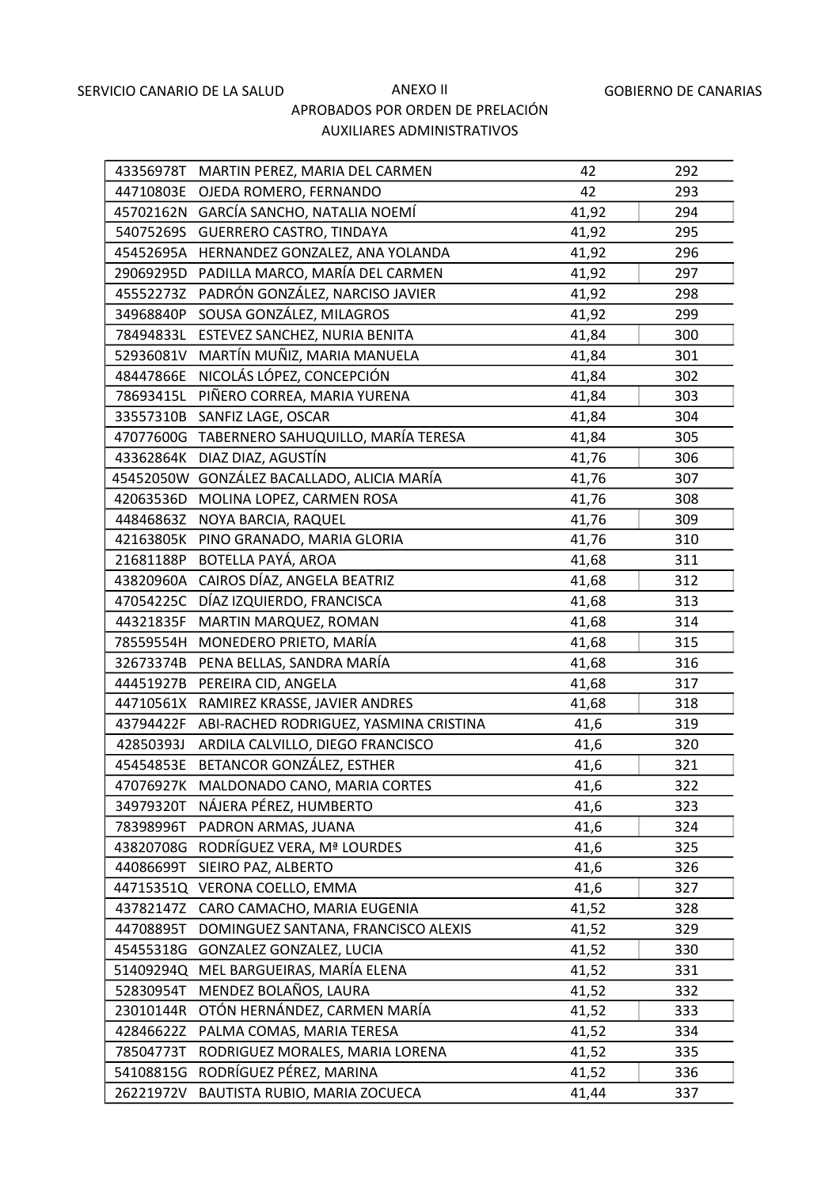SERVICIO CANARIO DE LA SALUD

# ANEXO II

GOBIERNO DE CANARIAS

## APROBADOS POR ORDEN DE PRELACIÓN

## AUXILIARES ADMINISTRATIVOS

| | | | |
|---|---|---|---|
| 43356978T | MARTIN PEREZ, MARIA DEL CARMEN | 42 | 292 |
| 44710803E | OJEDA ROMERO, FERNANDO | 42 | 293 |
| 45702162N | GARCÍA SANCHO, NATALIA NOEMÍ | 41,92 | 294 |
| 54075269S | GUERRERO CASTRO, TINDAYA | 41,92 | 295 |
| 45452695A | HERNANDEZ GONZALEZ, ANA YOLANDA | 41,92 | 296 |
| 29069295D | PADILLA MARCO, MARÍA DEL CARMEN | 41,92 | 297 |
| 45552273Z | PADRÓN GONZÁLEZ, NARCISO JAVIER | 41,92 | 298 |
| 34968840P | SOUSA GONZÁLEZ, MILAGROS | 41,92 | 299 |
| 78494833L | ESTEVEZ SANCHEZ, NURIA BENITA | 41,84 | 300 |
| 52936081V | MARTÍN MUÑIZ, MARIA MANUELA | 41,84 | 301 |
| 48447866E | NICOLÁS LÓPEZ, CONCEPCIÓN | 41,84 | 302 |
| 78693415L | PIÑERO CORREA, MARIA YURENA | 41,84 | 303 |
| 33557310B | SANFIZ LAGE, OSCAR | 41,84 | 304 |
| 47077600G | TABERNERO SAHUQUILLO, MARÍA TERESA | 41,84 | 305 |
| 43362864K | DIAZ DIAZ, AGUSTÍN | 41,76 | 306 |
| 45452050W | GONZÁLEZ BACALLADO, ALICIA MARÍA | 41,76 | 307 |
| 42063536D | MOLINA LOPEZ, CARMEN ROSA | 41,76 | 308 |
| 44846863Z | NOYA BARCIA, RAQUEL | 41,76 | 309 |
| 42163805K | PINO GRANADO, MARIA GLORIA | 41,76 | 310 |
| 21681188P | BOTELLA PAYÁ, AROA | 41,68 | 311 |
| 43820960A | CAIROS DÍAZ, ANGELA BEATRIZ | 41,68 | 312 |
| 47054225C | DÍAZ IZQUIERDO, FRANCISCA | 41,68 | 313 |
| 44321835F | MARTIN MARQUEZ, ROMAN | 41,68 | 314 |
| 78559554H | MONEDERO PRIETO, MARÍA | 41,68 | 315 |
| 32673374B | PENA BELLAS, SANDRA MARÍA | 41,68 | 316 |
| 44451927B | PEREIRA CID, ANGELA | 41,68 | 317 |
| 44710561X | RAMIREZ KRASSE, JAVIER ANDRES | 41,68 | 318 |
| 43794422F | ABI-RACHED RODRIGUEZ, YASMINA CRISTINA | 41,6 | 319 |
| 42850393J | ARDILA CALVILLO, DIEGO FRANCISCO | 41,6 | 320 |
| 45454853E | BETANCOR GONZÁLEZ, ESTHER | 41,6 | 321 |
| 47076927K | MALDONADO CANO, MARIA CORTES | 41,6 | 322 |
| 34979320T | NÁJERA PÉREZ, HUMBERTO | 41,6 | 323 |
| 78398996T | PADRON ARMAS, JUANA | 41,6 | 324 |
| 43820708G | RODRÍGUEZ VERA, Mª LOURDES | 41,6 | 325 |
| 44086699T | SIEIRO PAZ, ALBERTO | 41,6 | 326 |
| 44715351Q | VERONA COELLO, EMMA | 41,6 | 327 |
| 43782147Z | CARO CAMACHO, MARIA EUGENIA | 41,52 | 328 |
| 44708895T | DOMINGUEZ SANTANA, FRANCISCO ALEXIS | 41,52 | 329 |
| 45455318G | GONZALEZ GONZALEZ, LUCIA | 41,52 | 330 |
| 51409294Q | MEL BARGUEIRAS, MARÍA ELENA | 41,52 | 331 |
| 52830954T | MENDEZ BOLAÑOS, LAURA | 41,52 | 332 |
| 23010144R | OTÓN HERNÁNDEZ, CARMEN MARÍA | 41,52 | 333 |
| 42846622Z | PALMA COMAS, MARIA TERESA | 41,52 | 334 |
| 78504773T | RODRIGUEZ MORALES, MARIA LORENA | 41,52 | 335 |
| 54108815G | RODRÍGUEZ PÉREZ, MARINA | 41,52 | 336 |
| 26221972V | BAUTISTA RUBIO, MARIA ZOCUECA | 41,44 | 337 |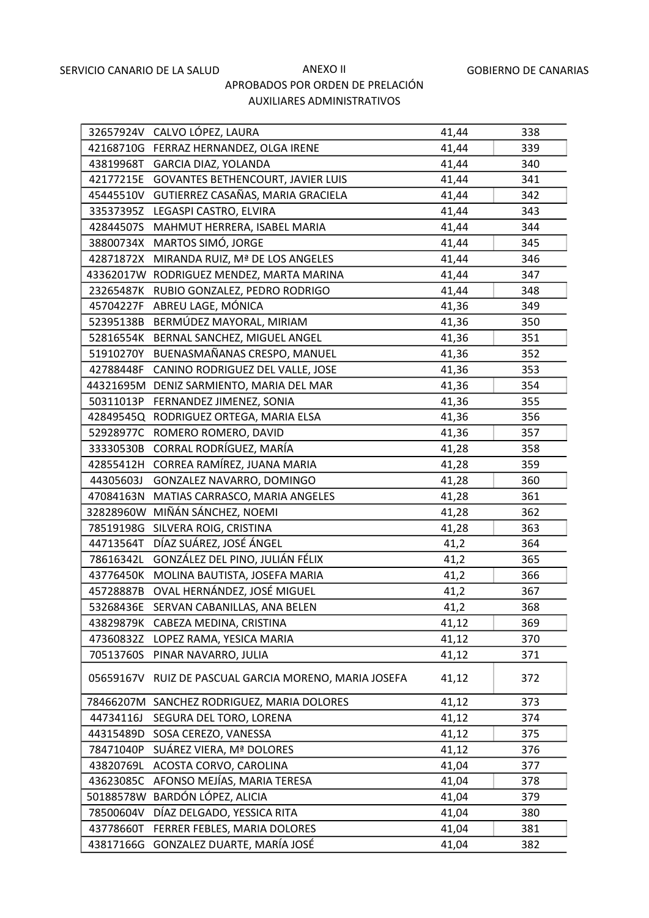SERVICIO CANARIO DE LA SALUD | ANEXO II | GOBIERNO DE CANARIAS

APROBADOS POR ORDEN DE PRELACIÓN

AUXILIARES ADMINISTRATIVOS

| | | | |
|---|---|---|---|
| 32657924V | CALVO LÓPEZ, LAURA | 41,44 | 338 |
| 42168710G | FERRAZ HERNANDEZ, OLGA IRENE | 41,44 | 339 |
| 43819968T | GARCIA DIAZ, YOLANDA | 41,44 | 340 |
| 42177215E | GOVANTES BETHENCOURT, JAVIER LUIS | 41,44 | 341 |
| 45445510V | GUTIERREZ CASAÑAS, MARIA GRACIELA | 41,44 | 342 |
| 33537395Z | LEGASPI CASTRO, ELVIRA | 41,44 | 343 |
| 42844507S | MAHMUT HERRERA, ISABEL MARIA | 41,44 | 344 |
| 38800734X | MARTOS SIMÓ, JORGE | 41,44 | 345 |
| 42871872X | MIRANDA RUIZ, Mª DE LOS ANGELES | 41,44 | 346 |
| 43362017W | RODRIGUEZ MENDEZ, MARTA MARINA | 41,44 | 347 |
| 23265487K | RUBIO GONZALEZ, PEDRO RODRIGO | 41,44 | 348 |
| 45704227F | ABREU LAGE, MÓNICA | 41,36 | 349 |
| 52395138B | BERMÚDEZ MAYORAL, MIRIAM | 41,36 | 350 |
| 52816554K | BERNAL SANCHEZ, MIGUEL ANGEL | 41,36 | 351 |
| 51910270Y | BUENASMAÑANAS CRESPO, MANUEL | 41,36 | 352 |
| 42788448F | CANINO RODRIGUEZ DEL VALLE, JOSE | 41,36 | 353 |
| 44321695M | DENIZ SARMIENTO, MARIA DEL MAR | 41,36 | 354 |
| 50311013P | FERNANDEZ JIMENEZ, SONIA | 41,36 | 355 |
| 42849545Q | RODRIGUEZ ORTEGA, MARIA ELSA | 41,36 | 356 |
| 52928977C | ROMERO ROMERO, DAVID | 41,36 | 357 |
| 33330530B | CORRAL RODRÍGUEZ, MARÍA | 41,28 | 358 |
| 42855412H | CORREA RAMÍREZ, JUANA MARIA | 41,28 | 359 |
| 44305603J | GONZALEZ NAVARRO, DOMINGO | 41,28 | 360 |
| 47084163N | MATIAS CARRASCO, MARIA ANGELES | 41,28 | 361 |
| 32828960W | MIÑÁN SÁNCHEZ, NOEMI | 41,28 | 362 |
| 78519198G | SILVERA ROIG, CRISTINA | 41,28 | 363 |
| 44713564T | DÍAZ SUÁREZ, JOSÉ ÁNGEL | 41,2 | 364 |
| 78616342L | GONZÁLEZ DEL PINO, JULIÁN FÉLIX | 41,2 | 365 |
| 43776450K | MOLINA BAUTISTA, JOSEFA MARIA | 41,2 | 366 |
| 45728887B | OVAL HERNÁNDEZ, JOSÉ MIGUEL | 41,2 | 367 |
| 53268436E | SERVAN CABANILLAS, ANA BELEN | 41,2 | 368 |
| 43829879K | CABEZA MEDINA, CRISTINA | 41,12 | 369 |
| 47360832Z | LOPEZ RAMA, YESICA MARIA | 41,12 | 370 |
| 70513760S | PINAR NAVARRO, JULIA | 41,12 | 371 |
| 05659167V | RUIZ DE PASCUAL GARCIA MORENO, MARIA JOSEFA | 41,12 | 372 |
| 78466207M | SANCHEZ RODRIGUEZ, MARIA DOLORES | 41,12 | 373 |
| 44734116J | SEGURA DEL TORO, LORENA | 41,12 | 374 |
| 44315489D | SOSA CEREZO, VANESSA | 41,12 | 375 |
| 78471040P | SUÁREZ VIERA, Mª DOLORES | 41,12 | 376 |
| 43820769L | ACOSTA CORVO, CAROLINA | 41,04 | 377 |
| 43623085C | AFONSO MEJÍAS, MARIA TERESA | 41,04 | 378 |
| 50188578W | BARDÓN LÓPEZ, ALICIA | 41,04 | 379 |
| 78500604V | DÍAZ DELGADO, YESSICA RITA | 41,04 | 380 |
| 43778660T | FERRER FEBLES, MARIA DOLORES | 41,04 | 381 |
| 43817166G | GONZALEZ DUARTE, MARÍA JOSÉ | 41,04 | 382 |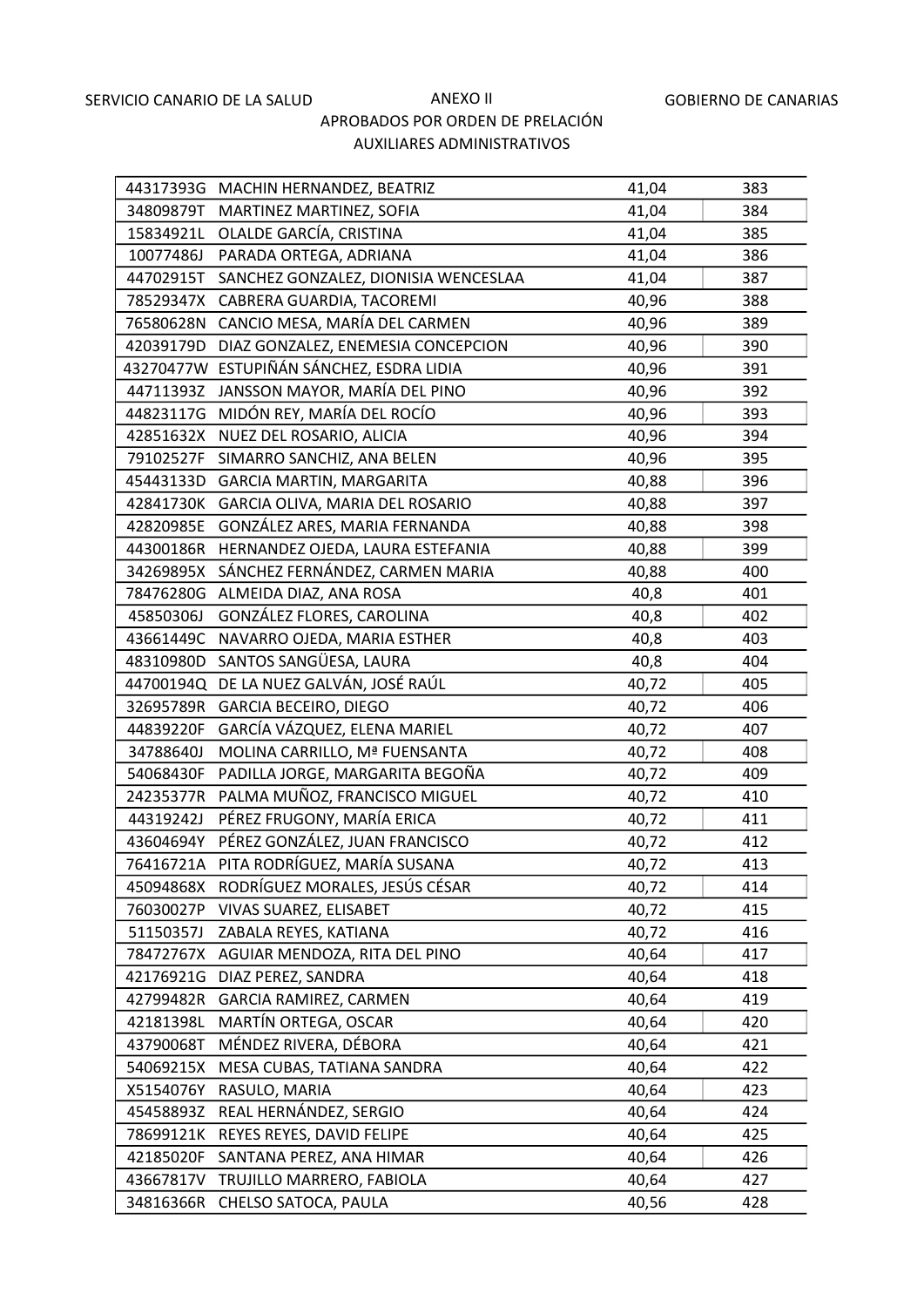SERVICIO CANARIO DE LA SALUD | ANEXO II | GOBIERNO DE CANARIAS

APROBADOS POR ORDEN DE PRELACIÓN

AUXILIARES ADMINISTRATIVOS

| | | | |
|---|---|---|---|
| 44317393G | MACHIN HERNANDEZ, BEATRIZ | 41,04 | 383 |
| 34809879T | MARTINEZ MARTINEZ, SOFIA | 41,04 | 384 |
| 15834921L | OLALDE GARCÍA, CRISTINA | 41,04 | 385 |
| 10077486J | PARADA ORTEGA, ADRIANA | 41,04 | 386 |
| 44702915T | SANCHEZ GONZALEZ, DIONISIA WENCESLAA | 41,04 | 387 |
| 78529347X | CABRERA GUARDIA, TACOREMI | 40,96 | 388 |
| 76580628N | CANCIO MESA, MARÍA DEL CARMEN | 40,96 | 389 |
| 42039179D | DIAZ GONZALEZ, ENEMESIA CONCEPCION | 40,96 | 390 |
| 43270477W | ESTUPIÑÁN SÁNCHEZ, ESDRA LIDIA | 40,96 | 391 |
| 44711393Z | JANSSON MAYOR, MARÍA DEL PINO | 40,96 | 392 |
| 44823117G | MIDÓN REY, MARÍA DEL ROCÍO | 40,96 | 393 |
| 42851632X | NUEZ DEL ROSARIO, ALICIA | 40,96 | 394 |
| 79102527F | SIMARRO SANCHIZ, ANA BELEN | 40,96 | 395 |
| 45443133D | GARCIA MARTIN, MARGARITA | 40,88 | 396 |
| 42841730K | GARCIA OLIVA, MARIA DEL ROSARIO | 40,88 | 397 |
| 42820985E | GONZÁLEZ ARES, MARIA FERNANDA | 40,88 | 398 |
| 44300186R | HERNANDEZ OJEDA, LAURA ESTEFANIA | 40,88 | 399 |
| 34269895X | SÁNCHEZ FERNÁNDEZ, CARMEN MARIA | 40,88 | 400 |
| 78476280G | ALMEIDA DIAZ, ANA ROSA | 40,8 | 401 |
| 45850306J | GONZÁLEZ FLORES, CAROLINA | 40,8 | 402 |
| 43661449C | NAVARRO OJEDA, MARIA ESTHER | 40,8 | 403 |
| 48310980D | SANTOS SANGÜESA, LAURA | 40,8 | 404 |
| 44700194Q | DE LA NUEZ GALVÁN, JOSÉ RAÚL | 40,72 | 405 |
| 32695789R | GARCIA BECEIRO, DIEGO | 40,72 | 406 |
| 44839220F | GARCÍA VÁZQUEZ, ELENA MARIEL | 40,72 | 407 |
| 34788640J | MOLINA CARRILLO, Mª FUENSANTA | 40,72 | 408 |
| 54068430F | PADILLA JORGE, MARGARITA BEGOÑA | 40,72 | 409 |
| 24235377R | PALMA MUÑOZ, FRANCISCO MIGUEL | 40,72 | 410 |
| 44319242J | PÉREZ FRUGONY, MARÍA ERICA | 40,72 | 411 |
| 43604694Y | PÉREZ GONZÁLEZ, JUAN FRANCISCO | 40,72 | 412 |
| 76416721A | PITA RODRÍGUEZ, MARÍA SUSANA | 40,72 | 413 |
| 45094868X | RODRÍGUEZ MORALES, JESÚS CÉSAR | 40,72 | 414 |
| 76030027P | VIVAS SUAREZ, ELISABET | 40,72 | 415 |
| 51150357J | ZABALA REYES, KATIANA | 40,72 | 416 |
| 78472767X | AGUIAR MENDOZA, RITA DEL PINO | 40,64 | 417 |
| 42176921G | DIAZ PEREZ, SANDRA | 40,64 | 418 |
| 42799482R | GARCIA RAMIREZ, CARMEN | 40,64 | 419 |
| 42181398L | MARTÍN ORTEGA, OSCAR | 40,64 | 420 |
| 43790068T | MÉNDEZ RIVERA, DÉBORA | 40,64 | 421 |
| 54069215X | MESA CUBAS, TATIANA SANDRA | 40,64 | 422 |
| X5154076Y | RASULO, MARIA | 40,64 | 423 |
| 45458893Z | REAL HERNÁNDEZ, SERGIO | 40,64 | 424 |
| 78699121K | REYES REYES, DAVID FELIPE | 40,64 | 425 |
| 42185020F | SANTANA PEREZ, ANA HIMAR | 40,64 | 426 |
| 43667817V | TRUJILLO MARRERO, FABIOLA | 40,64 | 427 |
| 34816366R | CHELSO SATOCA, PAULA | 40,56 | 428 |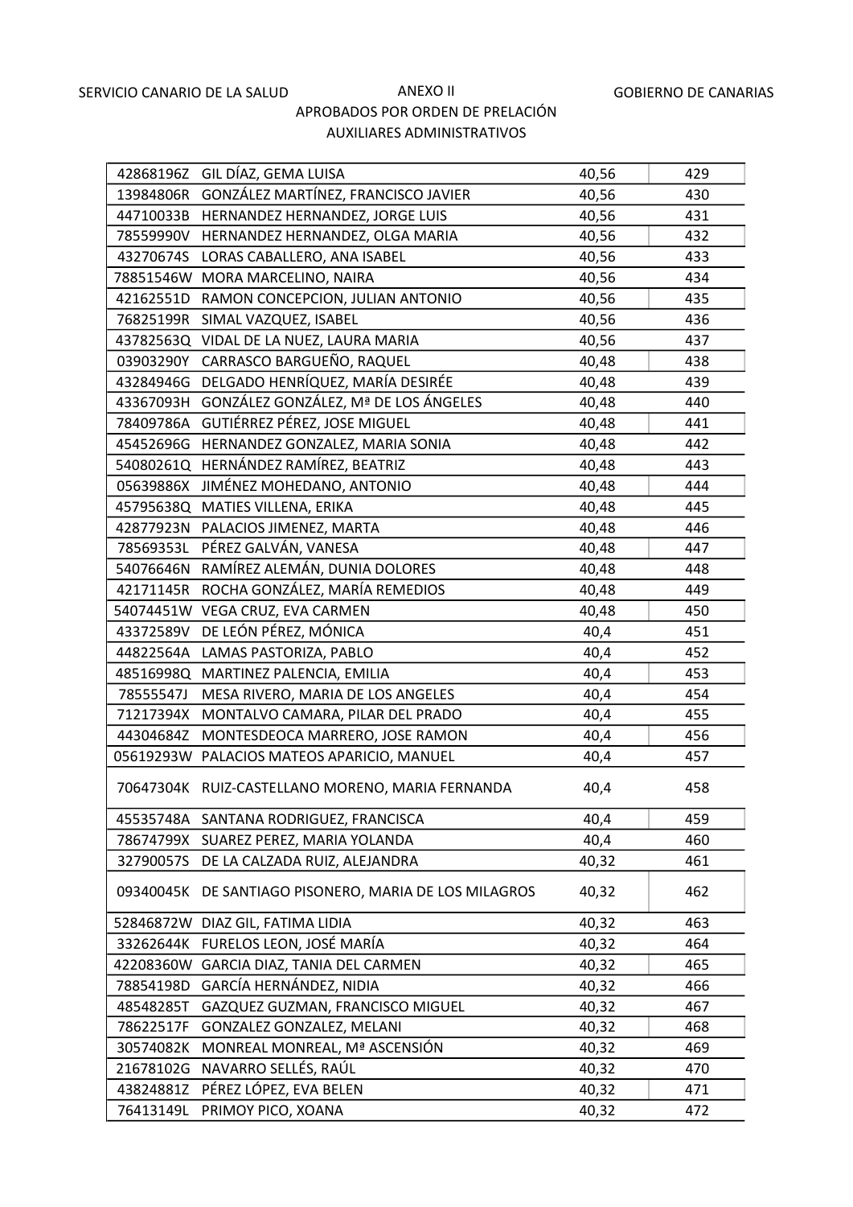SERVICIO CANARIO DE LA SALUD | ANEXO II | GOBIERNO DE CANARIAS

APROBADOS POR ORDEN DE PRELACIÓN

AUXILIARES ADMINISTRATIVOS

| | | | |
|---|---|---|---|
| 42868196Z | GIL DÍAZ, GEMA LUISA | 40,56 | 429 |
| 13984806R | GONZÁLEZ MARTÍNEZ, FRANCISCO JAVIER | 40,56 | 430 |
| 44710033B | HERNANDEZ HERNANDEZ, JORGE LUIS | 40,56 | 431 |
| 78559990V | HERNANDEZ HERNANDEZ, OLGA MARIA | 40,56 | 432 |
| 43270674S | LORAS CABALLERO, ANA ISABEL | 40,56 | 433 |
| 78851546W | MORA MARCELINO, NAIRA | 40,56 | 434 |
| 42162551D | RAMON CONCEPCION, JULIAN ANTONIO | 40,56 | 435 |
| 76825199R | SIMAL VAZQUEZ, ISABEL | 40,56 | 436 |
| 43782563Q | VIDAL DE LA NUEZ, LAURA MARIA | 40,56 | 437 |
| 03903290Y | CARRASCO BARGUEÑO, RAQUEL | 40,48 | 438 |
| 43284946G | DELGADO HENRÍQUEZ, MARÍA DESIRÉE | 40,48 | 439 |
| 43367093H | GONZÁLEZ GONZÁLEZ, Mª DE LOS ÁNGELES | 40,48 | 440 |
| 78409786A | GUTIÉRREZ PÉREZ, JOSE MIGUEL | 40,48 | 441 |
| 45452696G | HERNANDEZ GONZALEZ, MARIA SONIA | 40,48 | 442 |
| 54080261Q | HERNÁNDEZ RAMÍREZ, BEATRIZ | 40,48 | 443 |
| 05639886X | JIMÉNEZ MOHEDANO, ANTONIO | 40,48 | 444 |
| 45795638Q | MATIES VILLENA, ERIKA | 40,48 | 445 |
| 42877923N | PALACIOS JIMENEZ, MARTA | 40,48 | 446 |
| 78569353L | PÉREZ GALVÁN, VANESA | 40,48 | 447 |
| 54076646N | RAMÍREZ ALEMÁN, DUNIA DOLORES | 40,48 | 448 |
| 42171145R | ROCHA GONZÁLEZ, MARÍA REMEDIOS | 40,48 | 449 |
| 54074451W | VEGA CRUZ, EVA CARMEN | 40,48 | 450 |
| 43372589V | DE LEÓN PÉREZ, MÓNICA | 40,4 | 451 |
| 44822564A | LAMAS PASTORIZA, PABLO | 40,4 | 452 |
| 48516998Q | MARTINEZ PALENCIA, EMILIA | 40,4 | 453 |
| 78555547J | MESA RIVERO, MARIA DE LOS ANGELES | 40,4 | 454 |
| 71217394X | MONTALVO CAMARA, PILAR DEL PRADO | 40,4 | 455 |
| 44304684Z | MONTESDEOCA MARRERO, JOSE RAMON | 40,4 | 456 |
| 05619293W | PALACIOS MATEOS APARICIO, MANUEL | 40,4 | 457 |
| 70647304K | RUIZ-CASTELLANO MORENO, MARIA FERNANDA | 40,4 | 458 |
| 45535748A | SANTANA RODRIGUEZ, FRANCISCA | 40,4 | 459 |
| 78674799X | SUAREZ PEREZ, MARIA YOLANDA | 40,4 | 460 |
| 32790057S | DE LA CALZADA RUIZ, ALEJANDRA | 40,32 | 461 |
| 09340045K | DE SANTIAGO PISONERO, MARIA DE LOS MILAGROS | 40,32 | 462 |
| 52846872W | DIAZ GIL, FATIMA LIDIA | 40,32 | 463 |
| 33262644K | FURELOS LEON, JOSÉ MARÍA | 40,32 | 464 |
| 42208360W | GARCIA DIAZ, TANIA DEL CARMEN | 40,32 | 465 |
| 78854198D | GARCÍA HERNÁNDEZ, NIDIA | 40,32 | 466 |
| 48548285T | GAZQUEZ GUZMAN, FRANCISCO MIGUEL | 40,32 | 467 |
| 78622517F | GONZALEZ GONZALEZ, MELANI | 40,32 | 468 |
| 30574082K | MONREAL MONREAL, Mª ASCENSIÓN | 40,32 | 469 |
| 21678102G | NAVARRO SELLÉS, RAÚL | 40,32 | 470 |
| 43824881Z | PÉREZ LÓPEZ, EVA BELEN | 40,32 | 471 |
| 76413149L | PRIMOY PICO, XOANA | 40,32 | 472 |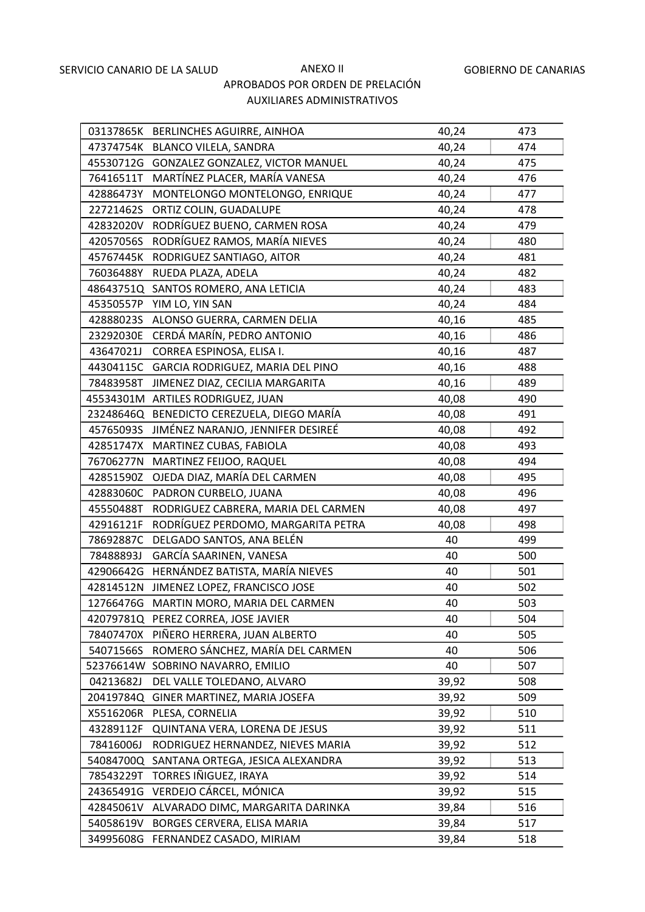SERVICIO CANARIO DE LA SALUD

# ANEXO II

GOBIERNO DE CANARIAS

## APROBADOS POR ORDEN DE PRELACIÓN

## AUXILIARES ADMINISTRATIVOS

| | | | |
|---|---|---|---|
| 03137865K | BERLINCHES AGUIRRE, AINHOA | 40,24 | 473 |
| 47374754K | BLANCO VILELA, SANDRA | 40,24 | 474 |
| 45530712G | GONZALEZ GONZALEZ, VICTOR MANUEL | 40,24 | 475 |
| 76416511T | MARTÍNEZ PLACER, MARÍA VANESA | 40,24 | 476 |
| 42886473Y | MONTELONGO MONTELONGO, ENRIQUE | 40,24 | 477 |
| 22721462S | ORTIZ COLIN, GUADALUPE | 40,24 | 478 |
| 42832020V | RODRÍGUEZ BUENO, CARMEN ROSA | 40,24 | 479 |
| 42057056S | RODRÍGUEZ RAMOS, MARÍA NIEVES | 40,24 | 480 |
| 45767445K | RODRIGUEZ SANTIAGO, AITOR | 40,24 | 481 |
| 76036488Y | RUEDA PLAZA, ADELA | 40,24 | 482 |
| 48643751Q | SANTOS ROMERO, ANA LETICIA | 40,24 | 483 |
| 45350557P | YIM LO, YIN SAN | 40,24 | 484 |
| 42888023S | ALONSO GUERRA, CARMEN DELIA | 40,16 | 485 |
| 23292030E | CERDÁ MARÍN, PEDRO ANTONIO | 40,16 | 486 |
| 43647021J | CORREA ESPINOSA, ELISA I. | 40,16 | 487 |
| 44304115C | GARCIA RODRIGUEZ, MARIA DEL PINO | 40,16 | 488 |
| 78483958T | JIMENEZ DIAZ, CECILIA MARGARITA | 40,16 | 489 |
| 45534301M | ARTILES RODRIGUEZ, JUAN | 40,08 | 490 |
| 23248646Q | BENEDICTO CEREZUELA, DIEGO MARÍA | 40,08 | 491 |
| 45765093S | JIMÉNEZ NARANJO, JENNIFER DESIREÉ | 40,08 | 492 |
| 42851747X | MARTINEZ CUBAS, FABIOLA | 40,08 | 493 |
| 76706277N | MARTINEZ FEIJOO, RAQUEL | 40,08 | 494 |
| 42851590Z | OJEDA DIAZ, MARÍA DEL CARMEN | 40,08 | 495 |
| 42883060C | PADRON CURBELO, JUANA | 40,08 | 496 |
| 45550488T | RODRIGUEZ CABRERA, MARIA DEL CARMEN | 40,08 | 497 |
| 42916121F | RODRÍGUEZ PERDOMO, MARGARITA PETRA | 40,08 | 498 |
| 78692887C | DELGADO SANTOS, ANA BELÉN | 40 | 499 |
| 78488893J | GARCÍA SAARINEN, VANESA | 40 | 500 |
| 42906642G | HERNÁNDEZ BATISTA, MARÍA NIEVES | 40 | 501 |
| 42814512N | JIMENEZ LOPEZ, FRANCISCO JOSE | 40 | 502 |
| 12766476G | MARTIN MORO, MARIA DEL CARMEN | 40 | 503 |
| 42079781Q | PEREZ CORREA, JOSE JAVIER | 40 | 504 |
| 78407470X | PIÑERO HERRERA, JUAN ALBERTO | 40 | 505 |
| 54071566S | ROMERO SÁNCHEZ, MARÍA DEL CARMEN | 40 | 506 |
| 52376614W | SOBRINO NAVARRO, EMILIO | 40 | 507 |
| 04213682J | DEL VALLE TOLEDANO, ALVARO | 39,92 | 508 |
| 20419784Q | GINER MARTINEZ, MARIA JOSEFA | 39,92 | 509 |
| X5516206R | PLESA, CORNELIA | 39,92 | 510 |
| 43289112F | QUINTANA VERA, LORENA DE JESUS | 39,92 | 511 |
| 78416006J | RODRIGUEZ HERNANDEZ, NIEVES MARIA | 39,92 | 512 |
| 54084700Q | SANTANA ORTEGA, JESICA ALEXANDRA | 39,92 | 513 |
| 78543229T | TORRES IÑIGUEZ, IRAYA | 39,92 | 514 |
| 24365491G | VERDEJO CÁRCEL, MÓNICA | 39,92 | 515 |
| 42845061V | ALVARADO DIMC, MARGARITA DARINKA | 39,84 | 516 |
| 54058619V | BORGES CERVERA, ELISA MARIA | 39,84 | 517 |
| 34995608G | FERNANDEZ CASADO, MIRIAM | 39,84 | 518 |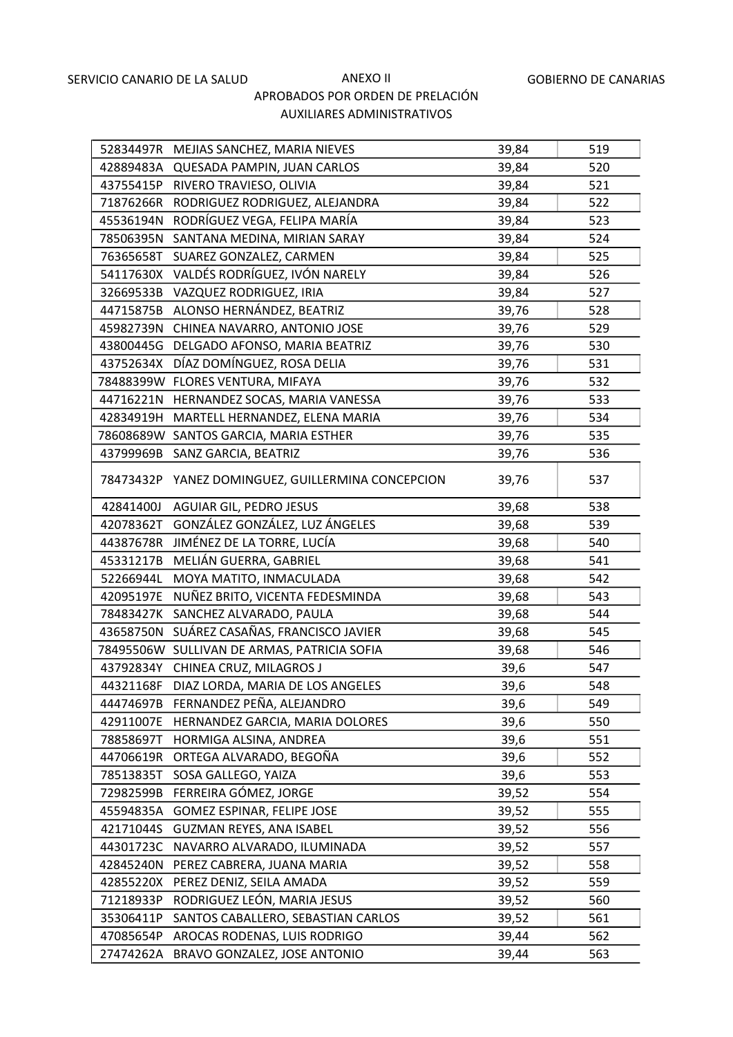SERVICIO CANARIO DE LA SALUD

GOBIERNO DE CANARIAS

ANEXO II

APROBADOS POR ORDEN DE PRELACIÓN

AUXILIARES ADMINISTRATIVOS

| | | | |
|---|---|---|---|
| 52834497R | MEJIAS SANCHEZ, MARIA NIEVES | 39,84 | 519 |
| 42889483A | QUESADA PAMPIN, JUAN CARLOS | 39,84 | 520 |
| 43755415P | RIVERO TRAVIESO, OLIVIA | 39,84 | 521 |
| 71876266R | RODRIGUEZ RODRIGUEZ, ALEJANDRA | 39,84 | 522 |
| 45536194N | RODRÍGUEZ VEGA, FELIPA MARÍA | 39,84 | 523 |
| 78506395N | SANTANA MEDINA, MIRIAN SARAY | 39,84 | 524 |
| 76365658T | SUAREZ GONZALEZ, CARMEN | 39,84 | 525 |
| 54117630X | VALDÉS RODRÍGUEZ, IVÓN NARELY | 39,84 | 526 |
| 32669533B | VAZQUEZ RODRIGUEZ, IRIA | 39,84 | 527 |
| 44715875B | ALONSO HERNÁNDEZ, BEATRIZ | 39,76 | 528 |
| 45982739N | CHINEA NAVARRO, ANTONIO JOSE | 39,76 | 529 |
| 43800445G | DELGADO AFONSO, MARIA BEATRIZ | 39,76 | 530 |
| 43752634X | DÍAZ DOMÍNGUEZ, ROSA DELIA | 39,76 | 531 |
| 78488399W | FLORES VENTURA, MIFAYA | 39,76 | 532 |
| 44716221N | HERNANDEZ SOCAS, MARIA VANESSA | 39,76 | 533 |
| 42834919H | MARTELL HERNANDEZ, ELENA MARIA | 39,76 | 534 |
| 78608689W | SANTOS GARCIA, MARIA ESTHER | 39,76 | 535 |
| 43799969B | SANZ GARCIA, BEATRIZ | 39,76 | 536 |
| 78473432P | YANEZ DOMINGUEZ, GUILLERMINA CONCEPCION | 39,76 | 537 |
| 42841400J | AGUIAR GIL, PEDRO JESUS | 39,68 | 538 |
| 42078362T | GONZÁLEZ GONZÁLEZ, LUZ ÁNGELES | 39,68 | 539 |
| 44387678R | JIMÉNEZ DE LA TORRE, LUCÍA | 39,68 | 540 |
| 45331217B | MELIÁN GUERRA, GABRIEL | 39,68 | 541 |
| 52266944L | MOYA MATITO, INMACULADA | 39,68 | 542 |
| 42095197E | NUÑEZ BRITO, VICENTA FEDESMINDA | 39,68 | 543 |
| 78483427K | SANCHEZ ALVARADO, PAULA | 39,68 | 544 |
| 43658750N | SUÁREZ CASAÑAS, FRANCISCO JAVIER | 39,68 | 545 |
| 78495506W | SULLIVAN DE ARMAS, PATRICIA SOFIA | 39,68 | 546 |
| 43792834Y | CHINEA CRUZ, MILAGROS J | 39,6 | 547 |
| 44321168F | DIAZ LORDA, MARIA DE LOS ANGELES | 39,6 | 548 |
| 44474697B | FERNANDEZ PEÑA, ALEJANDRO | 39,6 | 549 |
| 42911007E | HERNANDEZ GARCIA, MARIA DOLORES | 39,6 | 550 |
| 78858697T | HORMIGA ALSINA, ANDREA | 39,6 | 551 |
| 44706619R | ORTEGA ALVARADO, BEGOÑA | 39,6 | 552 |
| 78513835T | SOSA GALLEGO, YAIZA | 39,6 | 553 |
| 72982599B | FERREIRA GÓMEZ, JORGE | 39,52 | 554 |
| 45594835A | GOMEZ ESPINAR, FELIPE JOSE | 39,52 | 555 |
| 42171044S | GUZMAN REYES, ANA ISABEL | 39,52 | 556 |
| 44301723C | NAVARRO ALVARADO, ILUMINADA | 39,52 | 557 |
| 42845240N | PEREZ CABRERA, JUANA MARIA | 39,52 | 558 |
| 42855220X | PEREZ DENIZ, SEILA AMADA | 39,52 | 559 |
| 71218933P | RODRIGUEZ LEÓN, MARIA JESUS | 39,52 | 560 |
| 35306411P | SANTOS CABALLERO, SEBASTIAN CARLOS | 39,52 | 561 |
| 47085654P | AROCAS RODENAS, LUIS RODRIGO | 39,44 | 562 |
| 27474262A | BRAVO GONZALEZ, JOSE ANTONIO | 39,44 | 563 |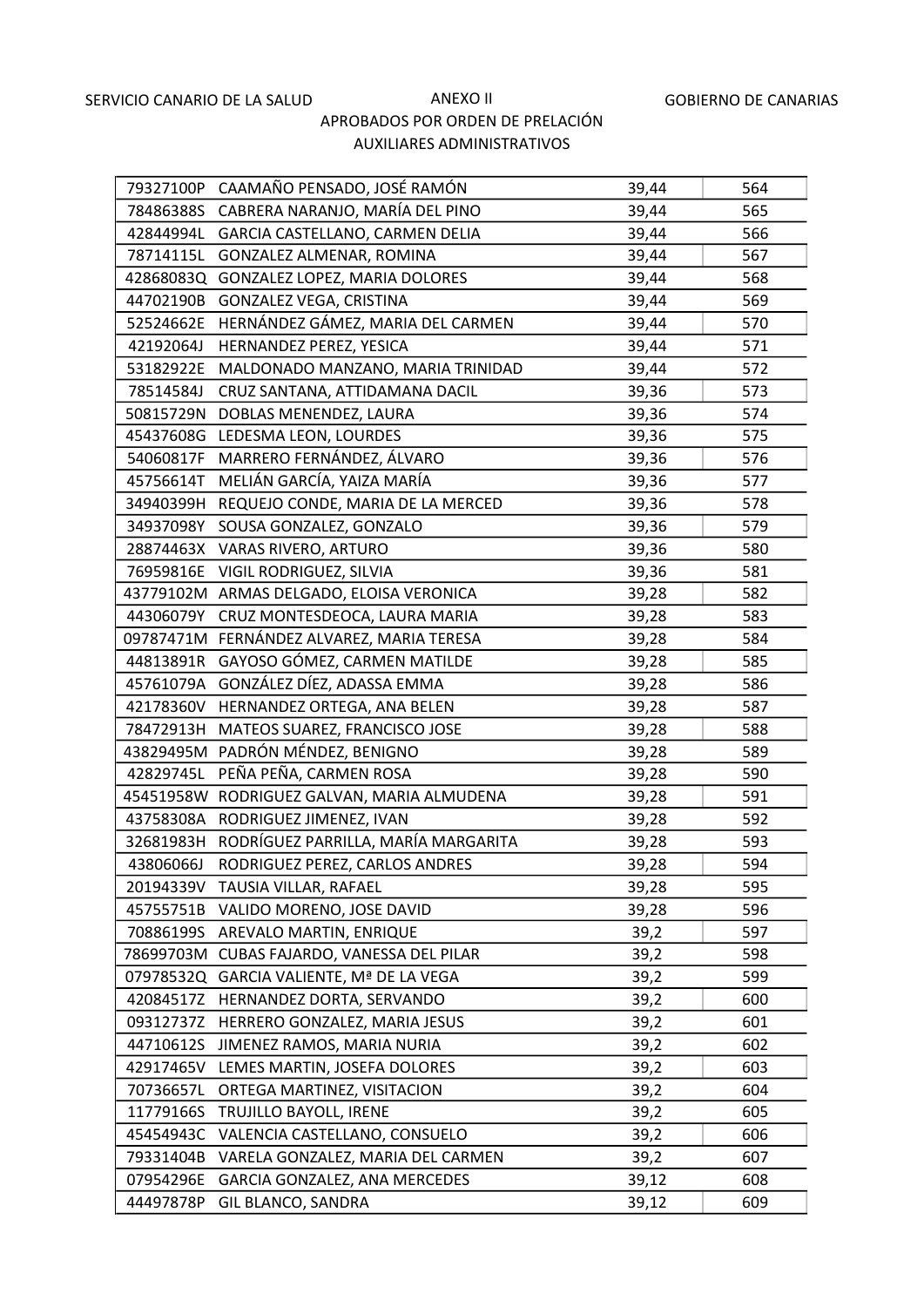SERVICIO CANARIO DE LA SALUD

# ANEXO II

## APROBADOS POR ORDEN DE PRELACIÓN

## AUXILIARES ADMINISTRATIVOS

GOBIERNO DE CANARIAS

| | | | |
|---|---|---|---|
| 79327100P | CAAMAÑO PENSADO, JOSÉ RAMÓN | 39,44 | 564 |
| 78486388S | CABRERA NARANJO, MARÍA DEL PINO | 39,44 | 565 |
| 42844994L | GARCIA CASTELLANO, CARMEN DELIA | 39,44 | 566 |
| 78714115L | GONZALEZ ALMENAR, ROMINA | 39,44 | 567 |
| 42868083Q | GONZALEZ LOPEZ, MARIA DOLORES | 39,44 | 568 |
| 44702190B | GONZALEZ VEGA, CRISTINA | 39,44 | 569 |
| 52524662E | HERNÁNDEZ GÁMEZ, MARIA DEL CARMEN | 39,44 | 570 |
| 42192064J | HERNANDEZ PEREZ, YESICA | 39,44 | 571 |
| 53182922E | MALDONADO MANZANO, MARIA TRINIDAD | 39,44 | 572 |
| 78514584J | CRUZ SANTANA, ATTIDAMANA DACIL | 39,36 | 573 |
| 50815729N | DOBLAS MENENDEZ, LAURA | 39,36 | 574 |
| 45437608G | LEDESMA LEON, LOURDES | 39,36 | 575 |
| 54060817F | MARRERO FERNÁNDEZ, ÁLVARO | 39,36 | 576 |
| 45756614T | MELIÁN GARCÍA, YAIZA MARÍA | 39,36 | 577 |
| 34940399H | REQUEJO CONDE, MARIA DE LA MERCED | 39,36 | 578 |
| 34937098Y | SOUSA GONZALEZ, GONZALO | 39,36 | 579 |
| 28874463X | VARAS RIVERO, ARTURO | 39,36 | 580 |
| 76959816E | VIGIL RODRIGUEZ, SILVIA | 39,36 | 581 |
| 43779102M | ARMAS DELGADO, ELOISA VERONICA | 39,28 | 582 |
| 44306079Y | CRUZ MONTESDEOCA, LAURA MARIA | 39,28 | 583 |
| 09787471M | FERNÁNDEZ ALVAREZ, MARIA TERESA | 39,28 | 584 |
| 44813891R | GAYOSO GÓMEZ, CARMEN MATILDE | 39,28 | 585 |
| 45761079A | GONZÁLEZ DÍEZ, ADASSA EMMA | 39,28 | 586 |
| 42178360V | HERNANDEZ ORTEGA, ANA BELEN | 39,28 | 587 |
| 78472913H | MATEOS SUAREZ, FRANCISCO JOSE | 39,28 | 588 |
| 43829495M | PADRÓN MÉNDEZ, BENIGNO | 39,28 | 589 |
| 42829745L | PEÑA PEÑA, CARMEN ROSA | 39,28 | 590 |
| 45451958W | RODRIGUEZ GALVAN, MARIA ALMUDENA | 39,28 | 591 |
| 43758308A | RODRIGUEZ JIMENEZ, IVAN | 39,28 | 592 |
| 32681983H | RODRÍGUEZ PARRILLA, MARÍA MARGARITA | 39,28 | 593 |
| 43806066J | RODRIGUEZ PEREZ, CARLOS ANDRES | 39,28 | 594 |
| 20194339V | TAUSIA VILLAR, RAFAEL | 39,28 | 595 |
| 45755751B | VALIDO MORENO, JOSE DAVID | 39,28 | 596 |
| 70886199S | AREVALO MARTIN, ENRIQUE | 39,2 | 597 |
| 78699703M | CUBAS FAJARDO, VANESSA DEL PILAR | 39,2 | 598 |
| 07978532Q | GARCIA VALIENTE, Mª DE LA VEGA | 39,2 | 599 |
| 42084517Z | HERNANDEZ DORTA, SERVANDO | 39,2 | 600 |
| 09312737Z | HERRERO GONZALEZ, MARIA JESUS | 39,2 | 601 |
| 44710612S | JIMENEZ RAMOS, MARIA NURIA | 39,2 | 602 |
| 42917465V | LEMES MARTIN, JOSEFA DOLORES | 39,2 | 603 |
| 70736657L | ORTEGA MARTINEZ, VISITACION | 39,2 | 604 |
| 11779166S | TRUJILLO BAYOLL, IRENE | 39,2 | 605 |
| 45454943C | VALENCIA CASTELLANO, CONSUELO | 39,2 | 606 |
| 79331404B | VARELA GONZALEZ, MARIA DEL CARMEN | 39,2 | 607 |
| 07954296E | GARCIA GONZALEZ, ANA MERCEDES | 39,12 | 608 |
| 44497878P | GIL BLANCO, SANDRA | 39,12 | 609 |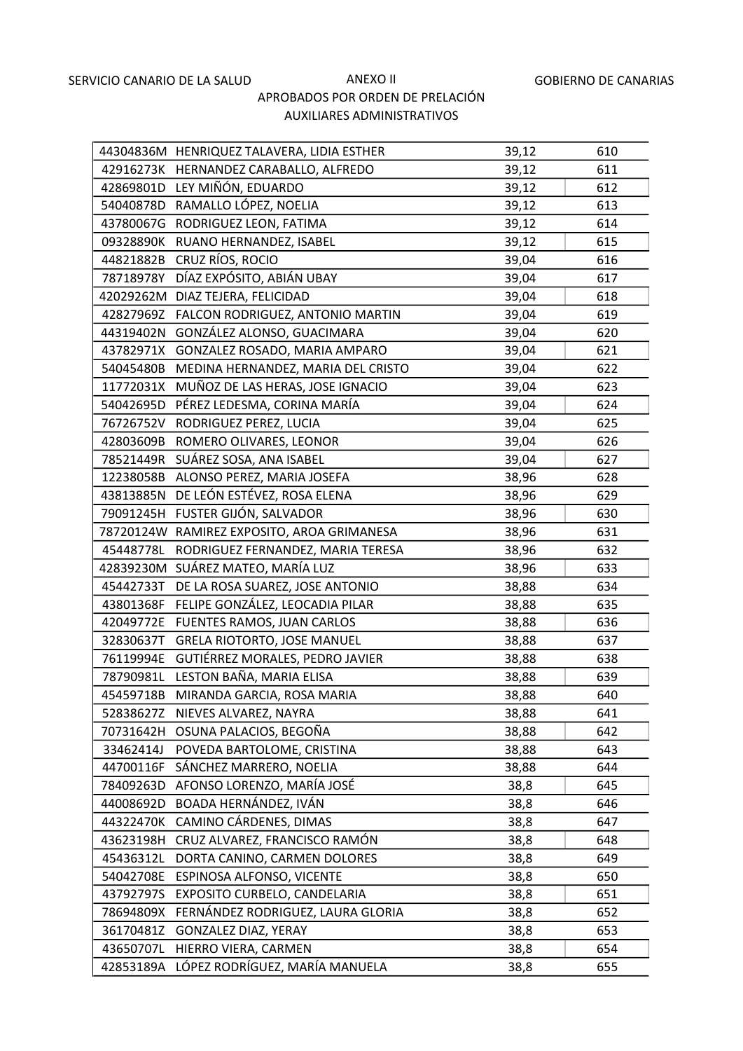SERVICIO CANARIO DE LA SALUD

GOBIERNO DE CANARIAS

ANEXO II

APROBADOS POR ORDEN DE PRELACIÓN

AUXILIARES ADMINISTRATIVOS

| | | | |
|---|---|---|---|
| 44304836M | HENRIQUEZ TALAVERA, LIDIA ESTHER | 39,12 | 610 |
| 42916273K | HERNANDEZ CARABALLO, ALFREDO | 39,12 | 611 |
| 42869801D | LEY MIÑÓN, EDUARDO | 39,12 | 612 |
| 54040878D | RAMALLO LÓPEZ, NOELIA | 39,12 | 613 |
| 43780067G | RODRIGUEZ LEON, FATIMA | 39,12 | 614 |
| 09328890K | RUANO HERNANDEZ, ISABEL | 39,12 | 615 |
| 44821882B | CRUZ RÍOS, ROCIO | 39,04 | 616 |
| 78718978Y | DÍAZ EXPÓSITO, ABIÁN UBAY | 39,04 | 617 |
| 42029262M | DIAZ TEJERA, FELICIDAD | 39,04 | 618 |
| 42827969Z | FALCON RODRIGUEZ, ANTONIO MARTIN | 39,04 | 619 |
| 44319402N | GONZÁLEZ ALONSO, GUACIMARA | 39,04 | 620 |
| 43782971X | GONZALEZ ROSADO, MARIA AMPARO | 39,04 | 621 |
| 54045480B | MEDINA HERNANDEZ, MARIA DEL CRISTO | 39,04 | 622 |
| 11772031X | MUÑOZ DE LAS HERAS, JOSE IGNACIO | 39,04 | 623 |
| 54042695D | PÉREZ LEDESMA, CORINA MARÍA | 39,04 | 624 |
| 76726752V | RODRIGUEZ PEREZ, LUCIA | 39,04 | 625 |
| 42803609B | ROMERO OLIVARES, LEONOR | 39,04 | 626 |
| 78521449R | SUÁREZ SOSA, ANA ISABEL | 39,04 | 627 |
| 12238058B | ALONSO PEREZ, MARIA JOSEFA | 38,96 | 628 |
| 43813885N | DE LEÓN ESTÉVEZ, ROSA ELENA | 38,96 | 629 |
| 79091245H | FUSTER GIJÓN, SALVADOR | 38,96 | 630 |
| 78720124W | RAMIREZ EXPOSITO, AROA GRIMANESA | 38,96 | 631 |
| 45448778L | RODRIGUEZ FERNANDEZ, MARIA TERESA | 38,96 | 632 |
| 42839230M | SUÁREZ MATEO, MARÍA LUZ | 38,96 | 633 |
| 45442733T | DE LA ROSA SUAREZ, JOSE ANTONIO | 38,88 | 634 |
| 43801368F | FELIPE GONZÁLEZ, LEOCADIA PILAR | 38,88 | 635 |
| 42049772E | FUENTES RAMOS, JUAN CARLOS | 38,88 | 636 |
| 32830637T | GRELA RIOTORTO, JOSE MANUEL | 38,88 | 637 |
| 76119994E | GUTIÉRREZ MORALES, PEDRO JAVIER | 38,88 | 638 |
| 78790981L | LESTON BAÑA, MARIA ELISA | 38,88 | 639 |
| 45459718B | MIRANDA GARCIA, ROSA MARIA | 38,88 | 640 |
| 52838627Z | NIEVES ALVAREZ, NAYRA | 38,88 | 641 |
| 70731642H | OSUNA PALACIOS, BEGOÑA | 38,88 | 642 |
| 33462414J | POVEDA BARTOLOME, CRISTINA | 38,88 | 643 |
| 44700116F | SÁNCHEZ MARRERO, NOELIA | 38,88 | 644 |
| 78409263D | AFONSO LORENZO, MARÍA JOSÉ | 38,8 | 645 |
| 44008692D | BOADA HERNÁNDEZ, IVÁN | 38,8 | 646 |
| 44322470K | CAMINO CÁRDENES, DIMAS | 38,8 | 647 |
| 43623198H | CRUZ ALVAREZ, FRANCISCO RAMÓN | 38,8 | 648 |
| 45436312L | DORTA CANINO, CARMEN DOLORES | 38,8 | 649 |
| 54042708E | ESPINOSA ALFONSO, VICENTE | 38,8 | 650 |
| 43792797S | EXPOSITO CURBELO, CANDELARIA | 38,8 | 651 |
| 78694809X | FERNÁNDEZ RODRIGUEZ, LAURA GLORIA | 38,8 | 652 |
| 36170481Z | GONZALEZ DIAZ, YERAY | 38,8 | 653 |
| 43650707L | HIERRO VIERA, CARMEN | 38,8 | 654 |
| 42853189A | LÓPEZ RODRÍGUEZ, MARÍA MANUELA | 38,8 | 655 |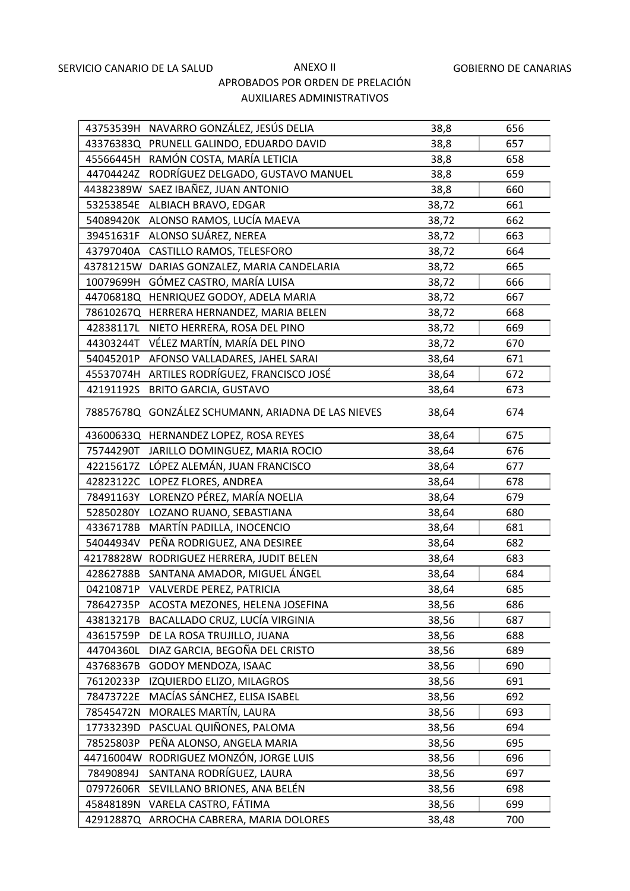SERVICIO CANARIO DE LA SALUD — ANEXO II — GOBIERNO DE CANARIAS

APROBADOS POR ORDEN DE PRELACIÓN

AUXILIARES ADMINISTRATIVOS

| | | | |
|---|---|---|---|
| 43753539H | NAVARRO GONZÁLEZ, JESÚS DELIA | 38,8 | 656 |
| 43376383Q | PRUNELL GALINDO, EDUARDO DAVID | 38,8 | 657 |
| 45566445H | RAMÓN COSTA, MARÍA LETICIA | 38,8 | 658 |
| 44704424Z | RODRÍGUEZ DELGADO, GUSTAVO MANUEL | 38,8 | 659 |
| 44382389W | SAEZ IBAÑEZ, JUAN ANTONIO | 38,8 | 660 |
| 53253854E | ALBIACH BRAVO, EDGAR | 38,72 | 661 |
| 54089420K | ALONSO RAMOS, LUCÍA MAEVA | 38,72 | 662 |
| 39451631F | ALONSO SUÁREZ, NEREA | 38,72 | 663 |
| 43797040A | CASTILLO RAMOS, TELESFORO | 38,72 | 664 |
| 43781215W | DARIAS GONZALEZ, MARIA CANDELARIA | 38,72 | 665 |
| 10079699H | GÓMEZ CASTRO, MARÍA LUISA | 38,72 | 666 |
| 44706818Q | HENRIQUEZ GODOY, ADELA MARIA | 38,72 | 667 |
| 78610267Q | HERRERA HERNANDEZ, MARIA BELEN | 38,72 | 668 |
| 42838117L | NIETO HERRERA, ROSA DEL PINO | 38,72 | 669 |
| 44303244T | VÉLEZ MARTÍN, MARÍA DEL PINO | 38,72 | 670 |
| 54045201P | AFONSO VALLADARES, JAHEL SARAI | 38,64 | 671 |
| 45537074H | ARTILES RODRÍGUEZ, FRANCISCO JOSÉ | 38,64 | 672 |
| 42191192S | BRITO GARCIA, GUSTAVO | 38,64 | 673 |
| 78857678Q | GONZÁLEZ SCHUMANN, ARIADNA DE LAS NIEVES | 38,64 | 674 |
| 43600633Q | HERNANDEZ LOPEZ, ROSA REYES | 38,64 | 675 |
| 75744290T | JARILLO DOMINGUEZ, MARIA ROCIO | 38,64 | 676 |
| 42215617Z | LÓPEZ ALEMÁN, JUAN FRANCISCO | 38,64 | 677 |
| 42823122C | LOPEZ FLORES, ANDREA | 38,64 | 678 |
| 78491163Y | LORENZO PÉREZ, MARÍA NOELIA | 38,64 | 679 |
| 52850280Y | LOZANO RUANO, SEBASTIANA | 38,64 | 680 |
| 43367178B | MARTÍN PADILLA, INOCENCIO | 38,64 | 681 |
| 54044934V | PEÑA RODRIGUEZ, ANA DESIREE | 38,64 | 682 |
| 42178828W | RODRIGUEZ HERRERA, JUDIT BELEN | 38,64 | 683 |
| 42862788B | SANTANA AMADOR, MIGUEL ÁNGEL | 38,64 | 684 |
| 04210871P | VALVERDE PEREZ, PATRICIA | 38,64 | 685 |
| 78642735P | ACOSTA MEZONES, HELENA JOSEFINA | 38,56 | 686 |
| 43813217B | BACALLADO CRUZ, LUCÍA VIRGINIA | 38,56 | 687 |
| 43615759P | DE LA ROSA TRUJILLO, JUANA | 38,56 | 688 |
| 44704360L | DIAZ GARCIA, BEGOÑA DEL CRISTO | 38,56 | 689 |
| 43768367B | GODOY MENDOZA, ISAAC | 38,56 | 690 |
| 76120233P | IZQUIERDO ELIZO, MILAGROS | 38,56 | 691 |
| 78473722E | MACÍAS SÁNCHEZ, ELISA ISABEL | 38,56 | 692 |
| 78545472N | MORALES MARTÍN, LAURA | 38,56 | 693 |
| 17733239D | PASCUAL QUIÑONES, PALOMA | 38,56 | 694 |
| 78525803P | PEÑA ALONSO, ANGELA MARIA | 38,56 | 695 |
| 44716004W | RODRIGUEZ MONZÓN, JORGE LUIS | 38,56 | 696 |
| 78490894J | SANTANA RODRÍGUEZ, LAURA | 38,56 | 697 |
| 07972606R | SEVILLANO BRIONES, ANA BELÉN | 38,56 | 698 |
| 45848189N | VARELA CASTRO, FÁTIMA | 38,56 | 699 |
| 42912887Q | ARROCHA CABRERA, MARIA DOLORES | 38,48 | 700 |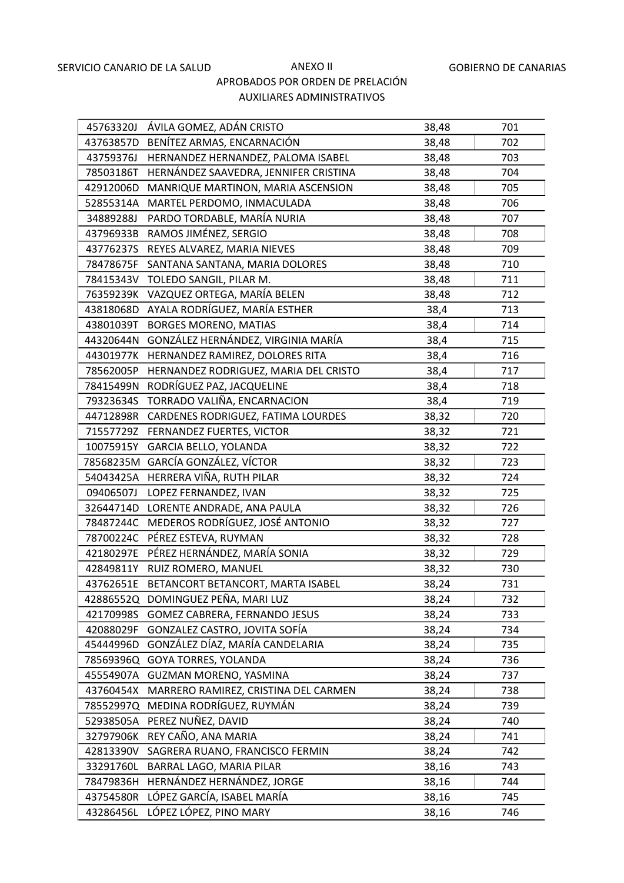SERVICIO CANARIO DE LA SALUD — ANEXO II — GOBIERNO DE CANARIAS

APROBADOS POR ORDEN DE PRELACIÓN

AUXILIARES ADMINISTRATIVOS

| DNI | Nombre | Puntuación | Orden |
|---|---|---|---|
| 45763320J | ÁVILA GOMEZ, ADÁN CRISTO | 38,48 | 701 |
| 43763857D | BENÍTEZ ARMAS, ENCARNACIÓN | 38,48 | 702 |
| 43759376J | HERNANDEZ HERNANDEZ, PALOMA ISABEL | 38,48 | 703 |
| 78503186T | HERNÁNDEZ SAAVEDRA, JENNIFER CRISTINA | 38,48 | 704 |
| 42912006D | MANRIQUE MARTINON, MARIA ASCENSION | 38,48 | 705 |
| 52855314A | MARTEL PERDOMO, INMACULADA | 38,48 | 706 |
| 34889288J | PARDO TORDABLE, MARÍA NURIA | 38,48 | 707 |
| 43796933B | RAMOS JIMÉNEZ, SERGIO | 38,48 | 708 |
| 43776237S | REYES ALVAREZ, MARIA NIEVES | 38,48 | 709 |
| 78478675F | SANTANA SANTANA, MARIA DOLORES | 38,48 | 710 |
| 78415343V | TOLEDO SANGIL, PILAR M. | 38,48 | 711 |
| 76359239K | VAZQUEZ ORTEGA, MARÍA BELEN | 38,48 | 712 |
| 43818068D | AYALA RODRÍGUEZ, MARÍA ESTHER | 38,4 | 713 |
| 43801039T | BORGES MORENO, MATIAS | 38,4 | 714 |
| 44320644N | GONZÁLEZ HERNÁNDEZ, VIRGINIA MARÍA | 38,4 | 715 |
| 44301977K | HERNANDEZ RAMIREZ, DOLORES RITA | 38,4 | 716 |
| 78562005P | HERNANDEZ RODRIGUEZ, MARIA DEL CRISTO | 38,4 | 717 |
| 78415499N | RODRÍGUEZ PAZ, JACQUELINE | 38,4 | 718 |
| 79323634S | TORRADO VALIÑA, ENCARNACION | 38,4 | 719 |
| 44712898R | CARDENES RODRIGUEZ, FATIMA LOURDES | 38,32 | 720 |
| 71557729Z | FERNANDEZ FUERTES, VICTOR | 38,32 | 721 |
| 10075915Y | GARCIA BELLO, YOLANDA | 38,32 | 722 |
| 78568235M | GARCÍA GONZÁLEZ, VÍCTOR | 38,32 | 723 |
| 54043425A | HERRERA VIÑA, RUTH PILAR | 38,32 | 724 |
| 09406507J | LOPEZ FERNANDEZ, IVAN | 38,32 | 725 |
| 32644714D | LORENTE ANDRADE, ANA PAULA | 38,32 | 726 |
| 78487244C | MEDEROS RODRÍGUEZ, JOSÉ ANTONIO | 38,32 | 727 |
| 78700224C | PÉREZ ESTEVA, RUYMAN | 38,32 | 728 |
| 42180297E | PÉREZ HERNÁNDEZ, MARÍA SONIA | 38,32 | 729 |
| 42849811Y | RUIZ ROMERO, MANUEL | 38,32 | 730 |
| 43762651E | BETANCORT BETANCORT, MARTA ISABEL | 38,24 | 731 |
| 42886552Q | DOMINGUEZ PEÑA, MARI LUZ | 38,24 | 732 |
| 42170998S | GOMEZ CABRERA, FERNANDO JESUS | 38,24 | 733 |
| 42088029F | GONZALEZ CASTRO, JOVITA SOFÍA | 38,24 | 734 |
| 45444996D | GONZÁLEZ DÍAZ, MARÍA CANDELARIA | 38,24 | 735 |
| 78569396Q | GOYA TORRES, YOLANDA | 38,24 | 736 |
| 45554907A | GUZMAN MORENO, YASMINA | 38,24 | 737 |
| 43760454X | MARRERO RAMIREZ, CRISTINA DEL CARMEN | 38,24 | 738 |
| 78552997Q | MEDINA RODRÍGUEZ, RUYMÁN | 38,24 | 739 |
| 52938505A | PEREZ NUÑEZ, DAVID | 38,24 | 740 |
| 32797906K | REY CAÑO, ANA MARIA | 38,24 | 741 |
| 42813390V | SAGRERA RUANO, FRANCISCO FERMIN | 38,24 | 742 |
| 33291760L | BARRAL LAGO, MARIA PILAR | 38,16 | 743 |
| 78479836H | HERNÁNDEZ HERNÁNDEZ, JORGE | 38,16 | 744 |
| 43754580R | LÓPEZ GARCÍA, ISABEL MARÍA | 38,16 | 745 |
| 43286456L | LÓPEZ LÓPEZ, PINO MARY | 38,16 | 746 |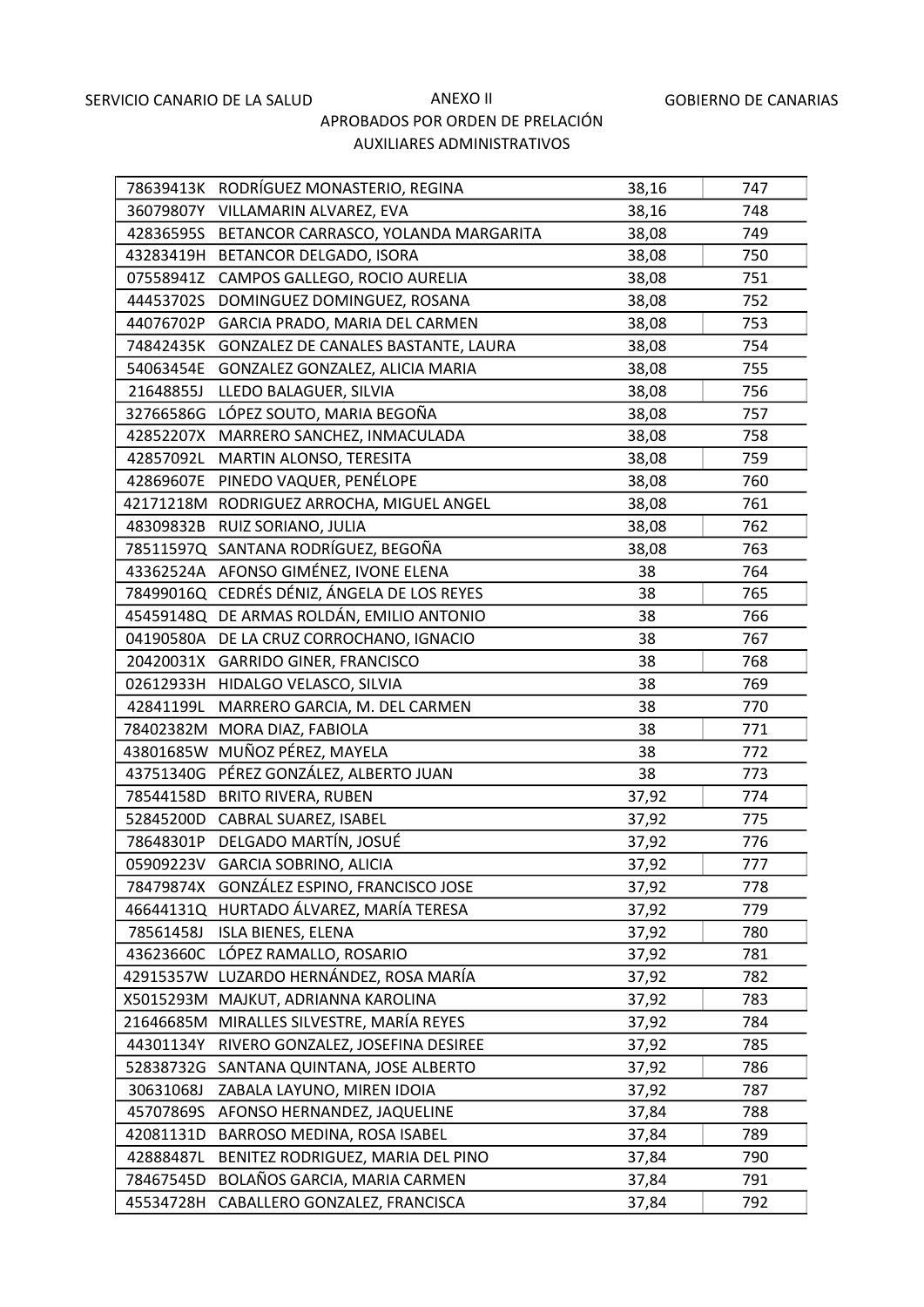SERVICIO CANARIO DE LA SALUD

GOBIERNO DE CANARIAS

ANEXO II

APROBADOS POR ORDEN DE PRELACIÓN

AUXILIARES ADMINISTRATIVOS

| | | | |
|---|---|---|---|
| 78639413K | RODRÍGUEZ MONASTERIO, REGINA | 38,16 | 747 |
| 36079807Y | VILLAMARIN ALVAREZ, EVA | 38,16 | 748 |
| 42836595S | BETANCOR CARRASCO, YOLANDA MARGARITA | 38,08 | 749 |
| 43283419H | BETANCOR DELGADO, ISORA | 38,08 | 750 |
| 07558941Z | CAMPOS GALLEGO, ROCIO AURELIA | 38,08 | 751 |
| 44453702S | DOMINGUEZ DOMINGUEZ, ROSANA | 38,08 | 752 |
| 44076702P | GARCIA PRADO, MARIA DEL CARMEN | 38,08 | 753 |
| 74842435K | GONZALEZ DE CANALES BASTANTE, LAURA | 38,08 | 754 |
| 54063454E | GONZALEZ GONZALEZ, ALICIA MARIA | 38,08 | 755 |
| 21648855J | LLEDO BALAGUER, SILVIA | 38,08 | 756 |
| 32766586G | LÓPEZ SOUTO, MARIA BEGOÑA | 38,08 | 757 |
| 42852207X | MARRERO SANCHEZ, INMACULADA | 38,08 | 758 |
| 42857092L | MARTIN ALONSO, TERESITA | 38,08 | 759 |
| 42869607E | PINEDO VAQUER, PENÉLOPE | 38,08 | 760 |
| 42171218M | RODRIGUEZ ARROCHA, MIGUEL ANGEL | 38,08 | 761 |
| 48309832B | RUIZ SORIANO, JULIA | 38,08 | 762 |
| 78511597Q | SANTANA RODRÍGUEZ, BEGOÑA | 38,08 | 763 |
| 43362524A | AFONSO GIMÉNEZ, IVONE ELENA | 38 | 764 |
| 78499016Q | CEDRÉS DÉNIZ, ÁNGELA DE LOS REYES | 38 | 765 |
| 45459148Q | DE ARMAS ROLDÁN, EMILIO ANTONIO | 38 | 766 |
| 04190580A | DE LA CRUZ CORROCHANO, IGNACIO | 38 | 767 |
| 20420031X | GARRIDO GINER, FRANCISCO | 38 | 768 |
| 02612933H | HIDALGO VELASCO, SILVIA | 38 | 769 |
| 42841199L | MARRERO GARCIA, M. DEL CARMEN | 38 | 770 |
| 78402382M | MORA DIAZ, FABIOLA | 38 | 771 |
| 43801685W | MUÑOZ PÉREZ, MAYELA | 38 | 772 |
| 43751340G | PÉREZ GONZÁLEZ, ALBERTO JUAN | 38 | 773 |
| 78544158D | BRITO RIVERA, RUBEN | 37,92 | 774 |
| 52845200D | CABRAL SUAREZ, ISABEL | 37,92 | 775 |
| 78648301P | DELGADO MARTÍN, JOSUÉ | 37,92 | 776 |
| 05909223V | GARCIA SOBRINO, ALICIA | 37,92 | 777 |
| 78479874X | GONZÁLEZ ESPINO, FRANCISCO JOSE | 37,92 | 778 |
| 46644131Q | HURTADO ÁLVAREZ, MARÍA TERESA | 37,92 | 779 |
| 78561458J | ISLA BIENES, ELENA | 37,92 | 780 |
| 43623660C | LÓPEZ RAMALLO, ROSARIO | 37,92 | 781 |
| 42915357W | LUZARDO HERNÁNDEZ, ROSA MARÍA | 37,92 | 782 |
| X5015293M | MAJKUT, ADRIANNA KAROLINA | 37,92 | 783 |
| 21646685M | MIRALLES SILVESTRE, MARÍA REYES | 37,92 | 784 |
| 44301134Y | RIVERO GONZALEZ, JOSEFINA DESIREE | 37,92 | 785 |
| 52838732G | SANTANA QUINTANA, JOSE ALBERTO | 37,92 | 786 |
| 30631068J | ZABALA LAYUNO, MIREN IDOIA | 37,92 | 787 |
| 45707869S | AFONSO HERNANDEZ, JAQUELINE | 37,84 | 788 |
| 42081131D | BARROSO MEDINA, ROSA ISABEL | 37,84 | 789 |
| 42888487L | BENITEZ RODRIGUEZ, MARIA DEL PINO | 37,84 | 790 |
| 78467545D | BOLAÑOS GARCIA, MARIA CARMEN | 37,84 | 791 |
| 45534728H | CABALLERO GONZALEZ, FRANCISCA | 37,84 | 792 |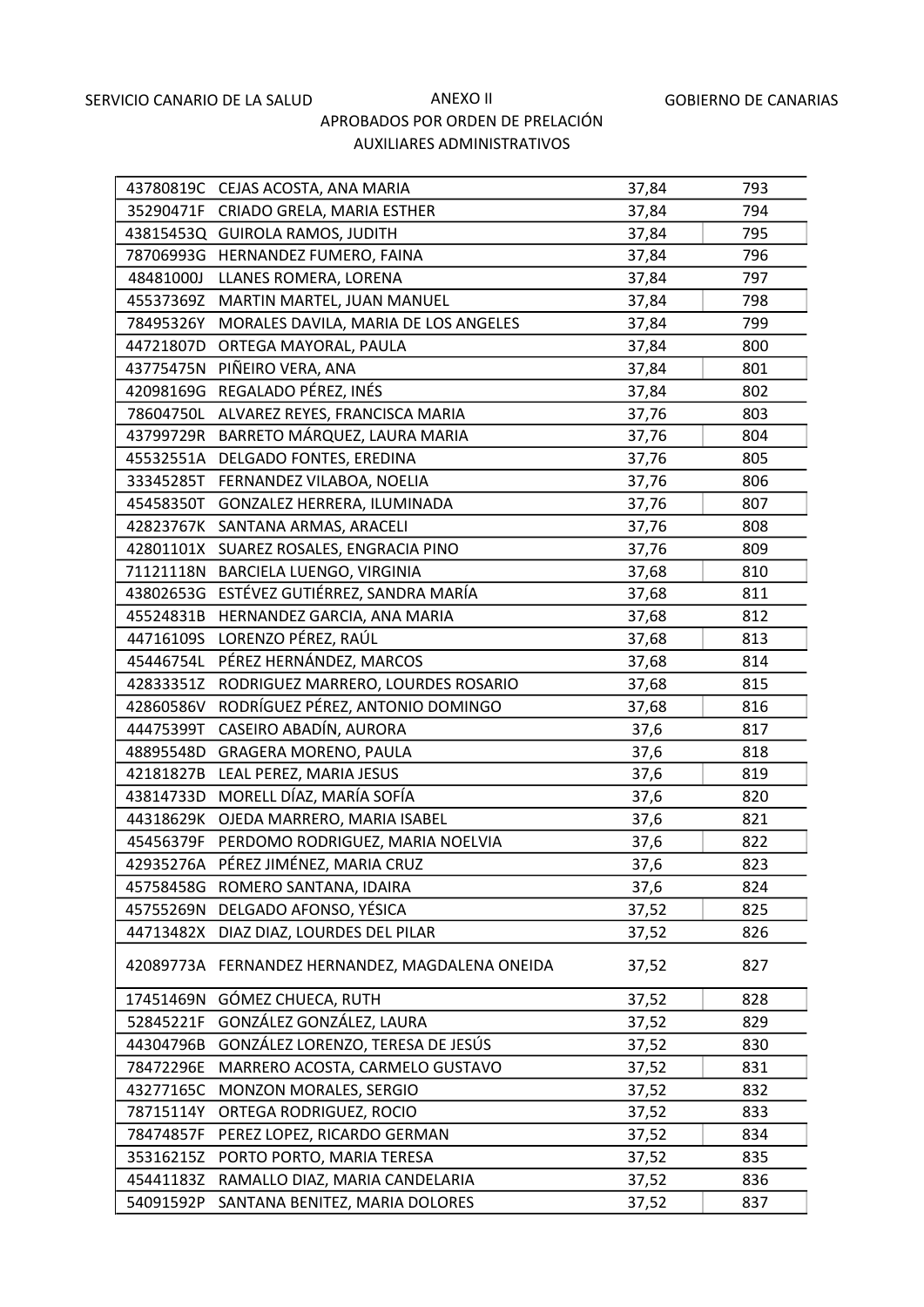SERVICIO CANARIO DE LA SALUD | ANEXO II | GOBIERNO DE CANARIAS

APROBADOS POR ORDEN DE PRELACIÓN

AUXILIARES ADMINISTRATIVOS

| | | | |
|---|---|---|---|
| 43780819C | CEJAS ACOSTA, ANA MARIA | 37,84 | 793 |
| 35290471F | CRIADO GRELA, MARIA ESTHER | 37,84 | 794 |
| 43815453Q | GUIROLA RAMOS, JUDITH | 37,84 | 795 |
| 78706993G | HERNANDEZ FUMERO, FAINA | 37,84 | 796 |
| 48481000J | LLANES ROMERA, LORENA | 37,84 | 797 |
| 45537369Z | MARTIN MARTEL, JUAN MANUEL | 37,84 | 798 |
| 78495326Y | MORALES DAVILA, MARIA DE LOS ANGELES | 37,84 | 799 |
| 44721807D | ORTEGA MAYORAL, PAULA | 37,84 | 800 |
| 43775475N | PIÑEIRO VERA, ANA | 37,84 | 801 |
| 42098169G | REGALADO PÉREZ, INÉS | 37,84 | 802 |
| 78604750L | ALVAREZ REYES, FRANCISCA MARIA | 37,76 | 803 |
| 43799729R | BARRETO MÁRQUEZ, LAURA MARIA | 37,76 | 804 |
| 45532551A | DELGADO FONTES, EREDINA | 37,76 | 805 |
| 33345285T | FERNANDEZ VILABOA, NOELIA | 37,76 | 806 |
| 45458350T | GONZALEZ HERRERA, ILUMINADA | 37,76 | 807 |
| 42823767K | SANTANA ARMAS, ARACELI | 37,76 | 808 |
| 42801101X | SUAREZ ROSALES, ENGRACIA PINO | 37,76 | 809 |
| 71121118N | BARCIELA LUENGO, VIRGINIA | 37,68 | 810 |
| 43802653G | ESTÉVEZ GUTIÉRREZ, SANDRA MARÍA | 37,68 | 811 |
| 45524831B | HERNANDEZ GARCIA, ANA MARIA | 37,68 | 812 |
| 44716109S | LORENZO PÉREZ, RAÚL | 37,68 | 813 |
| 45446754L | PÉREZ HERNÁNDEZ, MARCOS | 37,68 | 814 |
| 42833351Z | RODRIGUEZ MARRERO, LOURDES ROSARIO | 37,68 | 815 |
| 42860586V | RODRÍGUEZ PÉREZ, ANTONIO DOMINGO | 37,68 | 816 |
| 44475399T | CASEIRO ABADÍN, AURORA | 37,6 | 817 |
| 48895548D | GRAGERA MORENO, PAULA | 37,6 | 818 |
| 42181827B | LEAL PEREZ, MARIA JESUS | 37,6 | 819 |
| 43814733D | MORELL DÍAZ, MARÍA SOFÍA | 37,6 | 820 |
| 44318629K | OJEDA MARRERO, MARIA ISABEL | 37,6 | 821 |
| 45456379F | PERDOMO RODRIGUEZ, MARIA NOELVIA | 37,6 | 822 |
| 42935276A | PÉREZ JIMÉNEZ, MARIA CRUZ | 37,6 | 823 |
| 45758458G | ROMERO SANTANA, IDAIRA | 37,6 | 824 |
| 45755269N | DELGADO AFONSO, YÉSICA | 37,52 | 825 |
| 44713482X | DIAZ DIAZ, LOURDES DEL PILAR | 37,52 | 826 |
| 42089773A | FERNANDEZ HERNANDEZ, MAGDALENA ONEIDA | 37,52 | 827 |
| 17451469N | GÓMEZ CHUECA, RUTH | 37,52 | 828 |
| 52845221F | GONZÁLEZ GONZÁLEZ, LAURA | 37,52 | 829 |
| 44304796B | GONZÁLEZ LORENZO, TERESA DE JESÚS | 37,52 | 830 |
| 78472296E | MARRERO ACOSTA, CARMELO GUSTAVO | 37,52 | 831 |
| 43277165C | MONZON MORALES, SERGIO | 37,52 | 832 |
| 78715114Y | ORTEGA RODRIGUEZ, ROCIO | 37,52 | 833 |
| 78474857F | PEREZ LOPEZ, RICARDO GERMAN | 37,52 | 834 |
| 35316215Z | PORTO PORTO, MARIA TERESA | 37,52 | 835 |
| 45441183Z | RAMALLO DIAZ, MARIA CANDELARIA | 37,52 | 836 |
| 54091592P | SANTANA BENITEZ, MARIA DOLORES | 37,52 | 837 |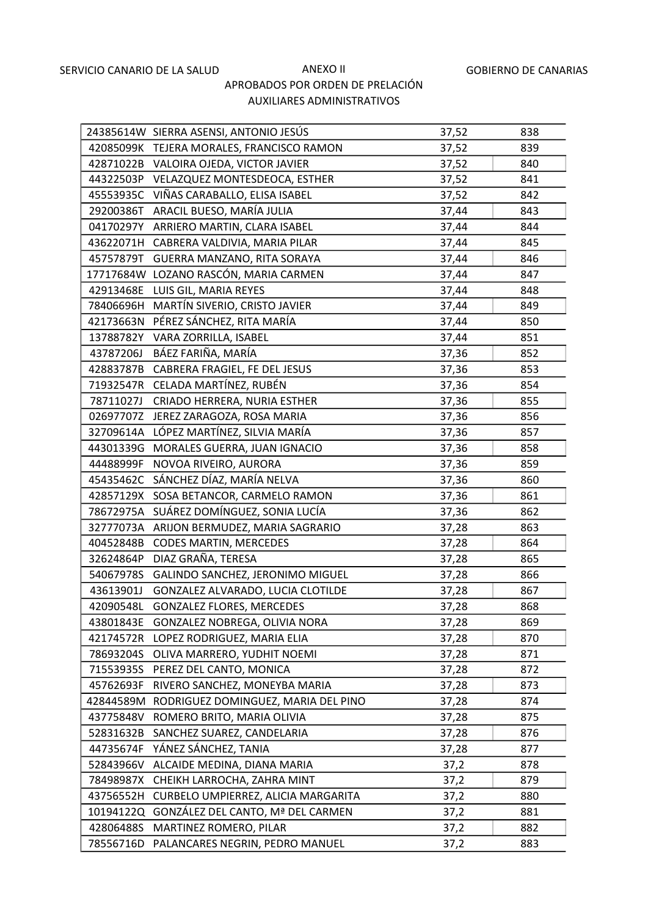SERVICIO CANARIO DE LA SALUD — ANEXO II — GOBIERNO DE CANARIAS

APROBADOS POR ORDEN DE PRELACIÓN

AUXILIARES ADMINISTRATIVOS

| | | | |
|---|---|---|---|
| 24385614W | SIERRA ASENSI, ANTONIO JESÚS | 37,52 | 838 |
| 42085099K | TEJERA MORALES, FRANCISCO RAMON | 37,52 | 839 |
| 42871022B | VALOIRA OJEDA, VICTOR JAVIER | 37,52 | 840 |
| 44322503P | VELAZQUEZ MONTESDEOCA, ESTHER | 37,52 | 841 |
| 45553935C | VIÑAS CARABALLO, ELISA ISABEL | 37,52 | 842 |
| 29200386T | ARACIL BUESO, MARÍA JULIA | 37,44 | 843 |
| 04170297Y | ARRIERO MARTIN, CLARA ISABEL | 37,44 | 844 |
| 43622071H | CABRERA VALDIVIA, MARIA PILAR | 37,44 | 845 |
| 45757879T | GUERRA MANZANO, RITA SORAYA | 37,44 | 846 |
| 17717684W | LOZANO RASCÓN, MARIA CARMEN | 37,44 | 847 |
| 42913468E | LUIS GIL, MARIA REYES | 37,44 | 848 |
| 78406696H | MARTÍN SIVERIO, CRISTO JAVIER | 37,44 | 849 |
| 42173663N | PÉREZ SÁNCHEZ, RITA MARÍA | 37,44 | 850 |
| 13788782Y | VARA ZORRILLA, ISABEL | 37,44 | 851 |
| 43787206J | BÁEZ FARIÑA, MARÍA | 37,36 | 852 |
| 42883787B | CABRERA FRAGIEL, FE DEL JESUS | 37,36 | 853 |
| 71932547R | CELADA MARTÍNEZ, RUBÉN | 37,36 | 854 |
| 78711027J | CRIADO HERRERA, NURIA ESTHER | 37,36 | 855 |
| 02697707Z | JEREZ ZARAGOZA, ROSA MARIA | 37,36 | 856 |
| 32709614A | LÓPEZ MARTÍNEZ, SILVIA MARÍA | 37,36 | 857 |
| 44301339G | MORALES GUERRA, JUAN IGNACIO | 37,36 | 858 |
| 44488999F | NOVOA RIVEIRO, AURORA | 37,36 | 859 |
| 45435462C | SÁNCHEZ DÍAZ, MARÍA NELVA | 37,36 | 860 |
| 42857129X | SOSA BETANCOR, CARMELO RAMON | 37,36 | 861 |
| 78672975A | SUÁREZ DOMÍNGUEZ, SONIA LUCÍA | 37,36 | 862 |
| 32777073A | ARIJON BERMUDEZ, MARIA SAGRARIO | 37,28 | 863 |
| 40452848B | CODES MARTIN, MERCEDES | 37,28 | 864 |
| 32624864P | DIAZ GRAÑA, TERESA | 37,28 | 865 |
| 54067978S | GALINDO SANCHEZ, JERONIMO MIGUEL | 37,28 | 866 |
| 43613901J | GONZALEZ ALVARADO, LUCIA CLOTILDE | 37,28 | 867 |
| 42090548L | GONZALEZ FLORES, MERCEDES | 37,28 | 868 |
| 43801843E | GONZALEZ NOBREGA, OLIVIA NORA | 37,28 | 869 |
| 42174572R | LOPEZ RODRIGUEZ, MARIA ELIA | 37,28 | 870 |
| 78693204S | OLIVA MARRERO, YUDHIT NOEMI | 37,28 | 871 |
| 71553935S | PEREZ DEL CANTO, MONICA | 37,28 | 872 |
| 45762693F | RIVERO SANCHEZ, MONEYBA MARIA | 37,28 | 873 |
| 42844589M | RODRIGUEZ DOMINGUEZ, MARIA DEL PINO | 37,28 | 874 |
| 43775848V | ROMERO BRITO, MARIA OLIVIA | 37,28 | 875 |
| 52831632B | SANCHEZ SUAREZ, CANDELARIA | 37,28 | 876 |
| 44735674F | YÁNEZ SÁNCHEZ, TANIA | 37,28 | 877 |
| 52843966V | ALCAIDE MEDINA, DIANA MARIA | 37,2 | 878 |
| 78498987X | CHEIKH LARROCHA, ZAHRA MINT | 37,2 | 879 |
| 43756552H | CURBELO UMPIERREZ, ALICIA MARGARITA | 37,2 | 880 |
| 10194122Q | GONZÁLEZ DEL CANTO, Mª DEL CARMEN | 37,2 | 881 |
| 42806488S | MARTINEZ ROMERO, PILAR | 37,2 | 882 |
| 78556716D | PALANCARES NEGRIN, PEDRO MANUEL | 37,2 | 883 |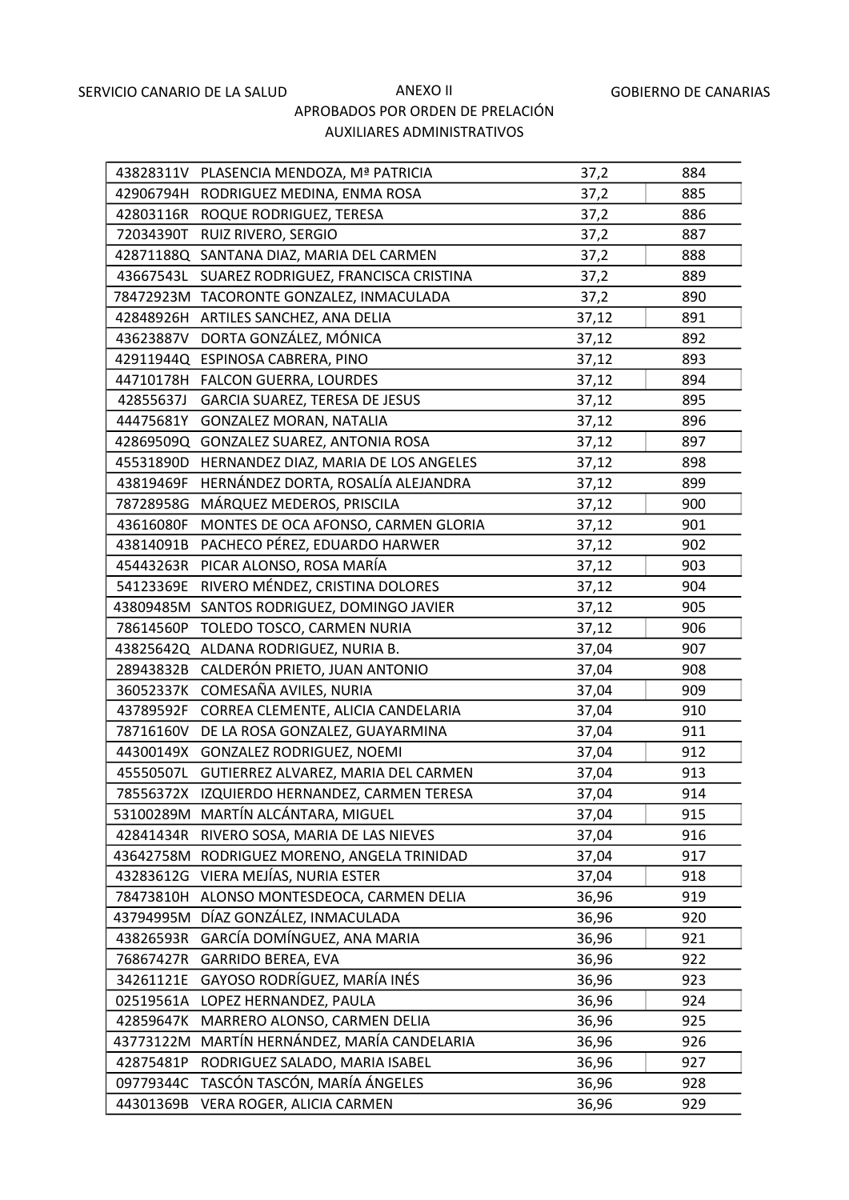SERVICIO CANARIO DE LA SALUD | ANEXO II | GOBIERNO DE CANARIAS

APROBADOS POR ORDEN DE PRELACIÓN

AUXILIARES ADMINISTRATIVOS

| | | | |
|---|---|---|---|
| 43828311V | PLASENCIA MENDOZA, Mª PATRICIA | 37,2 | 884 |
| 42906794H | RODRIGUEZ MEDINA, ENMA ROSA | 37,2 | 885 |
| 42803116R | ROQUE RODRIGUEZ, TERESA | 37,2 | 886 |
| 72034390T | RUIZ RIVERO, SERGIO | 37,2 | 887 |
| 42871188Q | SANTANA DIAZ, MARIA DEL CARMEN | 37,2 | 888 |
| 43667543L | SUAREZ RODRIGUEZ, FRANCISCA CRISTINA | 37,2 | 889 |
| 78472923M | TACORONTE GONZALEZ, INMACULADA | 37,2 | 890 |
| 42848926H | ARTILES SANCHEZ, ANA DELIA | 37,12 | 891 |
| 43623887V | DORTA GONZÁLEZ, MÓNICA | 37,12 | 892 |
| 42911944Q | ESPINOSA CABRERA, PINO | 37,12 | 893 |
| 44710178H | FALCON GUERRA, LOURDES | 37,12 | 894 |
| 42855637J | GARCIA SUAREZ, TERESA DE JESUS | 37,12 | 895 |
| 44475681Y | GONZALEZ MORAN, NATALIA | 37,12 | 896 |
| 42869509Q | GONZALEZ SUAREZ, ANTONIA ROSA | 37,12 | 897 |
| 45531890D | HERNANDEZ DIAZ, MARIA DE LOS ANGELES | 37,12 | 898 |
| 43819469F | HERNÁNDEZ DORTA, ROSALÍA ALEJANDRA | 37,12 | 899 |
| 78728958G | MÁRQUEZ MEDEROS, PRISCILA | 37,12 | 900 |
| 43616080F | MONTES DE OCA AFONSO, CARMEN GLORIA | 37,12 | 901 |
| 43814091B | PACHECO PÉREZ, EDUARDO HARWER | 37,12 | 902 |
| 45443263R | PICAR ALONSO, ROSA MARÍA | 37,12 | 903 |
| 54123369E | RIVERO MÉNDEZ, CRISTINA DOLORES | 37,12 | 904 |
| 43809485M | SANTOS RODRIGUEZ, DOMINGO JAVIER | 37,12 | 905 |
| 78614560P | TOLEDO TOSCO, CARMEN NURIA | 37,12 | 906 |
| 43825642Q | ALDANA RODRIGUEZ, NURIA B. | 37,04 | 907 |
| 28943832B | CALDERÓN PRIETO, JUAN ANTONIO | 37,04 | 908 |
| 36052337K | COMESAÑA AVILES, NURIA | 37,04 | 909 |
| 43789592F | CORREA CLEMENTE, ALICIA CANDELARIA | 37,04 | 910 |
| 78716160V | DE LA ROSA GONZALEZ, GUAYARMINA | 37,04 | 911 |
| 44300149X | GONZALEZ RODRIGUEZ, NOEMI | 37,04 | 912 |
| 45550507L | GUTIERREZ ALVAREZ, MARIA DEL CARMEN | 37,04 | 913 |
| 78556372X | IZQUIERDO HERNANDEZ, CARMEN TERESA | 37,04 | 914 |
| 53100289M | MARTÍN ALCÁNTARA, MIGUEL | 37,04 | 915 |
| 42841434R | RIVERO SOSA, MARIA DE LAS NIEVES | 37,04 | 916 |
| 43642758M | RODRIGUEZ MORENO, ANGELA TRINIDAD | 37,04 | 917 |
| 43283612G | VIERA MEJÍAS, NURIA ESTER | 37,04 | 918 |
| 78473810H | ALONSO MONTESDEOCA, CARMEN DELIA | 36,96 | 919 |
| 43794995M | DÍAZ GONZÁLEZ, INMACULADA | 36,96 | 920 |
| 43826593R | GARCÍA DOMÍNGUEZ, ANA MARIA | 36,96 | 921 |
| 76867427R | GARRIDO BEREA, EVA | 36,96 | 922 |
| 34261121E | GAYOSO RODRÍGUEZ, MARÍA INÉS | 36,96 | 923 |
| 02519561A | LOPEZ HERNANDEZ, PAULA | 36,96 | 924 |
| 42859647K | MARRERO ALONSO, CARMEN DELIA | 36,96 | 925 |
| 43773122M | MARTÍN HERNÁNDEZ, MARÍA CANDELARIA | 36,96 | 926 |
| 42875481P | RODRIGUEZ SALADO, MARIA ISABEL | 36,96 | 927 |
| 09779344C | TASCÓN TASCÓN, MARÍA ÁNGELES | 36,96 | 928 |
| 44301369B | VERA ROGER, ALICIA CARMEN | 36,96 | 929 |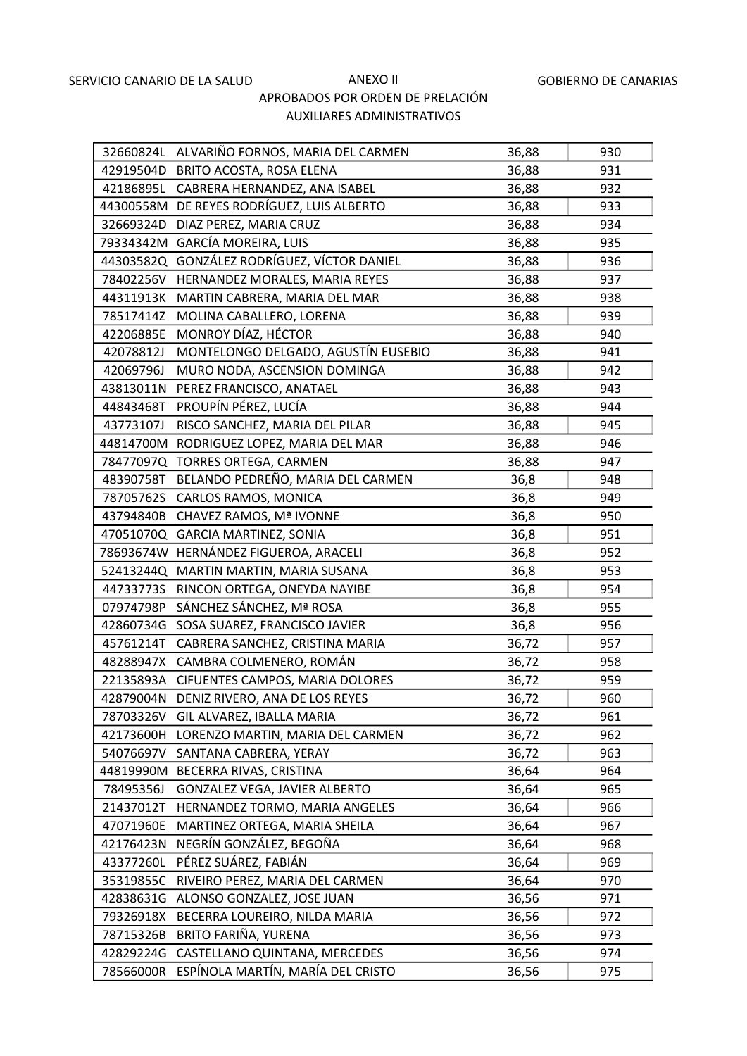SERVICIO CANARIO DE LA SALUD

GOBIERNO DE CANARIAS

ANEXO II

APROBADOS POR ORDEN DE PRELACIÓN

AUXILIARES ADMINISTRATIVOS

| | | | |
|---|---|---|---|
| 32660824L | ALVARIÑO FORNOS, MARIA DEL CARMEN | 36,88 | 930 |
| 42919504D | BRITO ACOSTA, ROSA ELENA | 36,88 | 931 |
| 42186895L | CABRERA HERNANDEZ, ANA ISABEL | 36,88 | 932 |
| 44300558M | DE REYES RODRÍGUEZ, LUIS ALBERTO | 36,88 | 933 |
| 32669324D | DIAZ PEREZ, MARIA CRUZ | 36,88 | 934 |
| 79334342M | GARCÍA MOREIRA, LUIS | 36,88 | 935 |
| 44303582Q | GONZÁLEZ RODRÍGUEZ, VÍCTOR DANIEL | 36,88 | 936 |
| 78402256V | HERNANDEZ MORALES, MARIA REYES | 36,88 | 937 |
| 44311913K | MARTIN CABRERA, MARIA DEL MAR | 36,88 | 938 |
| 78517414Z | MOLINA CABALLERO, LORENA | 36,88 | 939 |
| 42206885E | MONROY DÍAZ, HÉCTOR | 36,88 | 940 |
| 42078812J | MONTELONGO DELGADO, AGUSTÍN EUSEBIO | 36,88 | 941 |
| 42069796J | MURO NODA, ASCENSION DOMINGA | 36,88 | 942 |
| 43813011N | PEREZ FRANCISCO, ANATAEL | 36,88 | 943 |
| 44843468T | PROUPÍN PÉREZ, LUCÍA | 36,88 | 944 |
| 43773107J | RISCO SANCHEZ, MARIA DEL PILAR | 36,88 | 945 |
| 44814700M | RODRIGUEZ LOPEZ, MARIA DEL MAR | 36,88 | 946 |
| 78477097Q | TORRES ORTEGA, CARMEN | 36,88 | 947 |
| 48390758T | BELANDO PEDREÑO, MARIA DEL CARMEN | 36,8 | 948 |
| 78705762S | CARLOS RAMOS, MONICA | 36,8 | 949 |
| 43794840B | CHAVEZ RAMOS, Mª IVONNE | 36,8 | 950 |
| 47051070Q | GARCIA MARTINEZ, SONIA | 36,8 | 951 |
| 78693674W | HERNÁNDEZ FIGUEROA, ARACELI | 36,8 | 952 |
| 52413244Q | MARTIN MARTIN, MARIA SUSANA | 36,8 | 953 |
| 44733773S | RINCON ORTEGA, ONEYDA NAYIBE | 36,8 | 954 |
| 07974798P | SÁNCHEZ SÁNCHEZ, Mª ROSA | 36,8 | 955 |
| 42860734G | SOSA SUAREZ, FRANCISCO JAVIER | 36,8 | 956 |
| 45761214T | CABRERA SANCHEZ, CRISTINA MARIA | 36,72 | 957 |
| 48288947X | CAMBRA COLMENERO, ROMÁN | 36,72 | 958 |
| 22135893A | CIFUENTES CAMPOS, MARIA DOLORES | 36,72 | 959 |
| 42879004N | DENIZ RIVERO, ANA DE LOS REYES | 36,72 | 960 |
| 78703326V | GIL ALVAREZ, IBALLA MARIA | 36,72 | 961 |
| 42173600H | LORENZO MARTIN, MARIA DEL CARMEN | 36,72 | 962 |
| 54076697V | SANTANA CABRERA, YERAY | 36,72 | 963 |
| 44819990M | BECERRA RIVAS, CRISTINA | 36,64 | 964 |
| 78495356J | GONZALEZ VEGA, JAVIER ALBERTO | 36,64 | 965 |
| 21437012T | HERNANDEZ TORMO, MARIA ANGELES | 36,64 | 966 |
| 47071960E | MARTINEZ ORTEGA, MARIA SHEILA | 36,64 | 967 |
| 42176423N | NEGRÍN GONZÁLEZ, BEGOÑA | 36,64 | 968 |
| 43377260L | PÉREZ SUÁREZ, FABIÁN | 36,64 | 969 |
| 35319855C | RIVEIRO PEREZ, MARIA DEL CARMEN | 36,64 | 970 |
| 42838631G | ALONSO GONZALEZ, JOSE JUAN | 36,56 | 971 |
| 79326918X | BECERRA LOUREIRO, NILDA MARIA | 36,56 | 972 |
| 78715326B | BRITO FARIÑA, YURENA | 36,56 | 973 |
| 42829224G | CASTELLANO QUINTANA, MERCEDES | 36,56 | 974 |
| 78566000R | ESPÍNOLA MARTÍN, MARÍA DEL CRISTO | 36,56 | 975 |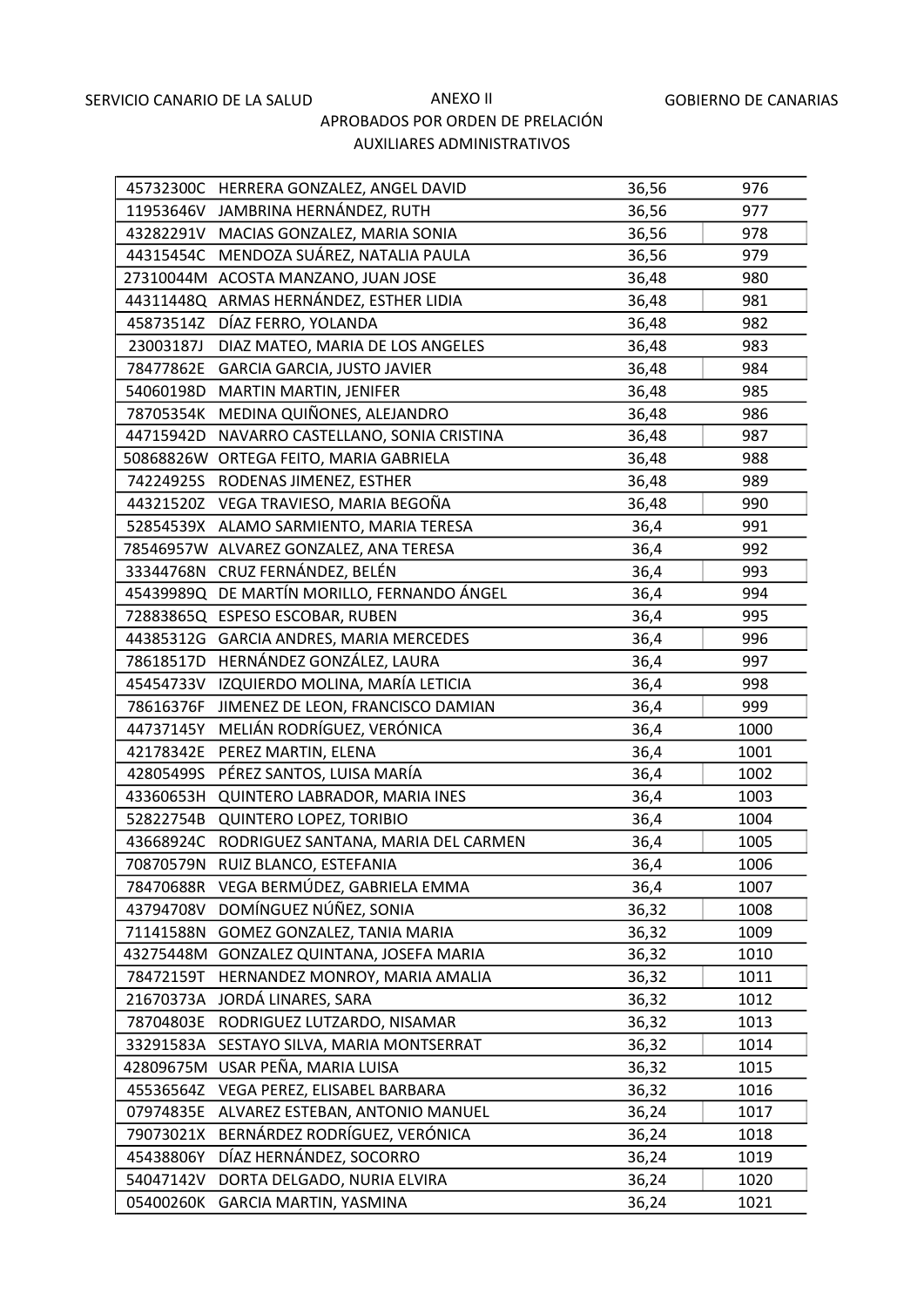SERVICIO CANARIO DE LA SALUD

GOBIERNO DE CANARIAS

ANEXO II

APROBADOS POR ORDEN DE PRELACIÓN

AUXILIARES ADMINISTRATIVOS

| | | | |
|---|---|---|---|
| 45732300C | HERRERA GONZALEZ, ANGEL DAVID | 36,56 | 976 |
| 11953646V | JAMBRINA HERNÁNDEZ, RUTH | 36,56 | 977 |
| 43282291V | MACIAS GONZALEZ, MARIA SONIA | 36,56 | 978 |
| 44315454C | MENDOZA SUÁREZ, NATALIA PAULA | 36,56 | 979 |
| 27310044M | ACOSTA MANZANO, JUAN JOSE | 36,48 | 980 |
| 44311448Q | ARMAS HERNÁNDEZ, ESTHER LIDIA | 36,48 | 981 |
| 45873514Z | DÍAZ FERRO, YOLANDA | 36,48 | 982 |
| 23003187J | DIAZ MATEO, MARIA DE LOS ANGELES | 36,48 | 983 |
| 78477862E | GARCIA GARCIA, JUSTO JAVIER | 36,48 | 984 |
| 54060198D | MARTIN MARTIN, JENIFER | 36,48 | 985 |
| 78705354K | MEDINA QUIÑONES, ALEJANDRO | 36,48 | 986 |
| 44715942D | NAVARRO CASTELLANO, SONIA CRISTINA | 36,48 | 987 |
| 50868826W | ORTEGA FEITO, MARIA GABRIELA | 36,48 | 988 |
| 74224925S | RODENAS JIMENEZ, ESTHER | 36,48 | 989 |
| 44321520Z | VEGA TRAVIESO, MARIA BEGOÑA | 36,48 | 990 |
| 52854539X | ALAMO SARMIENTO, MARIA TERESA | 36,4 | 991 |
| 78546957W | ALVAREZ GONZALEZ, ANA TERESA | 36,4 | 992 |
| 33344768N | CRUZ FERNÁNDEZ, BELÉN | 36,4 | 993 |
| 45439989Q | DE MARTÍN MORILLO, FERNANDO ÁNGEL | 36,4 | 994 |
| 72883865Q | ESPESO ESCOBAR, RUBEN | 36,4 | 995 |
| 44385312G | GARCIA ANDRES, MARIA MERCEDES | 36,4 | 996 |
| 78618517D | HERNÁNDEZ GONZÁLEZ, LAURA | 36,4 | 997 |
| 45454733V | IZQUIERDO MOLINA, MARÍA LETICIA | 36,4 | 998 |
| 78616376F | JIMENEZ DE LEON, FRANCISCO DAMIAN | 36,4 | 999 |
| 44737145Y | MELIÁN RODRÍGUEZ, VERÓNICA | 36,4 | 1000 |
| 42178342E | PEREZ MARTIN, ELENA | 36,4 | 1001 |
| 42805499S | PÉREZ SANTOS, LUISA MARÍA | 36,4 | 1002 |
| 43360653H | QUINTERO LABRADOR, MARIA INES | 36,4 | 1003 |
| 52822754B | QUINTERO LOPEZ, TORIBIO | 36,4 | 1004 |
| 43668924C | RODRIGUEZ SANTANA, MARIA DEL CARMEN | 36,4 | 1005 |
| 70870579N | RUIZ BLANCO, ESTEFANIA | 36,4 | 1006 |
| 78470688R | VEGA BERMÚDEZ, GABRIELA EMMA | 36,4 | 1007 |
| 43794708V | DOMÍNGUEZ NÚÑEZ, SONIA | 36,32 | 1008 |
| 71141588N | GOMEZ GONZALEZ, TANIA MARIA | 36,32 | 1009 |
| 43275448M | GONZALEZ QUINTANA, JOSEFA MARIA | 36,32 | 1010 |
| 78472159T | HERNANDEZ MONROY, MARIA AMALIA | 36,32 | 1011 |
| 21670373A | JORDÁ LINARES, SARA | 36,32 | 1012 |
| 78704803E | RODRIGUEZ LUTZARDO, NISAMAR | 36,32 | 1013 |
| 33291583A | SESTAYO SILVA, MARIA MONTSERRAT | 36,32 | 1014 |
| 42809675M | USAR PEÑA, MARIA LUISA | 36,32 | 1015 |
| 45536564Z | VEGA PEREZ, ELISABEL BARBARA | 36,32 | 1016 |
| 07974835E | ALVAREZ ESTEBAN, ANTONIO MANUEL | 36,24 | 1017 |
| 79073021X | BERNÁRDEZ RODRÍGUEZ, VERÓNICA | 36,24 | 1018 |
| 45438806Y | DÍAZ HERNÁNDEZ, SOCORRO | 36,24 | 1019 |
| 54047142V | DORTA DELGADO, NURIA ELVIRA | 36,24 | 1020 |
| 05400260K | GARCIA MARTIN, YASMINA | 36,24 | 1021 |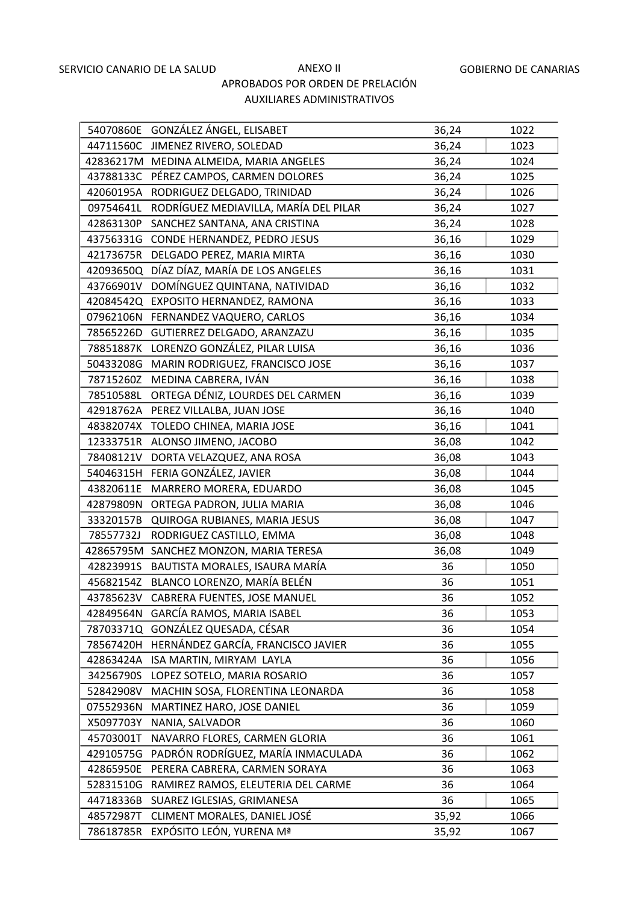SERVICIO CANARIO DE LA SALUD ANEXO II GOBIERNO DE CANARIAS

APROBADOS POR ORDEN DE PRELACIÓN

AUXILIARES ADMINISTRATIVOS

| | | | |
|---|---|---|---|
| 54070860E | GONZÁLEZ ÁNGEL, ELISABET | 36,24 | 1022 |
| 44711560C | JIMENEZ RIVERO, SOLEDAD | 36,24 | 1023 |
| 42836217M | MEDINA ALMEIDA, MARIA ANGELES | 36,24 | 1024 |
| 43788133C | PÉREZ CAMPOS, CARMEN DOLORES | 36,24 | 1025 |
| 42060195A | RODRIGUEZ DELGADO, TRINIDAD | 36,24 | 1026 |
| 09754641L | RODRÍGUEZ MEDIAVILLA, MARÍA DEL PILAR | 36,24 | 1027 |
| 42863130P | SANCHEZ SANTANA, ANA CRISTINA | 36,24 | 1028 |
| 43756331G | CONDE HERNANDEZ, PEDRO JESUS | 36,16 | 1029 |
| 42173675R | DELGADO PEREZ, MARIA MIRTA | 36,16 | 1030 |
| 42093650Q | DÍAZ DÍAZ, MARÍA DE LOS ANGELES | 36,16 | 1031 |
| 43766901V | DOMÍNGUEZ QUINTANA, NATIVIDAD | 36,16 | 1032 |
| 42084542Q | EXPOSITO HERNANDEZ, RAMONA | 36,16 | 1033 |
| 07962106N | FERNANDEZ VAQUERO, CARLOS | 36,16 | 1034 |
| 78565226D | GUTIERREZ DELGADO, ARANZAZU | 36,16 | 1035 |
| 78851887K | LORENZO GONZÁLEZ, PILAR LUISA | 36,16 | 1036 |
| 50433208G | MARIN RODRIGUEZ, FRANCISCO JOSE | 36,16 | 1037 |
| 78715260Z | MEDINA CABRERA, IVÁN | 36,16 | 1038 |
| 78510588L | ORTEGA DÉNIZ, LOURDES DEL CARMEN | 36,16 | 1039 |
| 42918762A | PEREZ VILLALBA, JUAN JOSE | 36,16 | 1040 |
| 48382074X | TOLEDO CHINEA, MARIA JOSE | 36,16 | 1041 |
| 12333751R | ALONSO JIMENO, JACOBO | 36,08 | 1042 |
| 78408121V | DORTA VELAZQUEZ, ANA ROSA | 36,08 | 1043 |
| 54046315H | FERIA GONZÁLEZ, JAVIER | 36,08 | 1044 |
| 43820611E | MARRERO MORERA, EDUARDO | 36,08 | 1045 |
| 42879809N | ORTEGA PADRON, JULIA MARIA | 36,08 | 1046 |
| 33320157B | QUIROGA RUBIANES, MARIA JESUS | 36,08 | 1047 |
| 78557732J | RODRIGUEZ CASTILLO, EMMA | 36,08 | 1048 |
| 42865795M | SANCHEZ MONZON, MARIA TERESA | 36,08 | 1049 |
| 42823991S | BAUTISTA MORALES, ISAURA MARÍA | 36 | 1050 |
| 45682154Z | BLANCO LORENZO, MARÍA BELÉN | 36 | 1051 |
| 43785623V | CABRERA FUENTES, JOSE MANUEL | 36 | 1052 |
| 42849564N | GARCÍA RAMOS, MARIA ISABEL | 36 | 1053 |
| 78703371Q | GONZÁLEZ QUESADA, CÉSAR | 36 | 1054 |
| 78567420H | HERNÁNDEZ GARCÍA, FRANCISCO JAVIER | 36 | 1055 |
| 42863424A | ISA MARTIN, MIRYAM LAYLA | 36 | 1056 |
| 34256790S | LOPEZ SOTELO, MARIA ROSARIO | 36 | 1057 |
| 52842908V | MACHIN SOSA, FLORENTINA LEONARDA | 36 | 1058 |
| 07552936N | MARTINEZ HARO, JOSE DANIEL | 36 | 1059 |
| X5097703Y | NANIA, SALVADOR | 36 | 1060 |
| 45703001T | NAVARRO FLORES, CARMEN GLORIA | 36 | 1061 |
| 42910575G | PADRÓN RODRÍGUEZ, MARÍA INMACULADA | 36 | 1062 |
| 42865950E | PERERA CABRERA, CARMEN SORAYA | 36 | 1063 |
| 52831510G | RAMIREZ RAMOS, ELEUTERIA DEL CARME | 36 | 1064 |
| 44718336B | SUAREZ IGLESIAS, GRIMANESA | 36 | 1065 |
| 48572987T | CLIMENT MORALES, DANIEL JOSÉ | 35,92 | 1066 |
| 78618785R | EXPÓSITO LEÓN, YURENA Mª | 35,92 | 1067 |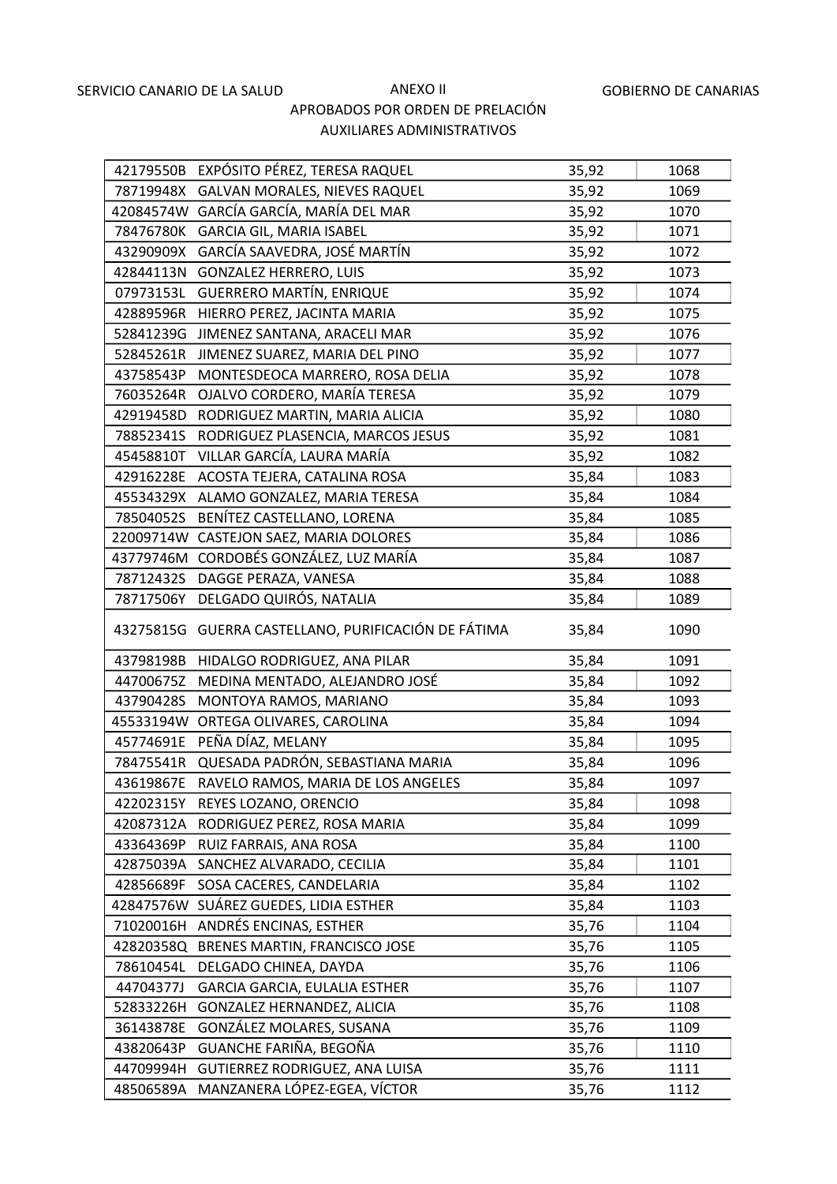SERVICIO CANARIO DE LA SALUD — ANEXO II — GOBIERNO DE CANARIAS

APROBADOS POR ORDEN DE PRELACIÓN

AUXILIARES ADMINISTRATIVOS

| | | | |
|---|---|---|---|
| 42179550B | EXPÓSITO PÉREZ, TERESA RAQUEL | 35,92 | 1068 |
| 78719948X | GALVAN MORALES, NIEVES RAQUEL | 35,92 | 1069 |
| 42084574W | GARCÍA GARCÍA, MARÍA DEL MAR | 35,92 | 1070 |
| 78476780K | GARCIA GIL, MARIA ISABEL | 35,92 | 1071 |
| 43290909X | GARCÍA SAAVEDRA, JOSÉ MARTÍN | 35,92 | 1072 |
| 42844113N | GONZALEZ HERRERO, LUIS | 35,92 | 1073 |
| 07973153L | GUERRERO MARTÍN, ENRIQUE | 35,92 | 1074 |
| 42889596R | HIERRO PEREZ, JACINTA MARIA | 35,92 | 1075 |
| 52841239G | JIMENEZ SANTANA, ARACELI MAR | 35,92 | 1076 |
| 52845261R | JIMENEZ SUAREZ, MARIA DEL PINO | 35,92 | 1077 |
| 43758543P | MONTESDEOCA MARRERO, ROSA DELIA | 35,92 | 1078 |
| 76035264R | OJALVO CORDERO, MARÍA TERESA | 35,92 | 1079 |
| 42919458D | RODRIGUEZ MARTIN, MARIA ALICIA | 35,92 | 1080 |
| 78852341S | RODRIGUEZ PLASENCIA, MARCOS JESUS | 35,92 | 1081 |
| 45458810T | VILLAR GARCÍA, LAURA MARÍA | 35,92 | 1082 |
| 42916228E | ACOSTA TEJERA, CATALINA ROSA | 35,84 | 1083 |
| 45534329X | ALAMO GONZALEZ, MARIA TERESA | 35,84 | 1084 |
| 78504052S | BENÍTEZ CASTELLANO, LORENA | 35,84 | 1085 |
| 22009714W | CASTEJON SAEZ, MARIA DOLORES | 35,84 | 1086 |
| 43779746M | CORDOBÉS GONZÁLEZ, LUZ MARÍA | 35,84 | 1087 |
| 78712432S | DAGGE PERAZA, VANESA | 35,84 | 1088 |
| 78717506Y | DELGADO QUIRÓS, NATALIA | 35,84 | 1089 |
| 43275815G | GUERRA CASTELLANO, PURIFICACIÓN DE FÁTIMA | 35,84 | 1090 |
| 43798198B | HIDALGO RODRIGUEZ, ANA PILAR | 35,84 | 1091 |
| 44700675Z | MEDINA MENTADO, ALEJANDRO JOSÉ | 35,84 | 1092 |
| 43790428S | MONTOYA RAMOS, MARIANO | 35,84 | 1093 |
| 45533194W | ORTEGA OLIVARES, CAROLINA | 35,84 | 1094 |
| 45774691E | PEÑA DÍAZ, MELANY | 35,84 | 1095 |
| 78475541R | QUESADA PADRÓN, SEBASTIANA MARIA | 35,84 | 1096 |
| 43619867E | RAVELO RAMOS, MARIA DE LOS ANGELES | 35,84 | 1097 |
| 42202315Y | REYES LOZANO, ORENCIO | 35,84 | 1098 |
| 42087312A | RODRIGUEZ PEREZ, ROSA MARIA | 35,84 | 1099 |
| 43364369P | RUIZ FARRAIS, ANA ROSA | 35,84 | 1100 |
| 42875039A | SANCHEZ ALVARADO, CECILIA | 35,84 | 1101 |
| 42856689F | SOSA CACERES, CANDELARIA | 35,84 | 1102 |
| 42847576W | SUÁREZ GUEDES, LIDIA ESTHER | 35,84 | 1103 |
| 71020016H | ANDRÉS ENCINAS, ESTHER | 35,76 | 1104 |
| 42820358Q | BRENES MARTIN, FRANCISCO JOSE | 35,76 | 1105 |
| 78610454L | DELGADO CHINEA, DAYDA | 35,76 | 1106 |
| 44704377J | GARCIA GARCIA, EULALIA ESTHER | 35,76 | 1107 |
| 52833226H | GONZALEZ HERNANDEZ, ALICIA | 35,76 | 1108 |
| 36143878E | GONZÁLEZ MOLARES, SUSANA | 35,76 | 1109 |
| 43820643P | GUANCHE FARIÑA, BEGOÑA | 35,76 | 1110 |
| 44709994H | GUTIERREZ RODRIGUEZ, ANA LUISA | 35,76 | 1111 |
| 48506589A | MANZANERA LÓPEZ-EGEA, VÍCTOR | 35,76 | 1112 |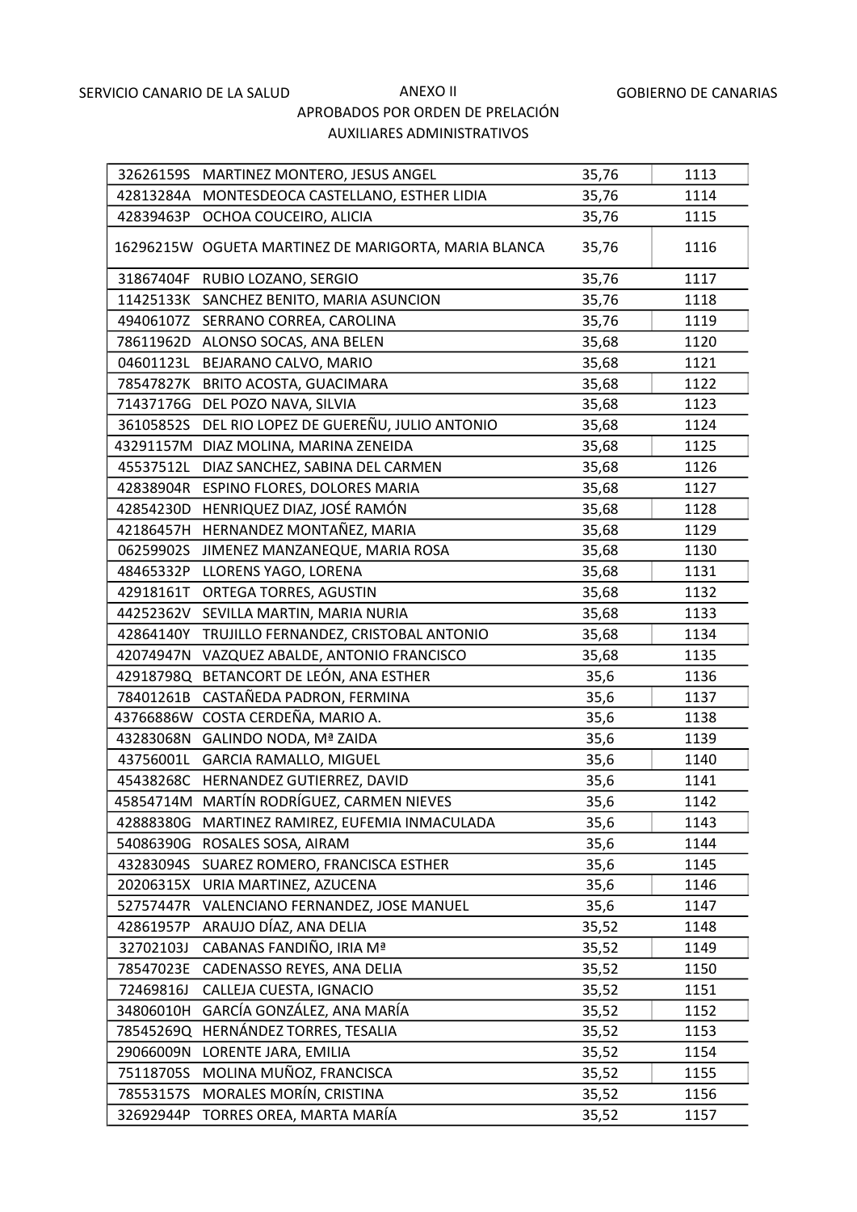SERVICIO CANARIO DE LA SALUD — ANEXO II — GOBIERNO DE CANARIAS

APROBADOS POR ORDEN DE PRELACIÓN

AUXILIARES ADMINISTRATIVOS

| | | | |
|---|---|---|---|
| 32626159S | MARTINEZ MONTERO, JESUS ANGEL | 35,76 | 1113 |
| 42813284A | MONTESDEOCA CASTELLANO, ESTHER LIDIA | 35,76 | 1114 |
| 42839463P | OCHOA COUCEIRO, ALICIA | 35,76 | 1115 |
| 16296215W | OGUETA MARTINEZ DE MARIGORTA, MARIA BLANCA | 35,76 | 1116 |
| 31867404F | RUBIO LOZANO, SERGIO | 35,76 | 1117 |
| 11425133K | SANCHEZ BENITO, MARIA ASUNCION | 35,76 | 1118 |
| 49406107Z | SERRANO CORREA, CAROLINA | 35,76 | 1119 |
| 78611962D | ALONSO SOCAS, ANA BELEN | 35,68 | 1120 |
| 04601123L | BEJARANO CALVO, MARIO | 35,68 | 1121 |
| 78547827K | BRITO ACOSTA, GUACIMARA | 35,68 | 1122 |
| 71437176G | DEL POZO NAVA, SILVIA | 35,68 | 1123 |
| 36105852S | DEL RIO LOPEZ DE GUEREÑU, JULIO ANTONIO | 35,68 | 1124 |
| 43291157M | DIAZ MOLINA, MARINA ZENEIDA | 35,68 | 1125 |
| 45537512L | DIAZ SANCHEZ, SABINA DEL CARMEN | 35,68 | 1126 |
| 42838904R | ESPINO FLORES, DOLORES MARIA | 35,68 | 1127 |
| 42854230D | HENRIQUEZ DIAZ, JOSÉ RAMÓN | 35,68 | 1128 |
| 42186457H | HERNANDEZ MONTAÑEZ, MARIA | 35,68 | 1129 |
| 06259902S | JIMENEZ MANZANEQUE, MARIA ROSA | 35,68 | 1130 |
| 48465332P | LLORENS YAGO, LORENA | 35,68 | 1131 |
| 42918161T | ORTEGA TORRES, AGUSTIN | 35,68 | 1132 |
| 44252362V | SEVILLA MARTIN, MARIA NURIA | 35,68 | 1133 |
| 42864140Y | TRUJILLO FERNANDEZ, CRISTOBAL ANTONIO | 35,68 | 1134 |
| 42074947N | VAZQUEZ ABALDE, ANTONIO FRANCISCO | 35,68 | 1135 |
| 42918798Q | BETANCORT DE LEÓN, ANA ESTHER | 35,6 | 1136 |
| 78401261B | CASTAÑEDA PADRON, FERMINA | 35,6 | 1137 |
| 43766886W | COSTA CERDEÑA, MARIO A. | 35,6 | 1138 |
| 43283068N | GALINDO NODA, Mª ZAIDA | 35,6 | 1139 |
| 43756001L | GARCIA RAMALLO, MIGUEL | 35,6 | 1140 |
| 45438268C | HERNANDEZ GUTIERREZ, DAVID | 35,6 | 1141 |
| 45854714M | MARTÍN RODRÍGUEZ, CARMEN NIEVES | 35,6 | 1142 |
| 42888380G | MARTINEZ RAMIREZ, EUFEMIA INMACULADA | 35,6 | 1143 |
| 54086390G | ROSALES SOSA, AIRAM | 35,6 | 1144 |
| 43283094S | SUAREZ ROMERO, FRANCISCA ESTHER | 35,6 | 1145 |
| 20206315X | URIA MARTINEZ, AZUCENA | 35,6 | 1146 |
| 52757447R | VALENCIANO FERNANDEZ, JOSE MANUEL | 35,6 | 1147 |
| 42861957P | ARAUJO DÍAZ, ANA DELIA | 35,52 | 1148 |
| 32702103J | CABANAS FANDIÑO, IRIA Mª | 35,52 | 1149 |
| 78547023E | CADENASSO REYES, ANA DELIA | 35,52 | 1150 |
| 72469816J | CALLEJA CUESTA, IGNACIO | 35,52 | 1151 |
| 34806010H | GARCÍA GONZÁLEZ, ANA MARÍA | 35,52 | 1152 |
| 78545269Q | HERNÁNDEZ TORRES, TESALIA | 35,52 | 1153 |
| 29066009N | LORENTE JARA, EMILIA | 35,52 | 1154 |
| 75118705S | MOLINA MUÑOZ, FRANCISCA | 35,52 | 1155 |
| 78553157S | MORALES MORÍN, CRISTINA | 35,52 | 1156 |
| 32692944P | TORRES OREA, MARTA MARÍA | 35,52 | 1157 |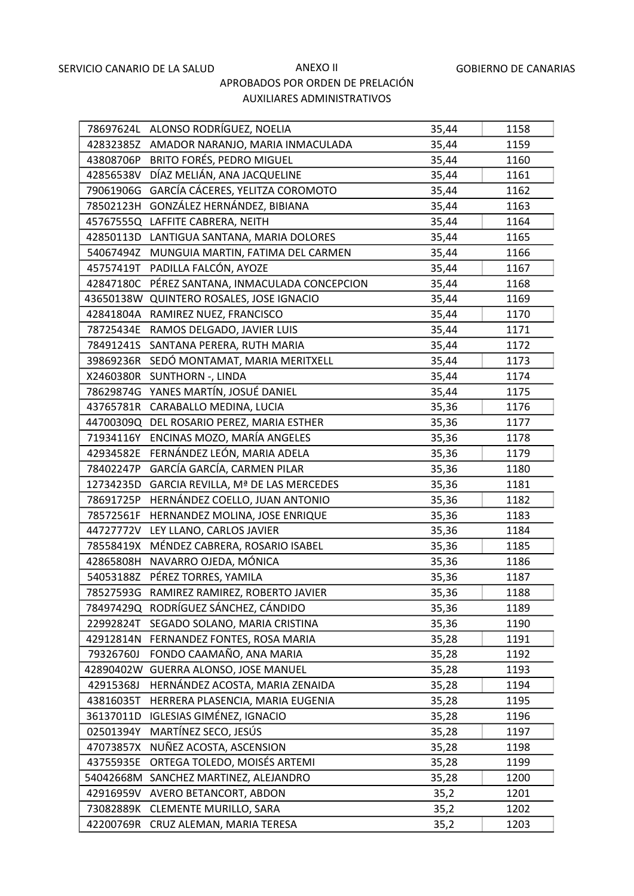SERVICIO CANARIO DE LA SALUD | ANEXO II | GOBIERNO DE CANARIAS

APROBADOS POR ORDEN DE PRELACIÓN

AUXILIARES ADMINISTRATIVOS

| | | | |
|---|---|---|---|
| 78697624L | ALONSO RODRÍGUEZ, NOELIA | 35,44 | 1158 |
| 42832385Z | AMADOR NARANJO, MARIA INMACULADA | 35,44 | 1159 |
| 43808706P | BRITO FORÉS, PEDRO MIGUEL | 35,44 | 1160 |
| 42856538V | DÍAZ MELIÁN, ANA JACQUELINE | 35,44 | 1161 |
| 79061906G | GARCÍA CÁCERES, YELITZA COROMOTO | 35,44 | 1162 |
| 78502123H | GONZÁLEZ HERNÁNDEZ, BIBIANA | 35,44 | 1163 |
| 45767555Q | LAFFITE CABRERA, NEITH | 35,44 | 1164 |
| 42850113D | LANTIGUA SANTANA, MARIA DOLORES | 35,44 | 1165 |
| 54067494Z | MUNGUIA MARTIN, FATIMA DEL CARMEN | 35,44 | 1166 |
| 45757419T | PADILLA FALCÓN, AYOZE | 35,44 | 1167 |
| 42847180C | PÉREZ SANTANA, INMACULADA CONCEPCION | 35,44 | 1168 |
| 43650138W | QUINTERO ROSALES, JOSE IGNACIO | 35,44 | 1169 |
| 42841804A | RAMIREZ NUEZ, FRANCISCO | 35,44 | 1170 |
| 78725434E | RAMOS DELGADO, JAVIER LUIS | 35,44 | 1171 |
| 78491241S | SANTANA PERERA, RUTH MARIA | 35,44 | 1172 |
| 39869236R | SEDÓ MONTAMAT, MARIA MERITXELL | 35,44 | 1173 |
| X2460380R | SUNTHORN -, LINDA | 35,44 | 1174 |
| 78629874G | YANES MARTÍN, JOSUÉ DANIEL | 35,44 | 1175 |
| 43765781R | CARABALLO MEDINA, LUCIA | 35,36 | 1176 |
| 44700309Q | DEL ROSARIO PEREZ, MARIA ESTHER | 35,36 | 1177 |
| 71934116Y | ENCINAS MOZO, MARÍA ANGELES | 35,36 | 1178 |
| 42934582E | FERNÁNDEZ LEÓN, MARIA ADELA | 35,36 | 1179 |
| 78402247P | GARCÍA GARCÍA, CARMEN PILAR | 35,36 | 1180 |
| 12734235D | GARCIA REVILLA, Mª DE LAS MERCEDES | 35,36 | 1181 |
| 78691725P | HERNÁNDEZ COELLO, JUAN ANTONIO | 35,36 | 1182 |
| 78572561F | HERNANDEZ MOLINA, JOSE ENRIQUE | 35,36 | 1183 |
| 44727772V | LEY LLANO, CARLOS JAVIER | 35,36 | 1184 |
| 78558419X | MÉNDEZ CABRERA, ROSARIO ISABEL | 35,36 | 1185 |
| 42865808H | NAVARRO OJEDA, MÓNICA | 35,36 | 1186 |
| 54053188Z | PÉREZ TORRES, YAMILA | 35,36 | 1187 |
| 78527593G | RAMIREZ RAMIREZ, ROBERTO JAVIER | 35,36 | 1188 |
| 78497429Q | RODRÍGUEZ SÁNCHEZ, CÁNDIDO | 35,36 | 1189 |
| 22992824T | SEGADO SOLANO, MARIA CRISTINA | 35,36 | 1190 |
| 42912814N | FERNANDEZ FONTES, ROSA MARIA | 35,28 | 1191 |
| 79326760J | FONDO CAAMAÑO, ANA MARIA | 35,28 | 1192 |
| 42890402W | GUERRA ALONSO, JOSE MANUEL | 35,28 | 1193 |
| 42915368J | HERNÁNDEZ ACOSTA, MARIA ZENAIDA | 35,28 | 1194 |
| 43816035T | HERRERA PLASENCIA, MARIA EUGENIA | 35,28 | 1195 |
| 36137011D | IGLESIAS GIMÉNEZ, IGNACIO | 35,28 | 1196 |
| 02501394Y | MARTÍNEZ SECO, JESÚS | 35,28 | 1197 |
| 47073857X | NUÑEZ ACOSTA, ASCENSION | 35,28 | 1198 |
| 43755935E | ORTEGA TOLEDO, MOISÉS ARTEMI | 35,28 | 1199 |
| 54042668M | SANCHEZ MARTINEZ, ALEJANDRO | 35,28 | 1200 |
| 42916959V | AVERO BETANCORT, ABDON | 35,2 | 1201 |
| 73082889K | CLEMENTE MURILLO, SARA | 35,2 | 1202 |
| 42200769R | CRUZ ALEMAN, MARIA TERESA | 35,2 | 1203 |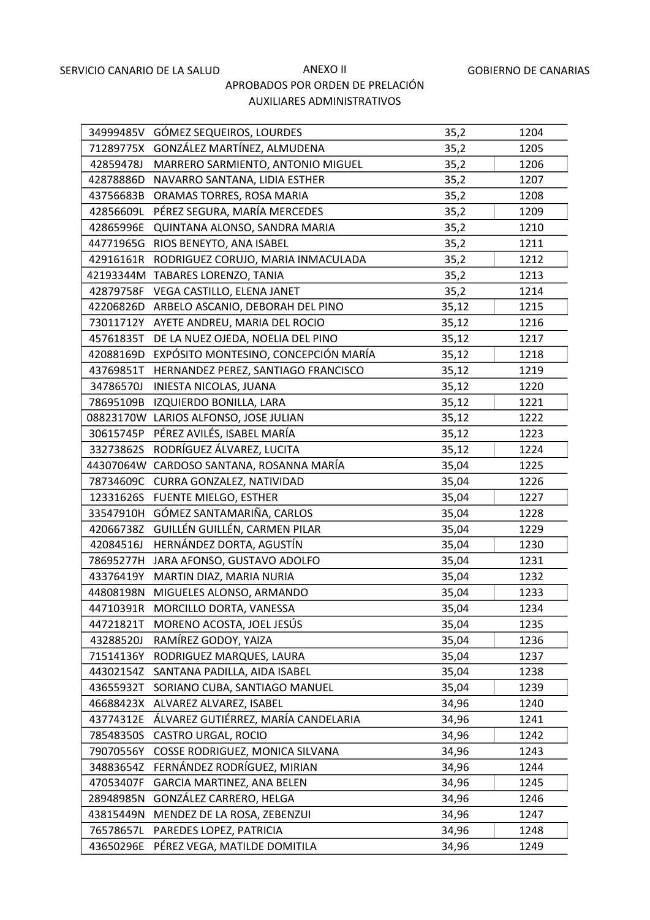SERVICIO CANARIO DE LA SALUD

# ANEXO II

## APROBADOS POR ORDEN DE PRELACIÓN

## AUXILIARES ADMINISTRATIVOS

GOBIERNO DE CANARIAS

| | | | |
|---|---|---|---|
| 34999485V | GÓMEZ SEQUEIROS, LOURDES | 35,2 | 1204 |
| 71289775X | GONZÁLEZ MARTÍNEZ, ALMUDENA | 35,2 | 1205 |
| 42859478J | MARRERO SARMIENTO, ANTONIO MIGUEL | 35,2 | 1206 |
| 42878886D | NAVARRO SANTANA, LIDIA ESTHER | 35,2 | 1207 |
| 43756683B | ORAMAS TORRES, ROSA MARIA | 35,2 | 1208 |
| 42856609L | PÉREZ SEGURA, MARÍA MERCEDES | 35,2 | 1209 |
| 42865996E | QUINTANA ALONSO, SANDRA MARIA | 35,2 | 1210 |
| 44771965G | RIOS BENEYTO, ANA ISABEL | 35,2 | 1211 |
| 42916161R | RODRIGUEZ CORUJO, MARIA INMACULADA | 35,2 | 1212 |
| 42193344M | TABARES LORENZO, TANIA | 35,2 | 1213 |
| 42879758F | VEGA CASTILLO, ELENA JANET | 35,2 | 1214 |
| 42206826D | ARBELO ASCANIO, DEBORAH DEL PINO | 35,12 | 1215 |
| 73011712Y | AYETE ANDREU, MARIA DEL ROCIO | 35,12 | 1216 |
| 45761835T | DE LA NUEZ OJEDA, NOELIA DEL PINO | 35,12 | 1217 |
| 42088169D | EXPÓSITO MONTESINO, CONCEPCIÓN MARÍA | 35,12 | 1218 |
| 43769851T | HERNANDEZ PEREZ, SANTIAGO FRANCISCO | 35,12 | 1219 |
| 34786570J | INIESTA NICOLAS, JUANA | 35,12 | 1220 |
| 78695109B | IZQUIERDO BONILLA, LARA | 35,12 | 1221 |
| 08823170W | LARIOS ALFONSO, JOSE JULIAN | 35,12 | 1222 |
| 30615745P | PÉREZ AVILÉS, ISABEL MARÍA | 35,12 | 1223 |
| 33273862S | RODRÍGUEZ ÁLVAREZ, LUCITA | 35,12 | 1224 |
| 44307064W | CARDOSO SANTANA, ROSANNA MARÍA | 35,04 | 1225 |
| 78734609C | CURRA GONZALEZ, NATIVIDAD | 35,04 | 1226 |
| 12331626S | FUENTE MIELGO, ESTHER | 35,04 | 1227 |
| 33547910H | GÓMEZ SANTAMARIÑA, CARLOS | 35,04 | 1228 |
| 42066738Z | GUILLÉN GUILLÉN, CARMEN PILAR | 35,04 | 1229 |
| 42084516J | HERNÁNDEZ DORTA, AGUSTÍN | 35,04 | 1230 |
| 78695277H | JARA AFONSO, GUSTAVO ADOLFO | 35,04 | 1231 |
| 43376419Y | MARTIN DIAZ, MARIA NURIA | 35,04 | 1232 |
| 44808198N | MIGUELES ALONSO, ARMANDO | 35,04 | 1233 |
| 44710391R | MORCILLO DORTA, VANESSA | 35,04 | 1234 |
| 44721821T | MORENO ACOSTA, JOEL JESÚS | 35,04 | 1235 |
| 43288520J | RAMÍREZ GODOY, YAIZA | 35,04 | 1236 |
| 71514136Y | RODRIGUEZ MARQUES, LAURA | 35,04 | 1237 |
| 44302154Z | SANTANA PADILLA, AIDA ISABEL | 35,04 | 1238 |
| 43655932T | SORIANO CUBA, SANTIAGO MANUEL | 35,04 | 1239 |
| 46688423X | ALVAREZ ALVAREZ, ISABEL | 34,96 | 1240 |
| 43774312E | ÁLVAREZ GUTIÉRREZ, MARÍA CANDELARIA | 34,96 | 1241 |
| 78548350S | CASTRO URGAL, ROCIO | 34,96 | 1242 |
| 79070556Y | COSSE RODRIGUEZ, MONICA SILVANA | 34,96 | 1243 |
| 34883654Z | FERNÁNDEZ RODRÍGUEZ, MIRIAN | 34,96 | 1244 |
| 47053407F | GARCIA MARTINEZ, ANA BELEN | 34,96 | 1245 |
| 28948985N | GONZÁLEZ CARRERO, HELGA | 34,96 | 1246 |
| 43815449N | MENDEZ DE LA ROSA, ZEBENZUI | 34,96 | 1247 |
| 76578657L | PAREDES LOPEZ, PATRICIA | 34,96 | 1248 |
| 43650296E | PÉREZ VEGA, MATILDE DOMITILA | 34,96 | 1249 |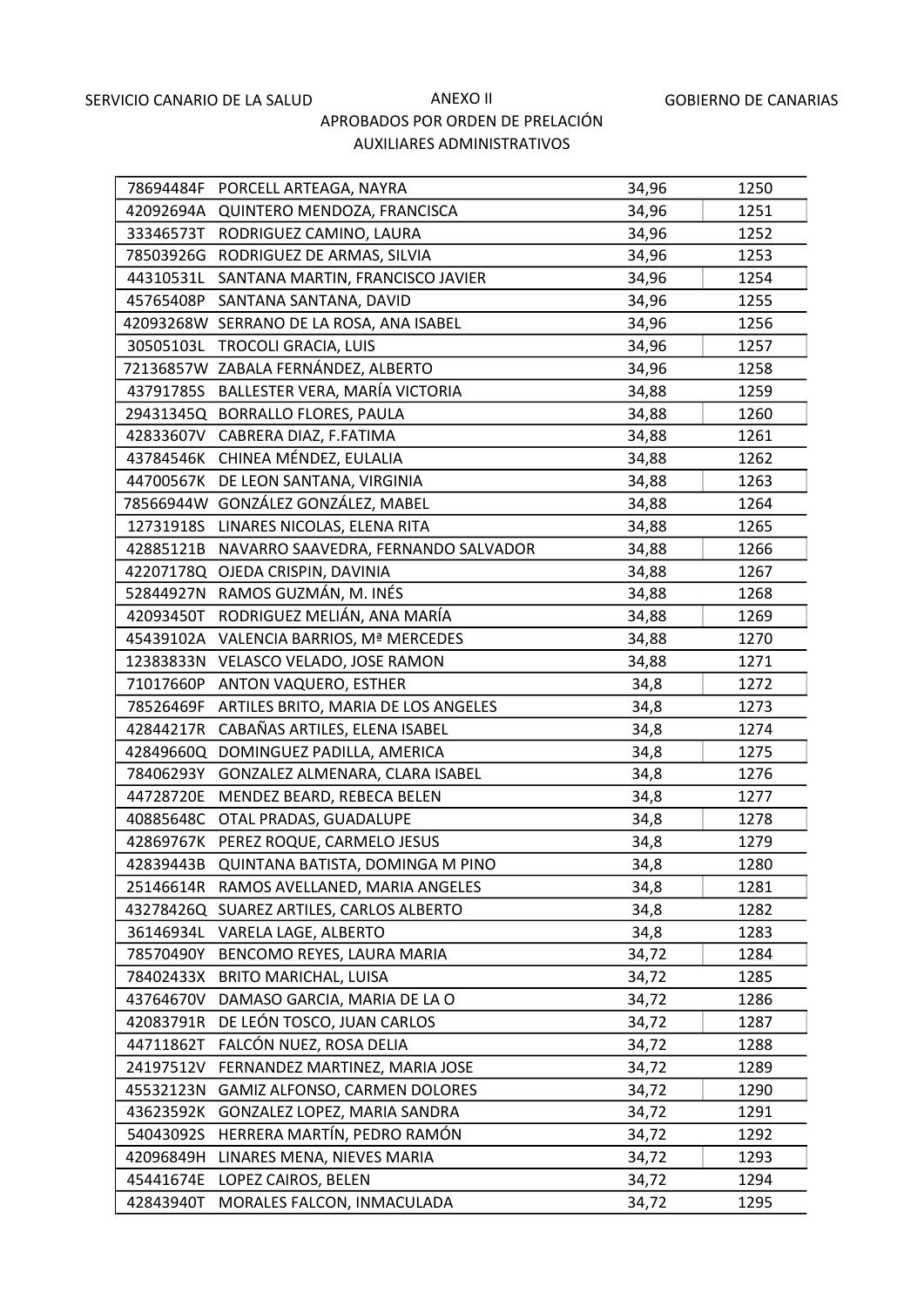SERVICIO CANARIO DE LA SALUD | ANEXO II | GOBIERNO DE CANARIAS

APROBADOS POR ORDEN DE PRELACIÓN

AUXILIARES ADMINISTRATIVOS

| | | | |
|---|---|---|---|
| 78694484F | PORCELL ARTEAGA, NAYRA | 34,96 | 1250 |
| 42092694A | QUINTERO MENDOZA, FRANCISCA | 34,96 | 1251 |
| 33346573T | RODRIGUEZ CAMINO, LAURA | 34,96 | 1252 |
| 78503926G | RODRIGUEZ DE ARMAS, SILVIA | 34,96 | 1253 |
| 44310531L | SANTANA MARTIN, FRANCISCO JAVIER | 34,96 | 1254 |
| 45765408P | SANTANA SANTANA, DAVID | 34,96 | 1255 |
| 42093268W | SERRANO DE LA ROSA, ANA ISABEL | 34,96 | 1256 |
| 30505103L | TROCOLI GRACIA, LUIS | 34,96 | 1257 |
| 72136857W | ZABALA FERNÁNDEZ, ALBERTO | 34,96 | 1258 |
| 43791785S | BALLESTER VERA, MARÍA VICTORIA | 34,88 | 1259 |
| 29431345Q | BORRALLO FLORES, PAULA | 34,88 | 1260 |
| 42833607V | CABRERA DIAZ, F.FATIMA | 34,88 | 1261 |
| 43784546K | CHINEA MÉNDEZ, EULALIA | 34,88 | 1262 |
| 44700567K | DE LEON SANTANA, VIRGINIA | 34,88 | 1263 |
| 78566944W | GONZÁLEZ GONZÁLEZ, MABEL | 34,88 | 1264 |
| 12731918S | LINARES NICOLAS, ELENA RITA | 34,88 | 1265 |
| 42885121B | NAVARRO SAAVEDRA, FERNANDO SALVADOR | 34,88 | 1266 |
| 42207178Q | OJEDA CRISPIN, DAVINIA | 34,88 | 1267 |
| 52844927N | RAMOS GUZMÁN, M. INÉS | 34,88 | 1268 |
| 42093450T | RODRIGUEZ MELIÁN, ANA MARÍA | 34,88 | 1269 |
| 45439102A | VALENCIA BARRIOS, Mª MERCEDES | 34,88 | 1270 |
| 12383833N | VELASCO VELADO, JOSE RAMON | 34,88 | 1271 |
| 71017660P | ANTON VAQUERO, ESTHER | 34,8 | 1272 |
| 78526469F | ARTILES BRITO, MARIA DE LOS ANGELES | 34,8 | 1273 |
| 42844217R | CABAÑAS ARTILES, ELENA ISABEL | 34,8 | 1274 |
| 42849660Q | DOMINGUEZ PADILLA, AMERICA | 34,8 | 1275 |
| 78406293Y | GONZALEZ ALMENARA, CLARA ISABEL | 34,8 | 1276 |
| 44728720E | MENDEZ BEARD, REBECA BELEN | 34,8 | 1277 |
| 40885648C | OTAL PRADAS, GUADALUPE | 34,8 | 1278 |
| 42869767K | PEREZ ROQUE, CARMELO JESUS | 34,8 | 1279 |
| 42839443B | QUINTANA BATISTA, DOMINGA M PINO | 34,8 | 1280 |
| 25146614R | RAMOS AVELLANED, MARIA ANGELES | 34,8 | 1281 |
| 43278426Q | SUAREZ ARTILES, CARLOS ALBERTO | 34,8 | 1282 |
| 36146934L | VARELA LAGE, ALBERTO | 34,8 | 1283 |
| 78570490Y | BENCOMO REYES, LAURA MARIA | 34,72 | 1284 |
| 78402433X | BRITO MARICHAL, LUISA | 34,72 | 1285 |
| 43764670V | DAMASO GARCIA, MARIA DE LA O | 34,72 | 1286 |
| 42083791R | DE LEÓN TOSCO, JUAN CARLOS | 34,72 | 1287 |
| 44711862T | FALCÓN NUEZ, ROSA DELIA | 34,72 | 1288 |
| 24197512V | FERNANDEZ MARTINEZ, MARIA JOSE | 34,72 | 1289 |
| 45532123N | GAMIZ ALFONSO, CARMEN DOLORES | 34,72 | 1290 |
| 43623592K | GONZALEZ LOPEZ, MARIA SANDRA | 34,72 | 1291 |
| 54043092S | HERRERA MARTÍN, PEDRO RAMÓN | 34,72 | 1292 |
| 42096849H | LINARES MENA, NIEVES MARIA | 34,72 | 1293 |
| 45441674E | LOPEZ CAIROS, BELEN | 34,72 | 1294 |
| 42843940T | MORALES FALCON, INMACULADA | 34,72 | 1295 |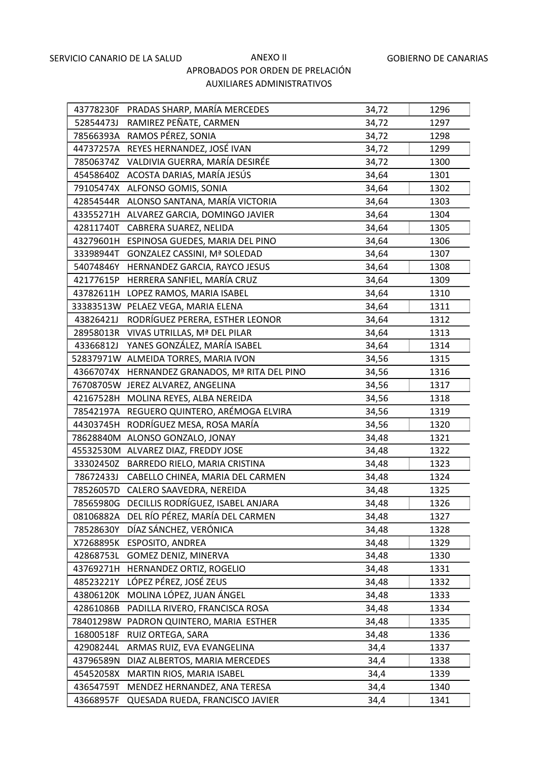SERVICIO CANARIO DE LA SALUD — ANEXO II — GOBIERNO DE CANARIAS

APROBADOS POR ORDEN DE PRELACIÓN

AUXILIARES ADMINISTRATIVOS

| | | | |
|---|---|---|---|
| 43778230F | PRADAS SHARP, MARÍA MERCEDES | 34,72 | 1296 |
| 52854473J | RAMIREZ PEÑATE, CARMEN | 34,72 | 1297 |
| 78566393A | RAMOS PÉREZ, SONIA | 34,72 | 1298 |
| 44737257A | REYES HERNANDEZ, JOSÉ IVAN | 34,72 | 1299 |
| 78506374Z | VALDIVIA GUERRA, MARÍA DESIRÉE | 34,72 | 1300 |
| 45458640Z | ACOSTA DARIAS, MARÍA JESÚS | 34,64 | 1301 |
| 79105474X | ALFONSO GOMIS, SONIA | 34,64 | 1302 |
| 42854544R | ALONSO SANTANA, MARÍA VICTORIA | 34,64 | 1303 |
| 43355271H | ALVAREZ GARCIA, DOMINGO JAVIER | 34,64 | 1304 |
| 42811740T | CABRERA SUAREZ, NELIDA | 34,64 | 1305 |
| 43279601H | ESPINOSA GUEDES, MARIA DEL PINO | 34,64 | 1306 |
| 33398944T | GONZALEZ CASSINI, Mª SOLEDAD | 34,64 | 1307 |
| 54074846Y | HERNANDEZ GARCIA, RAYCO JESUS | 34,64 | 1308 |
| 42177615P | HERRERA SANFIEL, MARÍA CRUZ | 34,64 | 1309 |
| 43782611H | LOPEZ RAMOS, MARIA ISABEL | 34,64 | 1310 |
| 33383513W | PELAEZ VEGA, MARIA ELENA | 34,64 | 1311 |
| 43826421J | RODRÍGUEZ PERERA, ESTHER LEONOR | 34,64 | 1312 |
| 28958013R | VIVAS UTRILLAS, Mª DEL PILAR | 34,64 | 1313 |
| 43366812J | YANES GONZÁLEZ, MARÍA ISABEL | 34,64 | 1314 |
| 52837971W | ALMEIDA TORRES, MARIA IVON | 34,56 | 1315 |
| 43667074X | HERNANDEZ GRANADOS, Mª RITA DEL PINO | 34,56 | 1316 |
| 76708705W | JEREZ ALVAREZ, ANGELINA | 34,56 | 1317 |
| 42167528H | MOLINA REYES, ALBA NEREIDA | 34,56 | 1318 |
| 78542197A | REGUERO QUINTERO, ARÉMOGA ELVIRA | 34,56 | 1319 |
| 44303745H | RODRÍGUEZ MESA, ROSA MARÍA | 34,56 | 1320 |
| 78628840M | ALONSO GONZALO, JONAY | 34,48 | 1321 |
| 45532530M | ALVAREZ DIAZ, FREDDY JOSE | 34,48 | 1322 |
| 33302450Z | BARREDO RIELO, MARIA CRISTINA | 34,48 | 1323 |
| 78672433J | CABELLO CHINEA, MARIA DEL CARMEN | 34,48 | 1324 |
| 78526057D | CALERO SAAVEDRA, NEREIDA | 34,48 | 1325 |
| 78565980G | DECILLIS RODRÍGUEZ, ISABEL ANJARA | 34,48 | 1326 |
| 08106882A | DEL RÍO PÉREZ, MARÍA DEL CARMEN | 34,48 | 1327 |
| 78528630Y | DÍAZ SÁNCHEZ, VERÓNICA | 34,48 | 1328 |
| X7268895K | ESPOSITO, ANDREA | 34,48 | 1329 |
| 42868753L | GOMEZ DENIZ, MINERVA | 34,48 | 1330 |
| 43769271H | HERNANDEZ ORTIZ, ROGELIO | 34,48 | 1331 |
| 48523221Y | LÓPEZ PÉREZ, JOSÉ ZEUS | 34,48 | 1332 |
| 43806120K | MOLINA LÓPEZ, JUAN ÁNGEL | 34,48 | 1333 |
| 42861086B | PADILLA RIVERO, FRANCISCA ROSA | 34,48 | 1334 |
| 78401298W | PADRON QUINTERO, MARIA ESTHER | 34,48 | 1335 |
| 16800518F | RUIZ ORTEGA, SARA | 34,48 | 1336 |
| 42908244L | ARMAS RUIZ, EVA EVANGELINA | 34,4 | 1337 |
| 43796589N | DIAZ ALBERTOS, MARIA MERCEDES | 34,4 | 1338 |
| 45452058X | MARTIN RIOS, MARIA ISABEL | 34,4 | 1339 |
| 43654759T | MENDEZ HERNANDEZ, ANA TERESA | 34,4 | 1340 |
| 43668957F | QUESADA RUEDA, FRANCISCO JAVIER | 34,4 | 1341 |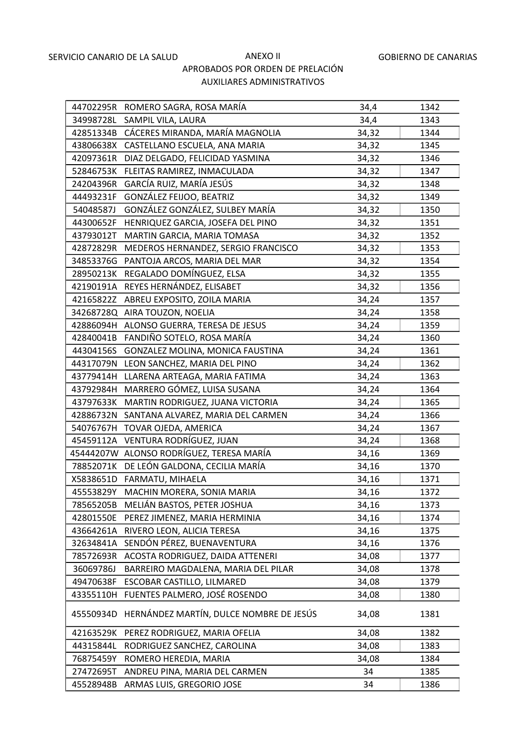SERVICIO CANARIO DE LA SALUD — ANEXO II — GOBIERNO DE CANARIAS

APROBADOS POR ORDEN DE PRELACIÓN

AUXILIARES ADMINISTRATIVOS

| | | | |
|---|---|---|---|
| 44702295R | ROMERO SAGRA, ROSA MARÍA | 34,4 | 1342 |
| 34998728L | SAMPIL VILA, LAURA | 34,4 | 1343 |
| 42851334B | CÁCERES MIRANDA, MARÍA MAGNOLIA | 34,32 | 1344 |
| 43806638X | CASTELLANO ESCUELA, ANA MARIA | 34,32 | 1345 |
| 42097361R | DIAZ DELGADO, FELICIDAD YASMINA | 34,32 | 1346 |
| 52846753K | FLEITAS RAMIREZ, INMACULADA | 34,32 | 1347 |
| 24204396R | GARCÍA RUIZ, MARÍA JESÚS | 34,32 | 1348 |
| 44493231F | GONZÁLEZ FEIJOO, BEATRIZ | 34,32 | 1349 |
| 54048587J | GONZÁLEZ GONZÁLEZ, SULBEY MARÍA | 34,32 | 1350 |
| 44300652F | HENRIQUEZ GARCIA, JOSEFA DEL PINO | 34,32 | 1351 |
| 43793012T | MARTIN GARCIA, MARIA TOMASA | 34,32 | 1352 |
| 42872829R | MEDEROS HERNANDEZ, SERGIO FRANCISCO | 34,32 | 1353 |
| 34853376G | PANTOJA ARCOS, MARIA DEL MAR | 34,32 | 1354 |
| 28950213K | REGALADO DOMÍNGUEZ, ELSA | 34,32 | 1355 |
| 42190191A | REYES HERNÁNDEZ, ELISABET | 34,32 | 1356 |
| 42165822Z | ABREU EXPOSITO, ZOILA MARIA | 34,24 | 1357 |
| 34268728Q | AIRA TOUZON, NOELIA | 34,24 | 1358 |
| 42886094H | ALONSO GUERRA, TERESA DE JESUS | 34,24 | 1359 |
| 42840041B | FANDIÑO SOTELO, ROSA MARÍA | 34,24 | 1360 |
| 44304156S | GONZALEZ MOLINA, MONICA FAUSTINA | 34,24 | 1361 |
| 44317079N | LEON SANCHEZ, MARIA DEL PINO | 34,24 | 1362 |
| 43779414H | LLARENA ARTEAGA, MARIA FATIMA | 34,24 | 1363 |
| 43792984H | MARRERO GÓMEZ, LUISA SUSANA | 34,24 | 1364 |
| 43797633K | MARTIN RODRIGUEZ, JUANA VICTORIA | 34,24 | 1365 |
| 42886732N | SANTANA ALVAREZ, MARIA DEL CARMEN | 34,24 | 1366 |
| 54076767H | TOVAR OJEDA, AMERICA | 34,24 | 1367 |
| 45459112A | VENTURA RODRÍGUEZ, JUAN | 34,24 | 1368 |
| 45444207W | ALONSO RODRÍGUEZ, TERESA MARÍA | 34,16 | 1369 |
| 78852071K | DE LEÓN GALDONA, CECILIA MARÍA | 34,16 | 1370 |
| X5838651D | FARMATU, MIHAELA | 34,16 | 1371 |
| 45553829Y | MACHIN MORERA, SONIA MARIA | 34,16 | 1372 |
| 78565205B | MELIÁN BASTOS, PETER JOSHUA | 34,16 | 1373 |
| 42801550E | PEREZ JIMENEZ, MARIA HERMINIA | 34,16 | 1374 |
| 43664261A | RIVERO LEON, ALICIA TERESA | 34,16 | 1375 |
| 32634841A | SENDÓN PÉREZ, BUENAVENTURA | 34,16 | 1376 |
| 78572693R | ACOSTA RODRIGUEZ, DAIDA ATTENERI | 34,08 | 1377 |
| 36069786J | BARREIRO MAGDALENA, MARIA DEL PILAR | 34,08 | 1378 |
| 49470638F | ESCOBAR CASTILLO, LILMARED | 34,08 | 1379 |
| 43355110H | FUENTES PALMERO, JOSÉ ROSENDO | 34,08 | 1380 |
| 45550934D | HERNÁNDEZ MARTÍN, DULCE NOMBRE DE JESÚS | 34,08 | 1381 |
| 42163529K | PEREZ RODRIGUEZ, MARIA OFELIA | 34,08 | 1382 |
| 44315844L | RODRIGUEZ SANCHEZ, CAROLINA | 34,08 | 1383 |
| 76875459Y | ROMERO HEREDIA, MARIA | 34,08 | 1384 |
| 27472695T | ANDREU PINA, MARIA DEL CARMEN | 34 | 1385 |
| 45528948B | ARMAS LUIS, GREGORIO JOSE | 34 | 1386 |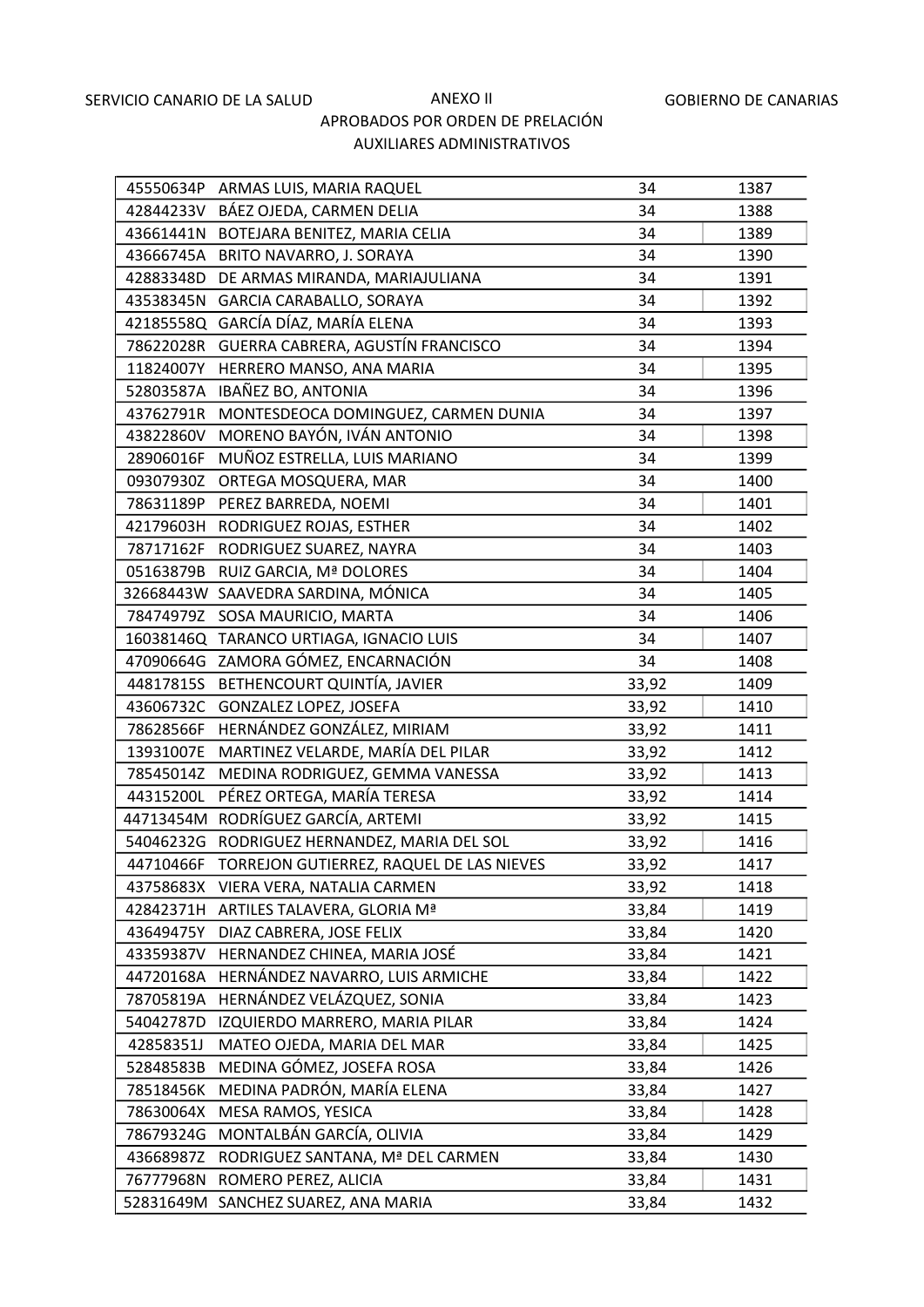SERVICIO CANARIO DE LA SALUD | ANEXO II | GOBIERNO DE CANARIAS

APROBADOS POR ORDEN DE PRELACIÓN

AUXILIARES ADMINISTRATIVOS

| | | | |
|---|---|---|---|
| 45550634P | ARMAS LUIS, MARIA RAQUEL | 34 | 1387 |
| 42844233V | BÁEZ OJEDA, CARMEN DELIA | 34 | 1388 |
| 43661441N | BOTEJARA BENITEZ, MARIA CELIA | 34 | 1389 |
| 43666745A | BRITO NAVARRO, J. SORAYA | 34 | 1390 |
| 42883348D | DE ARMAS MIRANDA, MARIAJULIANA | 34 | 1391 |
| 43538345N | GARCIA CARABALLO, SORAYA | 34 | 1392 |
| 42185558Q | GARCÍA DÍAZ, MARÍA ELENA | 34 | 1393 |
| 78622028R | GUERRA CABRERA, AGUSTÍN FRANCISCO | 34 | 1394 |
| 11824007Y | HERRERO MANSO, ANA MARIA | 34 | 1395 |
| 52803587A | IBAÑEZ BO, ANTONIA | 34 | 1396 |
| 43762791R | MONTESDEOCA DOMINGUEZ, CARMEN DUNIA | 34 | 1397 |
| 43822860V | MORENO BAYÓN, IVÁN ANTONIO | 34 | 1398 |
| 28906016F | MUÑOZ ESTRELLA, LUIS MARIANO | 34 | 1399 |
| 09307930Z | ORTEGA MOSQUERA, MAR | 34 | 1400 |
| 78631189P | PEREZ BARREDA, NOEMI | 34 | 1401 |
| 42179603H | RODRIGUEZ ROJAS, ESTHER | 34 | 1402 |
| 78717162F | RODRIGUEZ SUAREZ, NAYRA | 34 | 1403 |
| 05163879B | RUIZ GARCIA, Mª DOLORES | 34 | 1404 |
| 32668443W | SAAVEDRA SARDINA, MÓNICA | 34 | 1405 |
| 78474979Z | SOSA MAURICIO, MARTA | 34 | 1406 |
| 16038146Q | TARANCO URTIAGA, IGNACIO LUIS | 34 | 1407 |
| 47090664G | ZAMORA GÓMEZ, ENCARNACIÓN | 34 | 1408 |
| 44817815S | BETHENCOURT QUINTÍA, JAVIER | 33,92 | 1409 |
| 43606732C | GONZALEZ LOPEZ, JOSEFA | 33,92 | 1410 |
| 78628566F | HERNÁNDEZ GONZÁLEZ, MIRIAM | 33,92 | 1411 |
| 13931007E | MARTINEZ VELARDE, MARÍA DEL PILAR | 33,92 | 1412 |
| 78545014Z | MEDINA RODRIGUEZ, GEMMA VANESSA | 33,92 | 1413 |
| 44315200L | PÉREZ ORTEGA, MARÍA TERESA | 33,92 | 1414 |
| 44713454M | RODRÍGUEZ GARCÍA, ARTEMI | 33,92 | 1415 |
| 54046232G | RODRIGUEZ HERNANDEZ, MARIA DEL SOL | 33,92 | 1416 |
| 44710466F | TORREJON GUTIERREZ, RAQUEL DE LAS NIEVES | 33,92 | 1417 |
| 43758683X | VIERA VERA, NATALIA CARMEN | 33,92 | 1418 |
| 42842371H | ARTILES TALAVERA, GLORIA Mª | 33,84 | 1419 |
| 43649475Y | DIAZ CABRERA, JOSE FELIX | 33,84 | 1420 |
| 43359387V | HERNANDEZ CHINEA, MARIA JOSÉ | 33,84 | 1421 |
| 44720168A | HERNÁNDEZ NAVARRO, LUIS ARMICHE | 33,84 | 1422 |
| 78705819A | HERNÁNDEZ VELÁZQUEZ, SONIA | 33,84 | 1423 |
| 54042787D | IZQUIERDO MARRERO, MARIA PILAR | 33,84 | 1424 |
| 42858351J | MATEO OJEDA, MARIA DEL MAR | 33,84 | 1425 |
| 52848583B | MEDINA GÓMEZ, JOSEFA ROSA | 33,84 | 1426 |
| 78518456K | MEDINA PADRÓN, MARÍA ELENA | 33,84 | 1427 |
| 78630064X | MESA RAMOS, YESICA | 33,84 | 1428 |
| 78679324G | MONTALBÁN GARCÍA, OLIVIA | 33,84 | 1429 |
| 43668987Z | RODRIGUEZ SANTANA, Mª DEL CARMEN | 33,84 | 1430 |
| 76777968N | ROMERO PEREZ, ALICIA | 33,84 | 1431 |
| 52831649M | SANCHEZ SUAREZ, ANA MARIA | 33,84 | 1432 |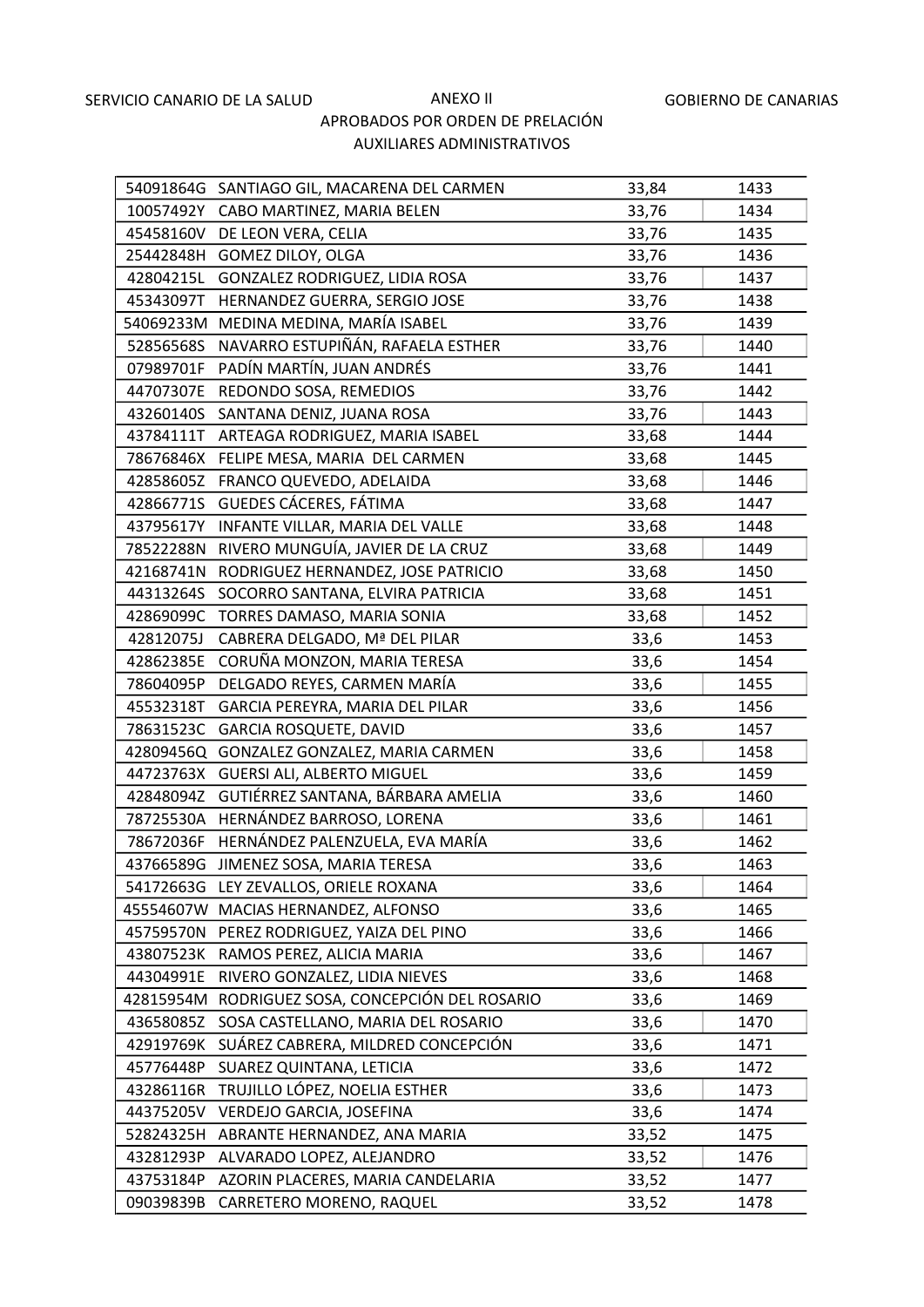SERVICIO CANARIO DE LA SALUD | ANEXO II | GOBIERNO DE CANARIAS

APROBADOS POR ORDEN DE PRELACIÓN

AUXILIARES ADMINISTRATIVOS

| | | | |
|---|---|---|---|
| 54091864G | SANTIAGO GIL, MACARENA DEL CARMEN | 33,84 | 1433 |
| 10057492Y | CABO MARTINEZ, MARIA BELEN | 33,76 | 1434 |
| 45458160V | DE LEON VERA, CELIA | 33,76 | 1435 |
| 25442848H | GOMEZ DILOY, OLGA | 33,76 | 1436 |
| 42804215L | GONZALEZ RODRIGUEZ, LIDIA ROSA | 33,76 | 1437 |
| 45343097T | HERNANDEZ GUERRA, SERGIO JOSE | 33,76 | 1438 |
| 54069233M | MEDINA MEDINA, MARÍA ISABEL | 33,76 | 1439 |
| 52856568S | NAVARRO ESTUPIÑÁN, RAFAELA ESTHER | 33,76 | 1440 |
| 07989701F | PADÍN MARTÍN, JUAN ANDRÉS | 33,76 | 1441 |
| 44707307E | REDONDO SOSA, REMEDIOS | 33,76 | 1442 |
| 43260140S | SANTANA DENIZ, JUANA ROSA | 33,76 | 1443 |
| 43784111T | ARTEAGA RODRIGUEZ, MARIA ISABEL | 33,68 | 1444 |
| 78676846X | FELIPE MESA, MARIA DEL CARMEN | 33,68 | 1445 |
| 42858605Z | FRANCO QUEVEDO, ADELAIDA | 33,68 | 1446 |
| 42866771S | GUEDES CÁCERES, FÁTIMA | 33,68 | 1447 |
| 43795617Y | INFANTE VILLAR, MARIA DEL VALLE | 33,68 | 1448 |
| 78522288N | RIVERO MUNGUÍA, JAVIER DE LA CRUZ | 33,68 | 1449 |
| 42168741N | RODRIGUEZ HERNANDEZ, JOSE PATRICIO | 33,68 | 1450 |
| 44313264S | SOCORRO SANTANA, ELVIRA PATRICIA | 33,68 | 1451 |
| 42869099C | TORRES DAMASO, MARIA SONIA | 33,68 | 1452 |
| 42812075J | CABRERA DELGADO, Mª DEL PILAR | 33,6 | 1453 |
| 42862385E | CORUÑA MONZON, MARIA TERESA | 33,6 | 1454 |
| 78604095P | DELGADO REYES, CARMEN MARÍA | 33,6 | 1455 |
| 45532318T | GARCIA PEREYRA, MARIA DEL PILAR | 33,6 | 1456 |
| 78631523C | GARCIA ROSQUETE, DAVID | 33,6 | 1457 |
| 42809456Q | GONZALEZ GONZALEZ, MARIA CARMEN | 33,6 | 1458 |
| 44723763X | GUERSI ALI, ALBERTO MIGUEL | 33,6 | 1459 |
| 42848094Z | GUTIÉRREZ SANTANA, BÁRBARA AMELIA | 33,6 | 1460 |
| 78725530A | HERNÁNDEZ BARROSO, LORENA | 33,6 | 1461 |
| 78672036F | HERNÁNDEZ PALENZUELA, EVA MARÍA | 33,6 | 1462 |
| 43766589G | JIMENEZ SOSA, MARIA TERESA | 33,6 | 1463 |
| 54172663G | LEY ZEVALLOS, ORIELE ROXANA | 33,6 | 1464 |
| 45554607W | MACIAS HERNANDEZ, ALFONSO | 33,6 | 1465 |
| 45759570N | PEREZ RODRIGUEZ, YAIZA DEL PINO | 33,6 | 1466 |
| 43807523K | RAMOS PEREZ, ALICIA MARIA | 33,6 | 1467 |
| 44304991E | RIVERO GONZALEZ, LIDIA NIEVES | 33,6 | 1468 |
| 42815954M | RODRIGUEZ SOSA, CONCEPCIÓN DEL ROSARIO | 33,6 | 1469 |
| 43658085Z | SOSA CASTELLANO, MARIA DEL ROSARIO | 33,6 | 1470 |
| 42919769K | SUÁREZ CABRERA, MILDRED CONCEPCIÓN | 33,6 | 1471 |
| 45776448P | SUAREZ QUINTANA, LETICIA | 33,6 | 1472 |
| 43286116R | TRUJILLO LÓPEZ, NOELIA ESTHER | 33,6 | 1473 |
| 44375205V | VERDEJO GARCIA, JOSEFINA | 33,6 | 1474 |
| 52824325H | ABRANTE HERNANDEZ, ANA MARIA | 33,52 | 1475 |
| 43281293P | ALVARADO LOPEZ, ALEJANDRO | 33,52 | 1476 |
| 43753184P | AZORIN PLACERES, MARIA CANDELARIA | 33,52 | 1477 |
| 09039839B | CARRETERO MORENO, RAQUEL | 33,52 | 1478 |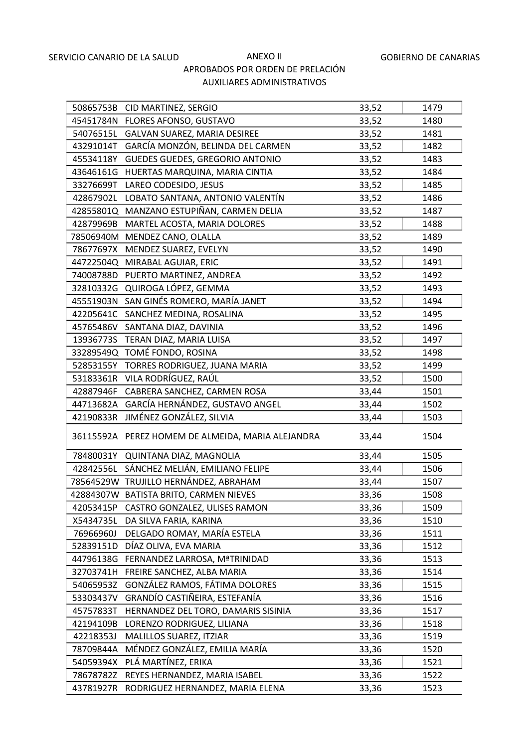| | | | |
|---|---|---|---|
| 50865753B | CID MARTINEZ, SERGIO | 33,52 | 1479 |
| 45451784N | FLORES AFONSO, GUSTAVO | 33,52 | 1480 |
| 54076515L | GALVAN SUAREZ, MARIA DESIREE | 33,52 | 1481 |
| 43291014T | GARCÍA MONZÓN, BELINDA DEL CARMEN | 33,52 | 1482 |
| 45534118Y | GUEDES GUEDES, GREGORIO ANTONIO | 33,52 | 1483 |
| 43646161G | HUERTAS MARQUINA, MARIA CINTIA | 33,52 | 1484 |
| 33276699T | LAREO CODESIDO, JESUS | 33,52 | 1485 |
| 42867902L | LOBATO SANTANA, ANTONIO VALENTÍN | 33,52 | 1486 |
| 42855801Q | MANZANO ESTUPIÑAN, CARMEN DELIA | 33,52 | 1487 |
| 42879969B | MARTEL ACOSTA, MARIA DOLORES | 33,52 | 1488 |
| 78506940M | MENDEZ CANO, OLALLA | 33,52 | 1489 |
| 78677697X | MENDEZ SUAREZ, EVELYN | 33,52 | 1490 |
| 44722504Q | MIRABAL AGUIAR, ERIC | 33,52 | 1491 |
| 74008788D | PUERTO MARTINEZ, ANDREA | 33,52 | 1492 |
| 32810332G | QUIROGA LÓPEZ, GEMMA | 33,52 | 1493 |
| 45551903N | SAN GINÉS ROMERO, MARÍA JANET | 33,52 | 1494 |
| 42205641C | SANCHEZ MEDINA, ROSALINA | 33,52 | 1495 |
| 45765486V | SANTANA DIAZ, DAVINIA | 33,52 | 1496 |
| 13936773S | TERAN DIAZ, MARIA LUISA | 33,52 | 1497 |
| 33289549Q | TOMÉ FONDO, ROSINA | 33,52 | 1498 |
| 52853155Y | TORRES RODRIGUEZ, JUANA MARIA | 33,52 | 1499 |
| 53183361R | VILA RODRÍGUEZ, RAÚL | 33,52 | 1500 |
| 42887946F | CABRERA SANCHEZ, CARMEN ROSA | 33,44 | 1501 |
| 44713682A | GARCÍA HERNÁNDEZ, GUSTAVO ANGEL | 33,44 | 1502 |
| 42190833R | JIMÉNEZ GONZÁLEZ, SILVIA | 33,44 | 1503 |
| 36115592A | PEREZ HOMEM DE ALMEIDA, MARIA ALEJANDRA | 33,44 | 1504 |
| 78480031Y | QUINTANA DIAZ, MAGNOLIA | 33,44 | 1505 |
| 42842556L | SÁNCHEZ MELIÁN, EMILIANO FELIPE | 33,44 | 1506 |
| 78564529W | TRUJILLO HERNÁNDEZ, ABRAHAM | 33,44 | 1507 |
| 42884307W | BATISTA BRITO, CARMEN NIEVES | 33,36 | 1508 |
| 42053415P | CASTRO GONZALEZ, ULISES RAMON | 33,36 | 1509 |
| X5434735L | DA SILVA FARIA, KARINA | 33,36 | 1510 |
| 76966960J | DELGADO ROMAY, MARÍA ESTELA | 33,36 | 1511 |
| 52839151D | DÍAZ OLIVA, EVA MARIA | 33,36 | 1512 |
| 44796138G | FERNANDEZ LARROSA, MªTRINIDAD | 33,36 | 1513 |
| 32703741H | FREIRE SANCHEZ, ALBA MARIA | 33,36 | 1514 |
| 54065953Z | GONZÁLEZ RAMOS, FÁTIMA DOLORES | 33,36 | 1515 |
| 53303437V | GRANDÍO CASTIÑEIRA, ESTEFANÍA | 33,36 | 1516 |
| 45757833T | HERNANDEZ DEL TORO, DAMARIS SISINIA | 33,36 | 1517 |
| 42194109B | LORENZO RODRIGUEZ, LILIANA | 33,36 | 1518 |
| 42218353J | MALILLOS SUAREZ, ITZIAR | 33,36 | 1519 |
| 78709844A | MÉNDEZ GONZÁLEZ, EMILIA MARÍA | 33,36 | 1520 |
| 54059394X | PLÁ MARTÍNEZ, ERIKA | 33,36 | 1521 |
| 78678782Z | REYES HERNANDEZ, MARIA ISABEL | 33,36 | 1522 |
| 43781927R | RODRIGUEZ HERNANDEZ, MARIA ELENA | 33,36 | 1523 |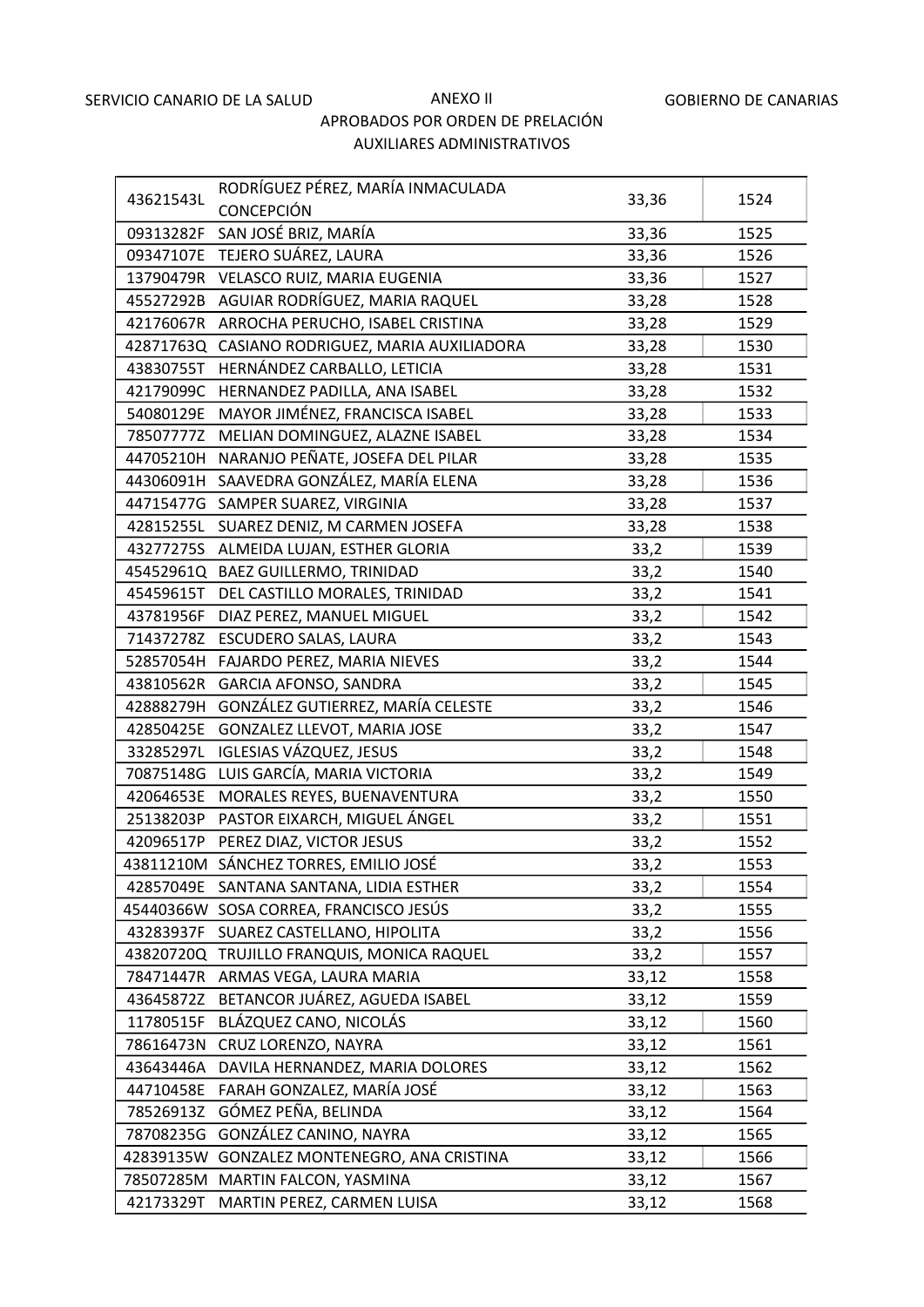SERVICIO CANARIO DE LA SALUD — ANEXO II — GOBIERNO DE CANARIAS

APROBADOS POR ORDEN DE PRELACIÓN

AUXILIARES ADMINISTRATIVOS

| | | | |
|---|---|---|---|
| 43621543L | RODRÍGUEZ PÉREZ, MARÍA INMACULADA CONCEPCIÓN | 33,36 | 1524 |
| 09313282F | SAN JOSÉ BRIZ, MARÍA | 33,36 | 1525 |
| 09347107E | TEJERO SUÁREZ, LAURA | 33,36 | 1526 |
| 13790479R | VELASCO RUIZ, MARIA EUGENIA | 33,36 | 1527 |
| 45527292B | AGUIAR RODRÍGUEZ, MARIA RAQUEL | 33,28 | 1528 |
| 42176067R | ARROCHA PERUCHO, ISABEL CRISTINA | 33,28 | 1529 |
| 42871763Q | CASIANO RODRIGUEZ, MARIA AUXILIADORA | 33,28 | 1530 |
| 43830755T | HERNÁNDEZ CARBALLO, LETICIA | 33,28 | 1531 |
| 42179099C | HERNANDEZ PADILLA, ANA ISABEL | 33,28 | 1532 |
| 54080129E | MAYOR JIMÉNEZ, FRANCISCA ISABEL | 33,28 | 1533 |
| 78507777Z | MELIAN DOMINGUEZ, ALAZNE ISABEL | 33,28 | 1534 |
| 44705210H | NARANJO PEÑATE, JOSEFA DEL PILAR | 33,28 | 1535 |
| 44306091H | SAAVEDRA GONZÁLEZ, MARÍA ELENA | 33,28 | 1536 |
| 44715477G | SAMPER SUAREZ, VIRGINIA | 33,28 | 1537 |
| 42815255L | SUAREZ DENIZ, M CARMEN JOSEFA | 33,28 | 1538 |
| 43277275S | ALMEIDA LUJAN, ESTHER GLORIA | 33,2 | 1539 |
| 45452961Q | BAEZ GUILLERMO, TRINIDAD | 33,2 | 1540 |
| 45459615T | DEL CASTILLO MORALES, TRINIDAD | 33,2 | 1541 |
| 43781956F | DIAZ PEREZ, MANUEL MIGUEL | 33,2 | 1542 |
| 71437278Z | ESCUDERO SALAS, LAURA | 33,2 | 1543 |
| 52857054H | FAJARDO PEREZ, MARIA NIEVES | 33,2 | 1544 |
| 43810562R | GARCIA AFONSO, SANDRA | 33,2 | 1545 |
| 42888279H | GONZÁLEZ GUTIERREZ, MARÍA CELESTE | 33,2 | 1546 |
| 42850425E | GONZALEZ LLEVOT, MARIA JOSE | 33,2 | 1547 |
| 33285297L | IGLESIAS VÁZQUEZ, JESUS | 33,2 | 1548 |
| 70875148G | LUIS GARCÍA, MARIA VICTORIA | 33,2 | 1549 |
| 42064653E | MORALES REYES, BUENAVENTURA | 33,2 | 1550 |
| 25138203P | PASTOR EIXARCH, MIGUEL ÁNGEL | 33,2 | 1551 |
| 42096517P | PEREZ DIAZ, VICTOR JESUS | 33,2 | 1552 |
| 43811210M | SÁNCHEZ TORRES, EMILIO JOSÉ | 33,2 | 1553 |
| 42857049E | SANTANA SANTANA, LIDIA ESTHER | 33,2 | 1554 |
| 45440366W | SOSA CORREA, FRANCISCO JESÚS | 33,2 | 1555 |
| 43283937F | SUAREZ CASTELLANO, HIPOLITA | 33,2 | 1556 |
| 43820720Q | TRUJILLO FRANQUIS, MONICA RAQUEL | 33,2 | 1557 |
| 78471447R | ARMAS VEGA, LAURA MARIA | 33,12 | 1558 |
| 43645872Z | BETANCOR JUÁREZ, AGUEDA ISABEL | 33,12 | 1559 |
| 11780515F | BLÁZQUEZ CANO, NICOLÁS | 33,12 | 1560 |
| 78616473N | CRUZ LORENZO, NAYRA | 33,12 | 1561 |
| 43643446A | DAVILA HERNANDEZ, MARIA DOLORES | 33,12 | 1562 |
| 44710458E | FARAH GONZALEZ, MARÍA JOSÉ | 33,12 | 1563 |
| 78526913Z | GÓMEZ PEÑA, BELINDA | 33,12 | 1564 |
| 78708235G | GONZÁLEZ CANINO, NAYRA | 33,12 | 1565 |
| 42839135W | GONZALEZ MONTENEGRO, ANA CRISTINA | 33,12 | 1566 |
| 78507285M | MARTIN FALCON, YASMINA | 33,12 | 1567 |
| 42173329T | MARTIN PEREZ, CARMEN LUISA | 33,12 | 1568 |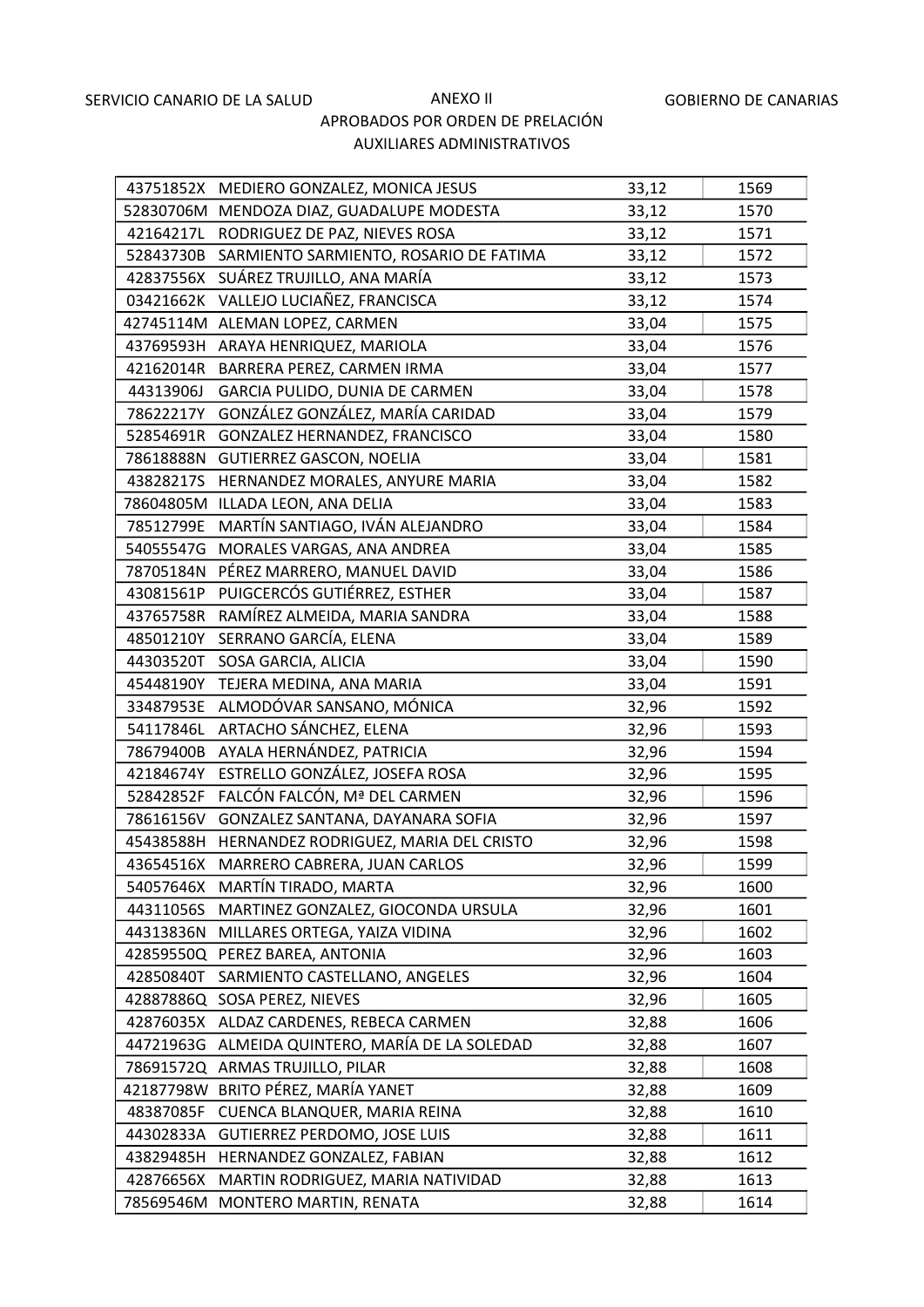SERVICIO CANARIO DE LA SALUD | ANEXO II | GOBIERNO DE CANARIAS

APROBADOS POR ORDEN DE PRELACIÓN

AUXILIARES ADMINISTRATIVOS

| | | | |
|---|---|---|---|
| 43751852X | MEDIERO GONZALEZ, MONICA JESUS | 33,12 | 1569 |
| 52830706M | MENDOZA DIAZ, GUADALUPE MODESTA | 33,12 | 1570 |
| 42164217L | RODRIGUEZ DE PAZ, NIEVES ROSA | 33,12 | 1571 |
| 52843730B | SARMIENTO SARMIENTO, ROSARIO DE FATIMA | 33,12 | 1572 |
| 42837556X | SUÁREZ TRUJILLO, ANA MARÍA | 33,12 | 1573 |
| 03421662K | VALLEJO LUCIAÑEZ, FRANCISCA | 33,12 | 1574 |
| 42745114M | ALEMAN LOPEZ, CARMEN | 33,04 | 1575 |
| 43769593H | ARAYA HENRIQUEZ, MARIOLA | 33,04 | 1576 |
| 42162014R | BARRERA PEREZ, CARMEN IRMA | 33,04 | 1577 |
| 44313906J | GARCIA PULIDO, DUNIA DE CARMEN | 33,04 | 1578 |
| 78622217Y | GONZÁLEZ GONZÁLEZ, MARÍA CARIDAD | 33,04 | 1579 |
| 52854691R | GONZALEZ HERNANDEZ, FRANCISCO | 33,04 | 1580 |
| 78618888N | GUTIERREZ GASCON, NOELIA | 33,04 | 1581 |
| 43828217S | HERNANDEZ MORALES, ANYURE MARIA | 33,04 | 1582 |
| 78604805M | ILLADA LEON, ANA DELIA | 33,04 | 1583 |
| 78512799E | MARTÍN SANTIAGO, IVÁN ALEJANDRO | 33,04 | 1584 |
| 54055547G | MORALES VARGAS, ANA ANDREA | 33,04 | 1585 |
| 78705184N | PÉREZ MARRERO, MANUEL DAVID | 33,04 | 1586 |
| 43081561P | PUIGCERCÓS GUTIÉRREZ, ESTHER | 33,04 | 1587 |
| 43765758R | RAMÍREZ ALMEIDA, MARIA SANDRA | 33,04 | 1588 |
| 48501210Y | SERRANO GARCÍA, ELENA | 33,04 | 1589 |
| 44303520T | SOSA GARCIA, ALICIA | 33,04 | 1590 |
| 45448190Y | TEJERA MEDINA, ANA MARIA | 33,04 | 1591 |
| 33487953E | ALMODÓVAR SANSANO, MÓNICA | 32,96 | 1592 |
| 54117846L | ARTACHO SÁNCHEZ, ELENA | 32,96 | 1593 |
| 78679400B | AYALA HERNÁNDEZ, PATRICIA | 32,96 | 1594 |
| 42184674Y | ESTRELLO GONZÁLEZ, JOSEFA ROSA | 32,96 | 1595 |
| 52842852F | FALCÓN FALCÓN, Mª DEL CARMEN | 32,96 | 1596 |
| 78616156V | GONZALEZ SANTANA, DAYANARA SOFIA | 32,96 | 1597 |
| 45438588H | HERNANDEZ RODRIGUEZ, MARIA DEL CRISTO | 32,96 | 1598 |
| 43654516X | MARRERO CABRERA, JUAN CARLOS | 32,96 | 1599 |
| 54057646X | MARTÍN TIRADO, MARTA | 32,96 | 1600 |
| 44311056S | MARTINEZ GONZALEZ, GIOCONDA URSULA | 32,96 | 1601 |
| 44313836N | MILLARES ORTEGA, YAIZA VIDINA | 32,96 | 1602 |
| 42859550Q | PEREZ BAREA, ANTONIA | 32,96 | 1603 |
| 42850840T | SARMIENTO CASTELLANO, ANGELES | 32,96 | 1604 |
| 42887886Q | SOSA PEREZ, NIEVES | 32,96 | 1605 |
| 42876035X | ALDAZ CARDENES, REBECA CARMEN | 32,88 | 1606 |
| 44721963G | ALMEIDA QUINTERO, MARÍA DE LA SOLEDAD | 32,88 | 1607 |
| 78691572Q | ARMAS TRUJILLO, PILAR | 32,88 | 1608 |
| 42187798W | BRITO PÉREZ, MARÍA YANET | 32,88 | 1609 |
| 48387085F | CUENCA BLANQUER, MARIA REINA | 32,88 | 1610 |
| 44302833A | GUTIERREZ PERDOMO, JOSE LUIS | 32,88 | 1611 |
| 43829485H | HERNANDEZ GONZALEZ, FABIAN | 32,88 | 1612 |
| 42876656X | MARTIN RODRIGUEZ, MARIA NATIVIDAD | 32,88 | 1613 |
| 78569546M | MONTERO MARTIN, RENATA | 32,88 | 1614 |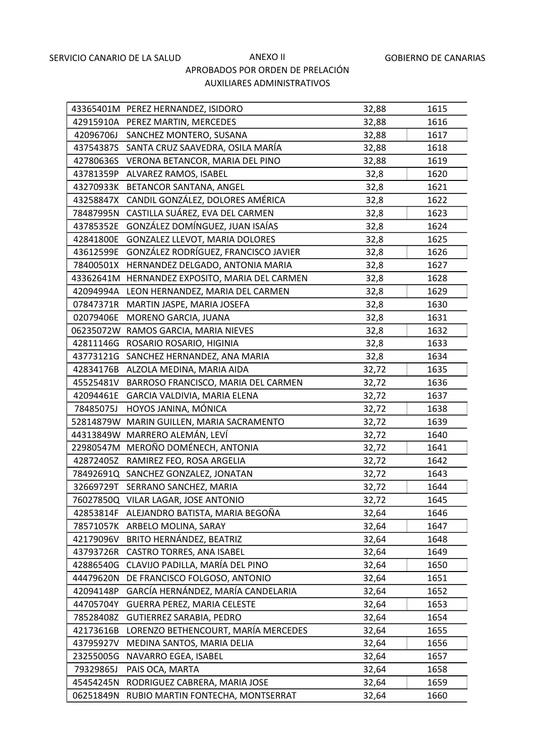SERVICIO CANARIO DE LA SALUD — ANEXO II — GOBIERNO DE CANARIAS

APROBADOS POR ORDEN DE PRELACIÓN

AUXILIARES ADMINISTRATIVOS

| | | | |
|---|---|---|---|
| 43365401M | PEREZ HERNANDEZ, ISIDORO | 32,88 | 1615 |
| 42915910A | PEREZ MARTIN, MERCEDES | 32,88 | 1616 |
| 42096706J | SANCHEZ MONTERO, SUSANA | 32,88 | 1617 |
| 43754387S | SANTA CRUZ SAAVEDRA, OSILA MARÍA | 32,88 | 1618 |
| 42780636S | VERONA BETANCOR, MARIA DEL PINO | 32,88 | 1619 |
| 43781359P | ALVAREZ RAMOS, ISABEL | 32,8 | 1620 |
| 43270933K | BETANCOR SANTANA, ANGEL | 32,8 | 1621 |
| 43258847X | CANDIL GONZÁLEZ, DOLORES AMÉRICA | 32,8 | 1622 |
| 78487995N | CASTILLA SUÁREZ, EVA DEL CARMEN | 32,8 | 1623 |
| 43785352E | GONZÁLEZ DOMÍNGUEZ, JUAN ISAÍAS | 32,8 | 1624 |
| 42841800E | GONZALEZ LLEVOT, MARIA DOLORES | 32,8 | 1625 |
| 43612599E | GONZÁLEZ RODRÍGUEZ, FRANCISCO JAVIER | 32,8 | 1626 |
| 78400501X | HERNANDEZ DELGADO, ANTONIA MARIA | 32,8 | 1627 |
| 43362641M | HERNANDEZ EXPOSITO, MARIA DEL CARMEN | 32,8 | 1628 |
| 42094994A | LEON HERNANDEZ, MARIA DEL CARMEN | 32,8 | 1629 |
| 07847371R | MARTIN JASPE, MARIA JOSEFA | 32,8 | 1630 |
| 02079406E | MORENO GARCIA, JUANA | 32,8 | 1631 |
| 06235072W | RAMOS GARCIA, MARIA NIEVES | 32,8 | 1632 |
| 42811146G | ROSARIO ROSARIO, HIGINIA | 32,8 | 1633 |
| 43773121G | SANCHEZ HERNANDEZ, ANA MARIA | 32,8 | 1634 |
| 42834176B | ALZOLA MEDINA, MARIA AIDA | 32,72 | 1635 |
| 45525481V | BARROSO FRANCISCO, MARIA DEL CARMEN | 32,72 | 1636 |
| 42094461E | GARCIA VALDIVIA, MARIA ELENA | 32,72 | 1637 |
| 78485075J | HOYOS JANINA, MÓNICA | 32,72 | 1638 |
| 52814879W | MARIN GUILLEN, MARIA SACRAMENTO | 32,72 | 1639 |
| 44313849W | MARRERO ALEMÁN, LEVÍ | 32,72 | 1640 |
| 22980547M | MEROÑO DOMÉNECH, ANTONIA | 32,72 | 1641 |
| 42872405Z | RAMIREZ FEO, ROSA ARGELIA | 32,72 | 1642 |
| 78492691Q | SANCHEZ GONZALEZ, JONATAN | 32,72 | 1643 |
| 32669729T | SERRANO SANCHEZ, MARIA | 32,72 | 1644 |
| 76027850Q | VILAR LAGAR, JOSE ANTONIO | 32,72 | 1645 |
| 42853814F | ALEJANDRO BATISTA, MARIA BEGOÑA | 32,64 | 1646 |
| 78571057K | ARBELO MOLINA, SARAY | 32,64 | 1647 |
| 42179096V | BRITO HERNÁNDEZ, BEATRIZ | 32,64 | 1648 |
| 43793726R | CASTRO TORRES, ANA ISABEL | 32,64 | 1649 |
| 42886540G | CLAVIJO PADILLA, MARÍA DEL PINO | 32,64 | 1650 |
| 44479620N | DE FRANCISCO FOLGOSO, ANTONIO | 32,64 | 1651 |
| 42094148P | GARCÍA HERNÁNDEZ, MARÍA CANDELARIA | 32,64 | 1652 |
| 44705704Y | GUERRA PEREZ, MARIA CELESTE | 32,64 | 1653 |
| 78528408Z | GUTIERREZ SARABIA, PEDRO | 32,64 | 1654 |
| 42173616B | LORENZO BETHENCOURT, MARÍA MERCEDES | 32,64 | 1655 |
| 43795927V | MEDINA SANTOS, MARIA DELIA | 32,64 | 1656 |
| 23255005G | NAVARRO EGEA, ISABEL | 32,64 | 1657 |
| 79329865J | PAIS OCA, MARTA | 32,64 | 1658 |
| 45454245N | RODRIGUEZ CABRERA, MARIA JOSE | 32,64 | 1659 |
| 06251849N | RUBIO MARTIN FONTECHA, MONTSERRAT | 32,64 | 1660 |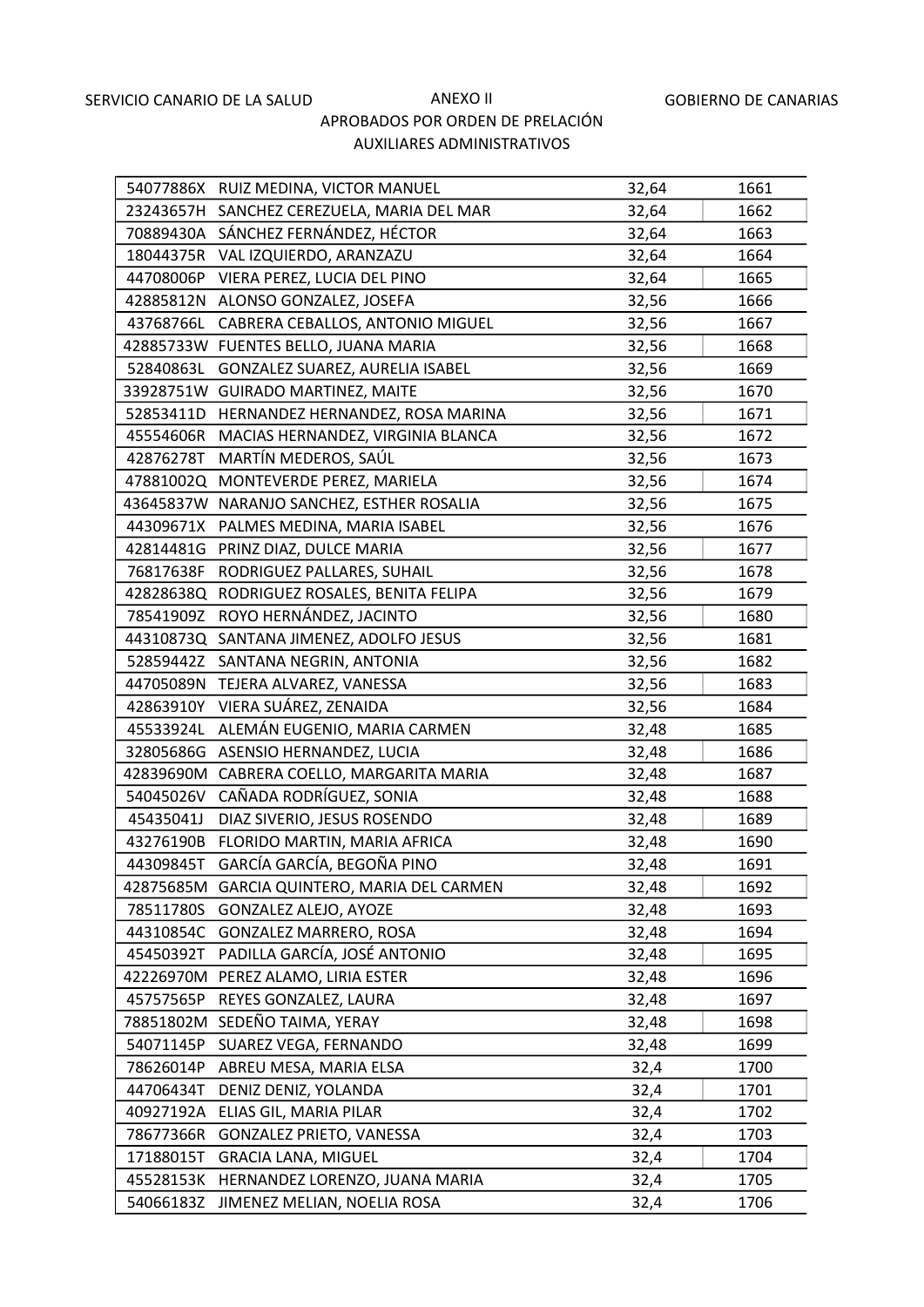SERVICIO CANARIO DE LA SALUD — ANEXO II — GOBIERNO DE CANARIAS

APROBADOS POR ORDEN DE PRELACIÓN

AUXILIARES ADMINISTRATIVOS

| | | | |
|---|---|---|---|
| 54077886X | RUIZ MEDINA, VICTOR MANUEL | 32,64 | 1661 |
| 23243657H | SANCHEZ CEREZUELA, MARIA DEL MAR | 32,64 | 1662 |
| 70889430A | SÁNCHEZ FERNÁNDEZ, HÉCTOR | 32,64 | 1663 |
| 18044375R | VAL IZQUIERDO, ARANZAZU | 32,64 | 1664 |
| 44708006P | VIERA PEREZ, LUCIA DEL PINO | 32,64 | 1665 |
| 42885812N | ALONSO GONZALEZ, JOSEFA | 32,56 | 1666 |
| 43768766L | CABRERA CEBALLOS, ANTONIO MIGUEL | 32,56 | 1667 |
| 42885733W | FUENTES BELLO, JUANA MARIA | 32,56 | 1668 |
| 52840863L | GONZALEZ SUAREZ, AURELIA ISABEL | 32,56 | 1669 |
| 33928751W | GUIRADO MARTINEZ, MAITE | 32,56 | 1670 |
| 52853411D | HERNANDEZ HERNANDEZ, ROSA MARINA | 32,56 | 1671 |
| 45554606R | MACIAS HERNANDEZ, VIRGINIA BLANCA | 32,56 | 1672 |
| 42876278T | MARTÍN MEDEROS, SAÚL | 32,56 | 1673 |
| 47881002Q | MONTEVERDE PEREZ, MARIELA | 32,56 | 1674 |
| 43645837W | NARANJO SANCHEZ, ESTHER ROSALIA | 32,56 | 1675 |
| 44309671X | PALMES MEDINA, MARIA ISABEL | 32,56 | 1676 |
| 42814481G | PRINZ DIAZ, DULCE MARIA | 32,56 | 1677 |
| 76817638F | RODRIGUEZ PALLARES, SUHAIL | 32,56 | 1678 |
| 42828638Q | RODRIGUEZ ROSALES, BENITA FELIPA | 32,56 | 1679 |
| 78541909Z | ROYO HERNÁNDEZ, JACINTO | 32,56 | 1680 |
| 44310873Q | SANTANA JIMENEZ, ADOLFO JESUS | 32,56 | 1681 |
| 52859442Z | SANTANA NEGRIN, ANTONIA | 32,56 | 1682 |
| 44705089N | TEJERA ALVAREZ, VANESSA | 32,56 | 1683 |
| 42863910Y | VIERA SUÁREZ, ZENAIDA | 32,56 | 1684 |
| 45533924L | ALEMÁN EUGENIO, MARIA CARMEN | 32,48 | 1685 |
| 32805686G | ASENSIO HERNANDEZ, LUCIA | 32,48 | 1686 |
| 42839690M | CABRERA COELLO, MARGARITA MARIA | 32,48 | 1687 |
| 54045026V | CAÑADA RODRÍGUEZ, SONIA | 32,48 | 1688 |
| 45435041J | DIAZ SIVERIO, JESUS ROSENDO | 32,48 | 1689 |
| 43276190B | FLORIDO MARTIN, MARIA AFRICA | 32,48 | 1690 |
| 44309845T | GARCÍA GARCÍA, BEGOÑA PINO | 32,48 | 1691 |
| 42875685M | GARCIA QUINTERO, MARIA DEL CARMEN | 32,48 | 1692 |
| 78511780S | GONZALEZ ALEJO, AYOZE | 32,48 | 1693 |
| 44310854C | GONZALEZ MARRERO, ROSA | 32,48 | 1694 |
| 45450392T | PADILLA GARCÍA, JOSÉ ANTONIO | 32,48 | 1695 |
| 42226970M | PEREZ ALAMO, LIRIA ESTER | 32,48 | 1696 |
| 45757565P | REYES GONZALEZ, LAURA | 32,48 | 1697 |
| 78851802M | SEDEÑO TAIMA, YERAY | 32,48 | 1698 |
| 54071145P | SUAREZ VEGA, FERNANDO | 32,48 | 1699 |
| 78626014P | ABREU MESA, MARIA ELSA | 32,4 | 1700 |
| 44706434T | DENIZ DENIZ, YOLANDA | 32,4 | 1701 |
| 40927192A | ELIAS GIL, MARIA PILAR | 32,4 | 1702 |
| 78677366R | GONZALEZ PRIETO, VANESSA | 32,4 | 1703 |
| 17188015T | GRACIA LANA, MIGUEL | 32,4 | 1704 |
| 45528153K | HERNANDEZ LORENZO, JUANA MARIA | 32,4 | 1705 |
| 54066183Z | JIMENEZ MELIAN, NOELIA ROSA | 32,4 | 1706 |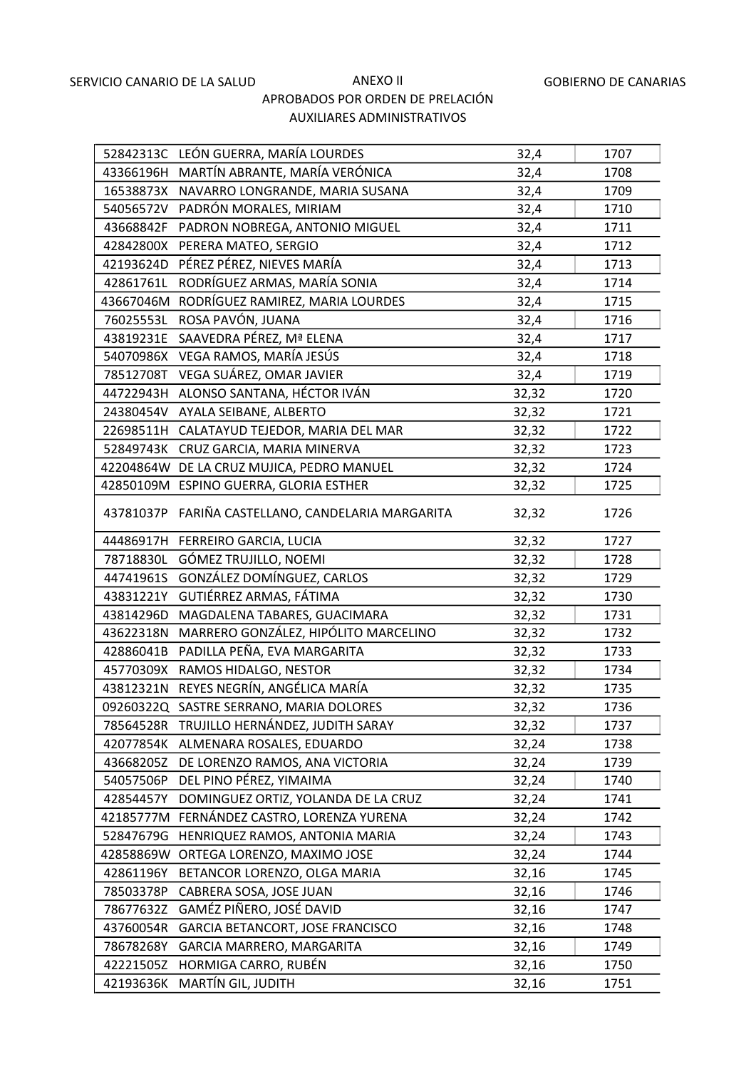SERVICIO CANARIO DE LA SALUD

# ANEXO II

GOBIERNO DE CANARIAS

## APROBADOS POR ORDEN DE PRELACIÓN

## AUXILIARES ADMINISTRATIVOS

| | | | |
|---|---|---|---|
| 52842313C | LEÓN GUERRA, MARÍA LOURDES | 32,4 | 1707 |
| 43366196H | MARTÍN ABRANTE, MARÍA VERÓNICA | 32,4 | 1708 |
| 16538873X | NAVARRO LONGRANDE, MARIA SUSANA | 32,4 | 1709 |
| 54056572V | PADRÓN MORALES, MIRIAM | 32,4 | 1710 |
| 43668842F | PADRON NOBREGA, ANTONIO MIGUEL | 32,4 | 1711 |
| 42842800X | PERERA MATEO, SERGIO | 32,4 | 1712 |
| 42193624D | PÉREZ PÉREZ, NIEVES MARÍA | 32,4 | 1713 |
| 42861761L | RODRÍGUEZ ARMAS, MARÍA SONIA | 32,4 | 1714 |
| 43667046M | RODRÍGUEZ RAMIREZ, MARIA LOURDES | 32,4 | 1715 |
| 76025553L | ROSA PAVÓN, JUANA | 32,4 | 1716 |
| 43819231E | SAAVEDRA PÉREZ, Mª ELENA | 32,4 | 1717 |
| 54070986X | VEGA RAMOS, MARÍA JESÚS | 32,4 | 1718 |
| 78512708T | VEGA SUÁREZ, OMAR JAVIER | 32,4 | 1719 |
| 44722943H | ALONSO SANTANA, HÉCTOR IVÁN | 32,32 | 1720 |
| 24380454V | AYALA SEIBANE, ALBERTO | 32,32 | 1721 |
| 22698511H | CALATAYUD TEJEDOR, MARIA DEL MAR | 32,32 | 1722 |
| 52849743K | CRUZ GARCIA, MARIA MINERVA | 32,32 | 1723 |
| 42204864W | DE LA CRUZ MUJICA, PEDRO MANUEL | 32,32 | 1724 |
| 42850109M | ESPINO GUERRA, GLORIA ESTHER | 32,32 | 1725 |
| 43781037P | FARIÑA CASTELLANO, CANDELARIA MARGARITA | 32,32 | 1726 |
| 44486917H | FERREIRO GARCIA, LUCIA | 32,32 | 1727 |
| 78718830L | GÓMEZ TRUJILLO, NOEMI | 32,32 | 1728 |
| 44741961S | GONZÁLEZ DOMÍNGUEZ, CARLOS | 32,32 | 1729 |
| 43831221Y | GUTIÉRREZ ARMAS, FÁTIMA | 32,32 | 1730 |
| 43814296D | MAGDALENA TABARES, GUACIMARA | 32,32 | 1731 |
| 43622318N | MARRERO GONZÁLEZ, HIPÓLITO MARCELINO | 32,32 | 1732 |
| 42886041B | PADILLA PEÑA, EVA MARGARITA | 32,32 | 1733 |
| 45770309X | RAMOS HIDALGO, NESTOR | 32,32 | 1734 |
| 43812321N | REYES NEGRÍN, ANGÉLICA MARÍA | 32,32 | 1735 |
| 09260322Q | SASTRE SERRANO, MARIA DOLORES | 32,32 | 1736 |
| 78564528R | TRUJILLO HERNÁNDEZ, JUDITH SARAY | 32,32 | 1737 |
| 42077854K | ALMENARA ROSALES, EDUARDO | 32,24 | 1738 |
| 43668205Z | DE LORENZO RAMOS, ANA VICTORIA | 32,24 | 1739 |
| 54057506P | DEL PINO PÉREZ, YIMAIMA | 32,24 | 1740 |
| 42854457Y | DOMINGUEZ ORTIZ, YOLANDA DE LA CRUZ | 32,24 | 1741 |
| 42185777M | FERNÁNDEZ CASTRO, LORENZA YURENA | 32,24 | 1742 |
| 52847679G | HENRIQUEZ RAMOS, ANTONIA MARIA | 32,24 | 1743 |
| 42858869W | ORTEGA LORENZO, MAXIMO JOSE | 32,24 | 1744 |
| 42861196Y | BETANCOR LORENZO, OLGA MARIA | 32,16 | 1745 |
| 78503378P | CABRERA SOSA, JOSE JUAN | 32,16 | 1746 |
| 78677632Z | GAMÉZ PIÑERO, JOSÉ DAVID | 32,16 | 1747 |
| 43760054R | GARCIA BETANCORT, JOSE FRANCISCO | 32,16 | 1748 |
| 78678268Y | GARCIA MARRERO, MARGARITA | 32,16 | 1749 |
| 42221505Z | HORMIGA CARRO, RUBÉN | 32,16 | 1750 |
| 42193636K | MARTÍN GIL, JUDITH | 32,16 | 1751 |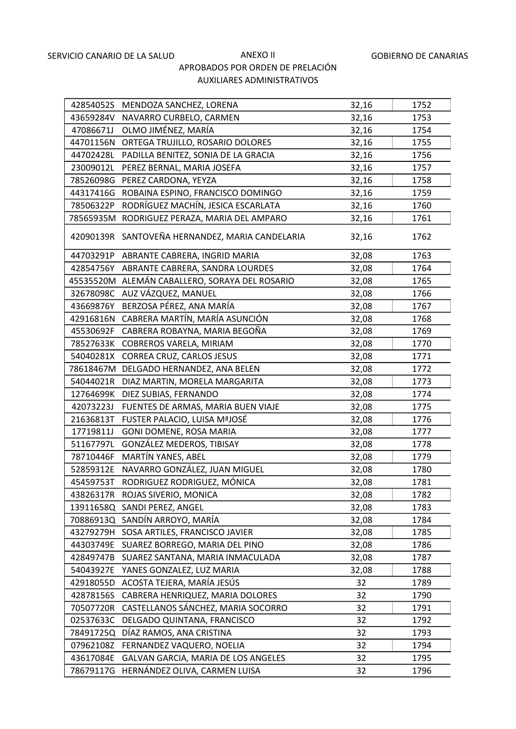SERVICIO CANARIO DE LA SALUD — ANEXO II — GOBIERNO DE CANARIAS

APROBADOS POR ORDEN DE PRELACIÓN

AUXILIARES ADMINISTRATIVOS

| | | | |
|---|---|---|---|
| 42854052S | MENDOZA SANCHEZ, LORENA | 32,16 | 1752 |
| 43659284V | NAVARRO CURBELO, CARMEN | 32,16 | 1753 |
| 47086671J | OLMO JIMÉNEZ, MARÍA | 32,16 | 1754 |
| 44701156N | ORTEGA TRUJILLO, ROSARIO DOLORES | 32,16 | 1755 |
| 44702428L | PADILLA BENITEZ, SONIA DE LA GRACIA | 32,16 | 1756 |
| 23009012L | PEREZ BERNAL, MARIA JOSEFA | 32,16 | 1757 |
| 78526098G | PEREZ CARDONA, YEYZA | 32,16 | 1758 |
| 44317416G | ROBAINA ESPINO, FRANCISCO DOMINGO | 32,16 | 1759 |
| 78506322P | RODRÍGUEZ MACHÍN, JESICA ESCARLATA | 32,16 | 1760 |
| 78565935M | RODRIGUEZ PERAZA, MARIA DEL AMPARO | 32,16 | 1761 |
| 42090139R | SANTOVEÑA HERNANDEZ, MARIA CANDELARIA | 32,16 | 1762 |
| 44703291P | ABRANTE CABRERA, INGRID MARIA | 32,08 | 1763 |
| 42854756Y | ABRANTE CABRERA, SANDRA LOURDES | 32,08 | 1764 |
| 45535520M | ALEMÁN CABALLERO, SORAYA DEL ROSARIO | 32,08 | 1765 |
| 32678098C | AUZ VÁZQUEZ, MANUEL | 32,08 | 1766 |
| 43669876Y | BERZOSA PÉREZ, ANA MARÍA | 32,08 | 1767 |
| 42916816N | CABRERA MARTÍN, MARÍA ASUNCIÓN | 32,08 | 1768 |
| 45530692F | CABRERA ROBAYNA, MARIA BEGOÑA | 32,08 | 1769 |
| 78527633K | COBREROS VARELA, MIRIAM | 32,08 | 1770 |
| 54040281X | CORREA CRUZ, CARLOS JESUS | 32,08 | 1771 |
| 78618467M | DELGADO HERNANDEZ, ANA BELEN | 32,08 | 1772 |
| 54044021R | DIAZ MARTIN, MORELA MARGARITA | 32,08 | 1773 |
| 12764699K | DIEZ SUBIAS, FERNANDO | 32,08 | 1774 |
| 42073223J | FUENTES DE ARMAS, MARIA BUEN VIAJE | 32,08 | 1775 |
| 21636813T | FUSTER PALACIO, LUISA MªJOSÉ | 32,08 | 1776 |
| 17719811J | GONI DOMENE, ROSA MARIA | 32,08 | 1777 |
| 51167797L | GONZÁLEZ MEDEROS, TIBISAY | 32,08 | 1778 |
| 78710446F | MARTÍN YANES, ABEL | 32,08 | 1779 |
| 52859312E | NAVARRO GONZÁLEZ, JUAN MIGUEL | 32,08 | 1780 |
| 45459753T | RODRIGUEZ RODRIGUEZ, MÓNICA | 32,08 | 1781 |
| 43826317R | ROJAS SIVERIO, MONICA | 32,08 | 1782 |
| 13911658Q | SANDI PEREZ, ANGEL | 32,08 | 1783 |
| 70886913Q | SANDÍN ARROYO, MARÍA | 32,08 | 1784 |
| 43279279H | SOSA ARTILES, FRANCISCO JAVIER | 32,08 | 1785 |
| 44303749E | SUAREZ BORREGO, MARIA DEL PINO | 32,08 | 1786 |
| 42849747B | SUAREZ SANTANA, MARIA INMACULADA | 32,08 | 1787 |
| 54043927E | YANES GONZALEZ, LUZ MARIA | 32,08 | 1788 |
| 42918055D | ACOSTA TEJERA, MARÍA JESÚS | 32 | 1789 |
| 42878156S | CABRERA HENRIQUEZ, MARIA DOLORES | 32 | 1790 |
| 70507720R | CASTELLANOS SÁNCHEZ, MARIA SOCORRO | 32 | 1791 |
| 02537633C | DELGADO QUINTANA, FRANCISCO | 32 | 1792 |
| 78491725Q | DÍAZ RAMOS, ANA CRISTINA | 32 | 1793 |
| 07962108Z | FERNANDEZ VAQUERO, NOELIA | 32 | 1794 |
| 43617084E | GALVAN GARCIA, MARIA DE LOS ANGELES | 32 | 1795 |
| 78679117G | HERNÁNDEZ OLIVA, CARMEN LUISA | 32 | 1796 |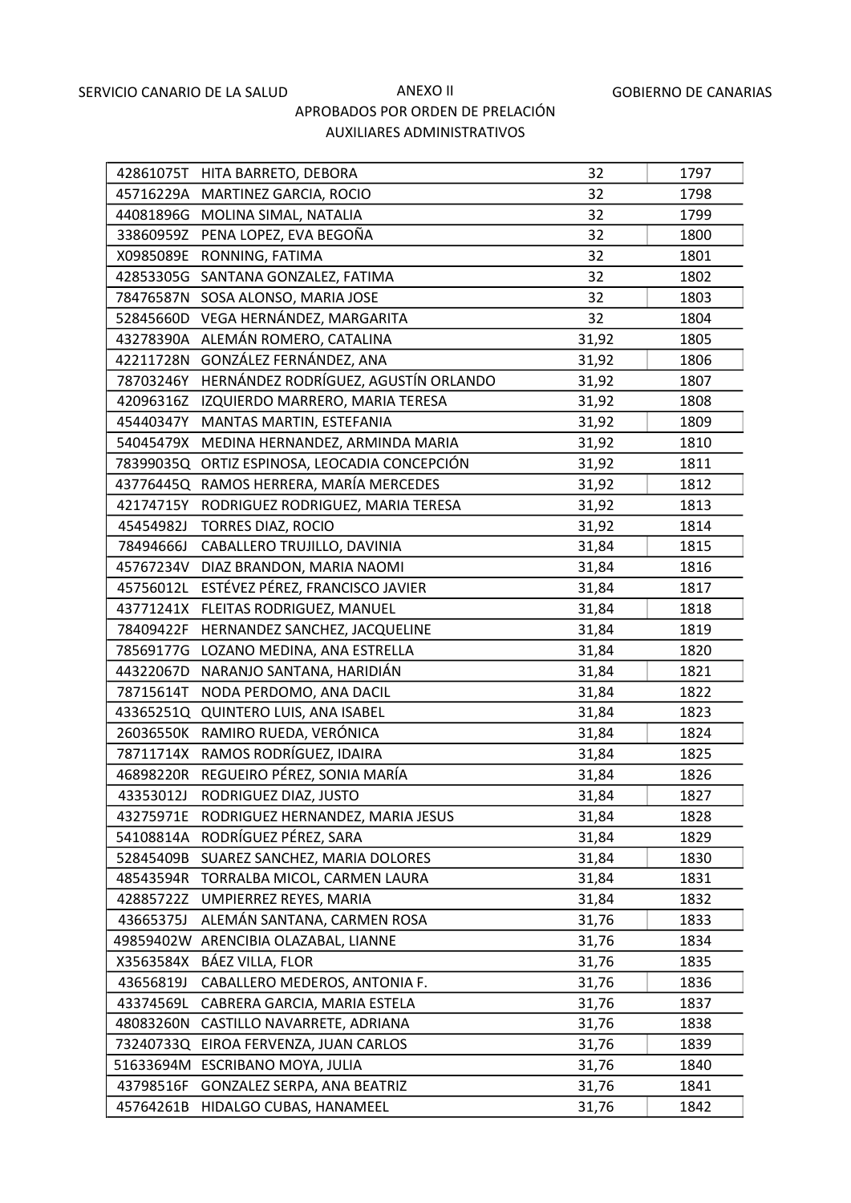SERVICIO CANARIO DE LA SALUD

ANEXO II

GOBIERNO DE CANARIAS

APROBADOS POR ORDEN DE PRELACIÓN

AUXILIARES ADMINISTRATIVOS

| | | | |
|---|---|---|---|
| 42861075T | HITA BARRETO, DEBORA | 32 | 1797 |
| 45716229A | MARTINEZ GARCIA, ROCIO | 32 | 1798 |
| 44081896G | MOLINA SIMAL, NATALIA | 32 | 1799 |
| 33860959Z | PENA LOPEZ, EVA BEGOÑA | 32 | 1800 |
| X0985089E | RONNING, FATIMA | 32 | 1801 |
| 42853305G | SANTANA GONZALEZ, FATIMA | 32 | 1802 |
| 78476587N | SOSA ALONSO, MARIA JOSE | 32 | 1803 |
| 52845660D | VEGA HERNÁNDEZ, MARGARITA | 32 | 1804 |
| 43278390A | ALEMÁN ROMERO, CATALINA | 31,92 | 1805 |
| 42211728N | GONZÁLEZ FERNÁNDEZ, ANA | 31,92 | 1806 |
| 78703246Y | HERNÁNDEZ RODRÍGUEZ, AGUSTÍN ORLANDO | 31,92 | 1807 |
| 42096316Z | IZQUIERDO MARRERO, MARIA TERESA | 31,92 | 1808 |
| 45440347Y | MANTAS MARTIN, ESTEFANIA | 31,92 | 1809 |
| 54045479X | MEDINA HERNANDEZ, ARMINDA MARIA | 31,92 | 1810 |
| 78399035Q | ORTIZ ESPINOSA, LEOCADIA CONCEPCIÓN | 31,92 | 1811 |
| 437776445Q | RAMOS HERRERA, MARÍA MERCEDES | 31,92 | 1812 |
| 42174715Y | RODRIGUEZ RODRIGUEZ, MARIA TERESA | 31,92 | 1813 |
| 45454982J | TORRES DIAZ, ROCIO | 31,92 | 1814 |
| 78494666J | CABALLERO TRUJILLO, DAVINIA | 31,84 | 1815 |
| 45767234V | DIAZ BRANDON, MARIA NAOMI | 31,84 | 1816 |
| 45756012L | ESTÉVEZ PÉREZ, FRANCISCO JAVIER | 31,84 | 1817 |
| 43771241X | FLEITAS RODRIGUEZ, MANUEL | 31,84 | 1818 |
| 78409422F | HERNANDEZ SANCHEZ, JACQUELINE | 31,84 | 1819 |
| 78569177G | LOZANO MEDINA, ANA ESTRELLA | 31,84 | 1820 |
| 44322067D | NARANJO SANTANA, HARIDIÁN | 31,84 | 1821 |
| 78715614T | NODA PERDOMO, ANA DACIL | 31,84 | 1822 |
| 43365251Q | QUINTERO LUIS, ANA ISABEL | 31,84 | 1823 |
| 26036550K | RAMIRO RUEDA, VERÓNICA | 31,84 | 1824 |
| 78711714X | RAMOS RODRÍGUEZ, IDAIRA | 31,84 | 1825 |
| 46898220R | REGUEIRO PÉREZ, SONIA MARÍA | 31,84 | 1826 |
| 43353012J | RODRIGUEZ DIAZ, JUSTO | 31,84 | 1827 |
| 43275971E | RODRIGUEZ HERNANDEZ, MARIA JESUS | 31,84 | 1828 |
| 54108814A | RODRÍGUEZ PÉREZ, SARA | 31,84 | 1829 |
| 52845409B | SUAREZ SANCHEZ, MARIA DOLORES | 31,84 | 1830 |
| 48543594R | TORRALBA MICOL, CARMEN LAURA | 31,84 | 1831 |
| 42885722Z | UMPIERREZ REYES, MARIA | 31,84 | 1832 |
| 43665375J | ALEMÁN SANTANA, CARMEN ROSA | 31,76 | 1833 |
| 49859402W | ARENCIBIA OLAZABAL, LIANNE | 31,76 | 1834 |
| X3563584X | BÁEZ VILLA, FLOR | 31,76 | 1835 |
| 43656819J | CABALLERO MEDEROS, ANTONIA F. | 31,76 | 1836 |
| 43374569L | CABRERA GARCIA, MARIA ESTELA | 31,76 | 1837 |
| 48083260N | CASTILLO NAVARRETE, ADRIANA | 31,76 | 1838 |
| 73240733Q | EIROA FERVENZA, JUAN CARLOS | 31,76 | 1839 |
| 51633694M | ESCRIBANO MOYA, JULIA | 31,76 | 1840 |
| 43798516F | GONZALEZ SERPA, ANA BEATRIZ | 31,76 | 1841 |
| 45764261B | HIDALGO CUBAS, HANAMEEL | 31,76 | 1842 |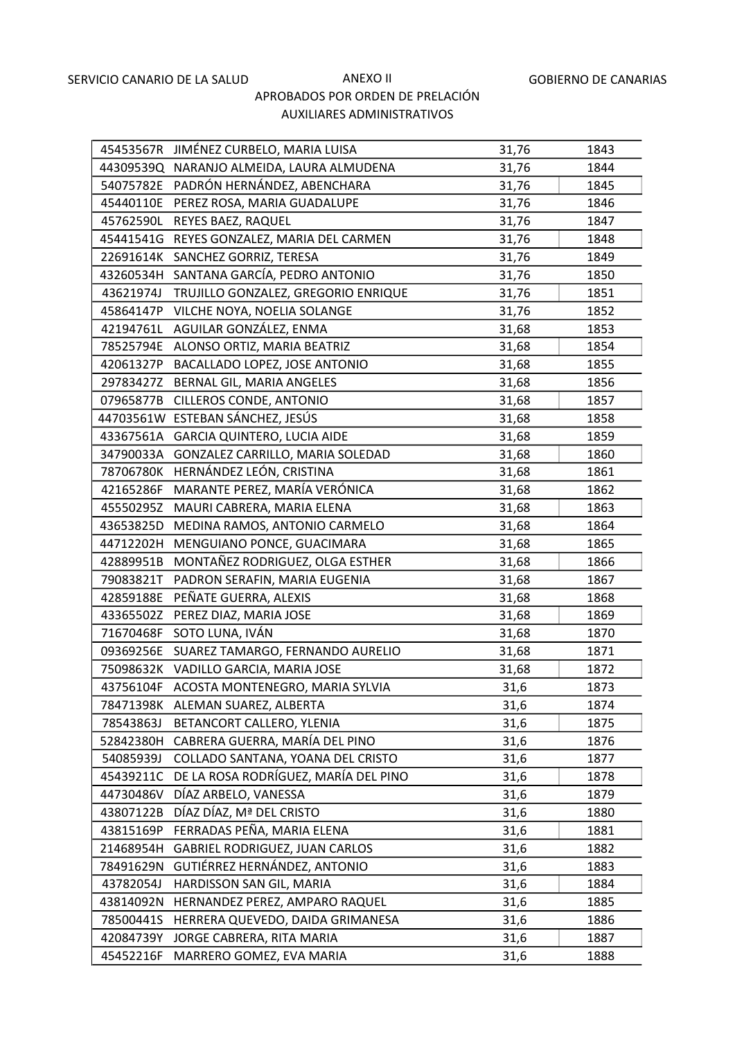SERVICIO CANARIO DE LA SALUD | ANEXO II | GOBIERNO DE CANARIAS

APROBADOS POR ORDEN DE PRELACIÓN

AUXILIARES ADMINISTRATIVOS

| | | | |
|---|---|---|---|
| 45453567R | JIMÉNEZ CURBELO, MARIA LUISA | 31,76 | 1843 |
| 44309539Q | NARANJO ALMEIDA, LAURA ALMUDENA | 31,76 | 1844 |
| 54075782E | PADRÓN HERNÁNDEZ, ABENCHARA | 31,76 | 1845 |
| 45440110E | PEREZ ROSA, MARIA GUADALUPE | 31,76 | 1846 |
| 45762590L | REYES BAEZ, RAQUEL | 31,76 | 1847 |
| 45441541G | REYES GONZALEZ, MARIA DEL CARMEN | 31,76 | 1848 |
| 22691614K | SANCHEZ GORRIZ, TERESA | 31,76 | 1849 |
| 43260534H | SANTANA GARCÍA, PEDRO ANTONIO | 31,76 | 1850 |
| 43621974J | TRUJILLO GONZALEZ, GREGORIO ENRIQUE | 31,76 | 1851 |
| 45864147P | VILCHE NOYA, NOELIA SOLANGE | 31,76 | 1852 |
| 42194761L | AGUILAR GONZÁLEZ, ENMA | 31,68 | 1853 |
| 78525794E | ALONSO ORTIZ, MARIA BEATRIZ | 31,68 | 1854 |
| 42061327P | BACALLADO LOPEZ, JOSE ANTONIO | 31,68 | 1855 |
| 29783427Z | BERNAL GIL, MARIA ANGELES | 31,68 | 1856 |
| 07965877B | CILLEROS CONDE, ANTONIO | 31,68 | 1857 |
| 44703561W | ESTEBAN SÁNCHEZ, JESÚS | 31,68 | 1858 |
| 43367561A | GARCIA QUINTERO, LUCIA AIDE | 31,68 | 1859 |
| 34790033A | GONZALEZ CARRILLO, MARIA SOLEDAD | 31,68 | 1860 |
| 78706780K | HERNÁNDEZ LEÓN, CRISTINA | 31,68 | 1861 |
| 42165286F | MARANTE PEREZ, MARÍA VERÓNICA | 31,68 | 1862 |
| 45550295Z | MAURI CABRERA, MARIA ELENA | 31,68 | 1863 |
| 43653825D | MEDINA RAMOS, ANTONIO CARMELO | 31,68 | 1864 |
| 44712202H | MENGUIANO PONCE, GUACIMARA | 31,68 | 1865 |
| 42889951B | MONTAÑEZ RODRIGUEZ, OLGA ESTHER | 31,68 | 1866 |
| 79083821T | PADRON SERAFIN, MARIA EUGENIA | 31,68 | 1867 |
| 42859188E | PEÑATE GUERRA, ALEXIS | 31,68 | 1868 |
| 43365502Z | PEREZ DIAZ, MARIA JOSE | 31,68 | 1869 |
| 71670468F | SOTO LUNA, IVÁN | 31,68 | 1870 |
| 09369256E | SUAREZ TAMARGO, FERNANDO AURELIO | 31,68 | 1871 |
| 75098632K | VADILLO GARCIA, MARIA JOSE | 31,68 | 1872 |
| 43756104F | ACOSTA MONTENEGRO, MARIA SYLVIA | 31,6 | 1873 |
| 78471398K | ALEMAN SUAREZ, ALBERTA | 31,6 | 1874 |
| 78543863J | BETANCORT CALLERO, YLENIA | 31,6 | 1875 |
| 52842380H | CABRERA GUERRA, MARÍA DEL PINO | 31,6 | 1876 |
| 54085939J | COLLADO SANTANA, YOANA DEL CRISTO | 31,6 | 1877 |
| 45439211C | DE LA ROSA RODRÍGUEZ, MARÍA DEL PINO | 31,6 | 1878 |
| 44730486V | DÍAZ ARBELO, VANESSA | 31,6 | 1879 |
| 43807122B | DÍAZ DÍAZ, Mª DEL CRISTO | 31,6 | 1880 |
| 43815169P | FERRADAS PEÑA, MARIA ELENA | 31,6 | 1881 |
| 21468954H | GABRIEL RODRIGUEZ, JUAN CARLOS | 31,6 | 1882 |
| 78491629N | GUTIÉRREZ HERNÁNDEZ, ANTONIO | 31,6 | 1883 |
| 43782054J | HARDISSON SAN GIL, MARIA | 31,6 | 1884 |
| 43814092N | HERNANDEZ PEREZ, AMPARO RAQUEL | 31,6 | 1885 |
| 78500441S | HERRERA QUEVEDO, DAIDA GRIMANESA | 31,6 | 1886 |
| 42084739Y | JORGE CABRERA, RITA MARIA | 31,6 | 1887 |
| 45452216F | MARRERO GOMEZ, EVA MARIA | 31,6 | 1888 |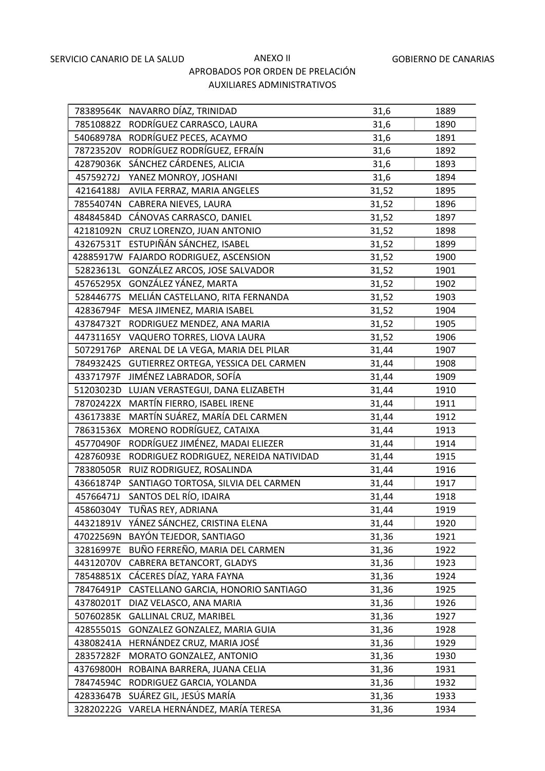SERVICIO CANARIO DE LA SALUD | ANEXO II | GOBIERNO DE CANARIAS

APROBADOS POR ORDEN DE PRELACIÓN

AUXILIARES ADMINISTRATIVOS

| | | | |
|---|---|---|---|
| 78389564K | NAVARRO DÍAZ, TRINIDAD | 31,6 | 1889 |
| 78510882Z | RODRÍGUEZ CARRASCO, LAURA | 31,6 | 1890 |
| 54068978A | RODRÍGUEZ PECES, ACAYMO | 31,6 | 1891 |
| 78723520V | RODRÍGUEZ RODRÍGUEZ, EFRAÍN | 31,6 | 1892 |
| 42879036K | SÁNCHEZ CÁRDENES, ALICIA | 31,6 | 1893 |
| 45759272J | YANEZ MONROY, JOSHANI | 31,6 | 1894 |
| 42164188J | AVILA FERRAZ, MARIA ANGELES | 31,52 | 1895 |
| 78554074N | CABRERA NIEVES, LAURA | 31,52 | 1896 |
| 48484584D | CÁNOVAS CARRASCO, DANIEL | 31,52 | 1897 |
| 42181092N | CRUZ LORENZO, JUAN ANTONIO | 31,52 | 1898 |
| 43267531T | ESTUPIÑÁN SÁNCHEZ, ISABEL | 31,52 | 1899 |
| 42885917W | FAJARDO RODRIGUEZ, ASCENSION | 31,52 | 1900 |
| 52823613L | GONZÁLEZ ARCOS, JOSE SALVADOR | 31,52 | 1901 |
| 45765295X | GONZÁLEZ YÁNEZ, MARTA | 31,52 | 1902 |
| 52844677S | MELIÁN CASTELLANO, RITA FERNANDA | 31,52 | 1903 |
| 42836794F | MESA JIMENEZ, MARIA ISABEL | 31,52 | 1904 |
| 43784732T | RODRIGUEZ MENDEZ, ANA MARIA | 31,52 | 1905 |
| 44731165Y | VAQUERO TORRES, LIOVA LAURA | 31,52 | 1906 |
| 50729176P | ARENAL DE LA VEGA, MARIA DEL PILAR | 31,44 | 1907 |
| 78493242S | GUTIERREZ ORTEGA, YESSICA DEL CARMEN | 31,44 | 1908 |
| 43371797F | JIMÉNEZ LABRADOR, SOFÍA | 31,44 | 1909 |
| 51203023D | LUJAN VERASTEGUI, DANA ELIZABETH | 31,44 | 1910 |
| 78702422X | MARTÍN FIERRO, ISABEL IRENE | 31,44 | 1911 |
| 43617383E | MARTÍN SUÁREZ, MARÍA DEL CARMEN | 31,44 | 1912 |
| 78631536X | MORENO RODRÍGUEZ, CATAIXA | 31,44 | 1913 |
| 45770490F | RODRÍGUEZ JIMÉNEZ, MADAI ELIEZER | 31,44 | 1914 |
| 42876093E | RODRIGUEZ RODRIGUEZ, NEREIDA NATIVIDAD | 31,44 | 1915 |
| 78380505R | RUIZ RODRIGUEZ, ROSALINDA | 31,44 | 1916 |
| 43661874P | SANTIAGO TORTOSA, SILVIA DEL CARMEN | 31,44 | 1917 |
| 45766471J | SANTOS DEL RÍO, IDAIRA | 31,44 | 1918 |
| 45860304Y | TUÑAS REY, ADRIANA | 31,44 | 1919 |
| 44321891V | YÁNEZ SÁNCHEZ, CRISTINA ELENA | 31,44 | 1920 |
| 47022569N | BAYÓN TEJEDOR, SANTIAGO | 31,36 | 1921 |
| 32816997E | BUÑO FERREÑO, MARIA DEL CARMEN | 31,36 | 1922 |
| 44312070V | CABRERA BETANCORT, GLADYS | 31,36 | 1923 |
| 78548851X | CÁCERES DÍAZ, YARA FAYNA | 31,36 | 1924 |
| 78476491P | CASTELLANO GARCIA, HONORIO SANTIAGO | 31,36 | 1925 |
| 43780201T | DIAZ VELASCO, ANA MARIA | 31,36 | 1926 |
| 50760285K | GALLINAL CRUZ, MARIBEL | 31,36 | 1927 |
| 42855501S | GONZALEZ GONZALEZ, MARIA GUIA | 31,36 | 1928 |
| 43808241A | HERNÁNDEZ CRUZ, MARIA JOSÉ | 31,36 | 1929 |
| 28357282F | MORATO GONZALEZ, ANTONIO | 31,36 | 1930 |
| 43769800H | ROBAINA BARRERA, JUANA CELIA | 31,36 | 1931 |
| 78474594C | RODRIGUEZ GARCIA, YOLANDA | 31,36 | 1932 |
| 42833647B | SUÁREZ GIL, JESÚS MARÍA | 31,36 | 1933 |
| 32820222G | VARELA HERNÁNDEZ, MARÍA TERESA | 31,36 | 1934 |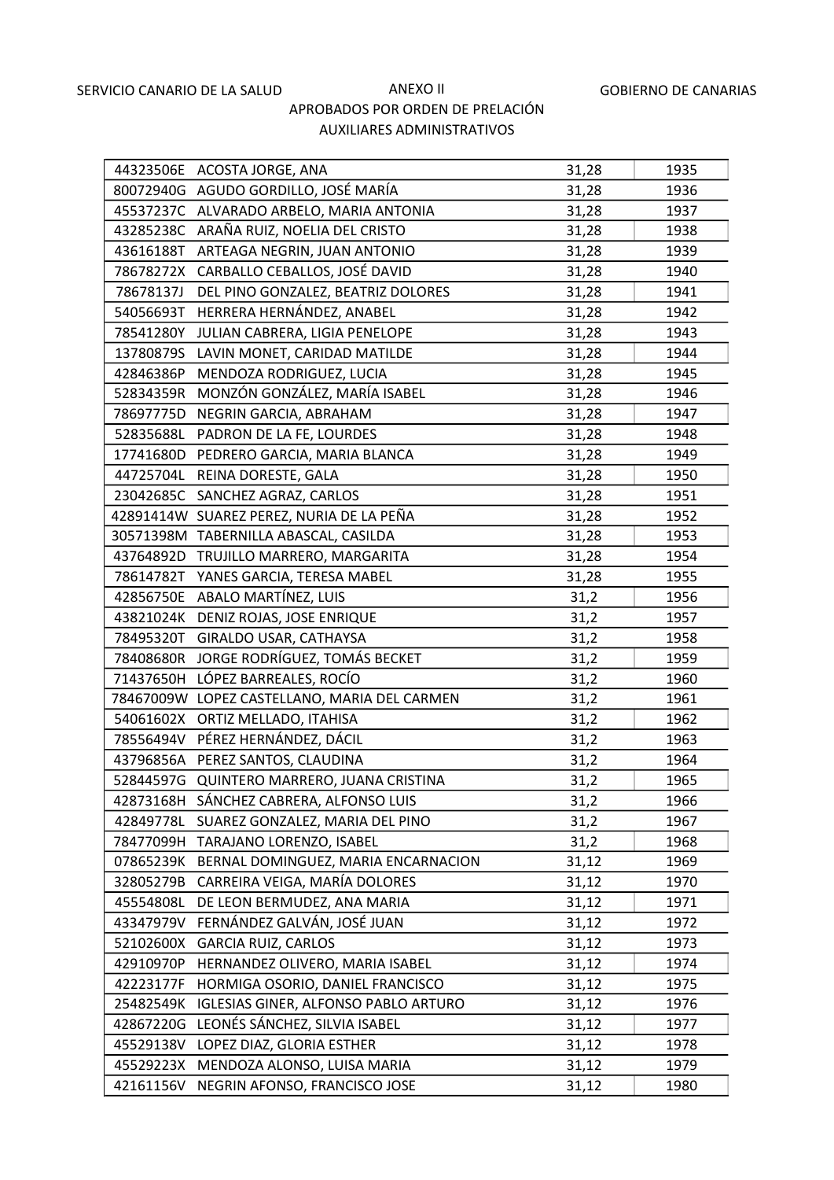SERVICIO CANARIO DE LA SALUD | ANEXO II | GOBIERNO DE CANARIAS

APROBADOS POR ORDEN DE PRELACIÓN

AUXILIARES ADMINISTRATIVOS

| | | | |
|---|---|---|---|
| 44323506E | ACOSTA JORGE, ANA | 31,28 | 1935 |
| 80072940G | AGUDO GORDILLO, JOSÉ MARÍA | 31,28 | 1936 |
| 45537237C | ALVARADO ARBELO, MARIA ANTONIA | 31,28 | 1937 |
| 43285238C | ARAÑA RUIZ, NOELIA DEL CRISTO | 31,28 | 1938 |
| 43616188T | ARTEAGA NEGRIN, JUAN ANTONIO | 31,28 | 1939 |
| 78678272X | CARBALLO CEBALLOS, JOSÉ DAVID | 31,28 | 1940 |
| 78678137J | DEL PINO GONZALEZ, BEATRIZ DOLORES | 31,28 | 1941 |
| 54056693T | HERRERA HERNÁNDEZ, ANABEL | 31,28 | 1942 |
| 78541280Y | JULIAN CABRERA, LIGIA PENELOPE | 31,28 | 1943 |
| 13780879S | LAVIN MONET, CARIDAD MATILDE | 31,28 | 1944 |
| 42846386P | MENDOZA RODRIGUEZ, LUCIA | 31,28 | 1945 |
| 52834359R | MONZÓN GONZÁLEZ, MARÍA ISABEL | 31,28 | 1946 |
| 78697775D | NEGRIN GARCIA, ABRAHAM | 31,28 | 1947 |
| 52835688L | PADRON DE LA FE, LOURDES | 31,28 | 1948 |
| 17741680D | PEDRERO GARCIA, MARIA BLANCA | 31,28 | 1949 |
| 44725704L | REINA DORESTE, GALA | 31,28 | 1950 |
| 23042685C | SANCHEZ AGRAZ, CARLOS | 31,28 | 1951 |
| 42891414W | SUAREZ PEREZ, NURIA DE LA PEÑA | 31,28 | 1952 |
| 30571398M | TABERNILLA ABASCAL, CASILDA | 31,28 | 1953 |
| 43764892D | TRUJILLO MARRERO, MARGARITA | 31,28 | 1954 |
| 78614782T | YANES GARCIA, TERESA MABEL | 31,28 | 1955 |
| 42856750E | ABALO MARTÍNEZ, LUIS | 31,2 | 1956 |
| 43821024K | DENIZ ROJAS, JOSE ENRIQUE | 31,2 | 1957 |
| 78495320T | GIRALDO USAR, CATHAYSA | 31,2 | 1958 |
| 78408680R | JORGE RODRÍGUEZ, TOMÁS BECKET | 31,2 | 1959 |
| 71437650H | LÓPEZ BARREALES, ROCÍO | 31,2 | 1960 |
| 78467009W | LOPEZ CASTELLANO, MARIA DEL CARMEN | 31,2 | 1961 |
| 54061602X | ORTIZ MELLADO, ITAHISA | 31,2 | 1962 |
| 78556494V | PÉREZ HERNÁNDEZ, DÁCIL | 31,2 | 1963 |
| 43796856A | PEREZ SANTOS, CLAUDINA | 31,2 | 1964 |
| 52844597G | QUINTERO MARRERO, JUANA CRISTINA | 31,2 | 1965 |
| 42873168H | SÁNCHEZ CABRERA, ALFONSO LUIS | 31,2 | 1966 |
| 42849778L | SUAREZ GONZALEZ, MARIA DEL PINO | 31,2 | 1967 |
| 78477099H | TARAJANO LORENZO, ISABEL | 31,2 | 1968 |
| 07865239K | BERNAL DOMINGUEZ, MARIA ENCARNACION | 31,12 | 1969 |
| 32805279B | CARREIRA VEIGA, MARÍA DOLORES | 31,12 | 1970 |
| 45554808L | DE LEON BERMUDEZ, ANA MARIA | 31,12 | 1971 |
| 43347979V | FERNÁNDEZ GALVÁN, JOSÉ JUAN | 31,12 | 1972 |
| 52102600X | GARCIA RUIZ, CARLOS | 31,12 | 1973 |
| 42910970P | HERNANDEZ OLIVERO, MARIA ISABEL | 31,12 | 1974 |
| 42223177F | HORMIGA OSORIO, DANIEL FRANCISCO | 31,12 | 1975 |
| 25482549K | IGLESIAS GINER, ALFONSO PABLO ARTURO | 31,12 | 1976 |
| 42867220G | LEONÉS SÁNCHEZ, SILVIA ISABEL | 31,12 | 1977 |
| 45529138V | LOPEZ DIAZ, GLORIA ESTHER | 31,12 | 1978 |
| 45529223X | MENDOZA ALONSO, LUISA MARIA | 31,12 | 1979 |
| 42161156V | NEGRIN AFONSO, FRANCISCO JOSE | 31,12 | 1980 |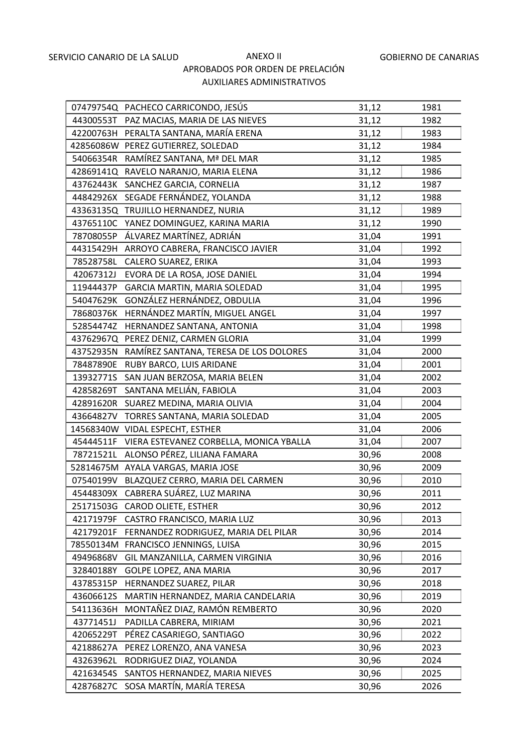SERVICIO CANARIO DE LA SALUD | ANEXO II | GOBIERNO DE CANARIAS

APROBADOS POR ORDEN DE PRELACIÓN

AUXILIARES ADMINISTRATIVOS

| DNI | APELLIDOS Y NOMBRE | PUNTUACIÓN | ORDEN |
|---|---|---|---|
| 07479754Q | PACHECO CARRICONDO, JESÚS | 31,12 | 1981 |
| 44300553T | PAZ MACIAS, MARIA DE LAS NIEVES | 31,12 | 1982 |
| 42200763H | PERALTA SANTANA, MARÍA ERENA | 31,12 | 1983 |
| 42856086W | PEREZ GUTIERREZ, SOLEDAD | 31,12 | 1984 |
| 54066354R | RAMÍREZ SANTANA, Mª DEL MAR | 31,12 | 1985 |
| 42869141Q | RAVELO NARANJO, MARIA ELENA | 31,12 | 1986 |
| 43762443K | SANCHEZ GARCIA, CORNELIA | 31,12 | 1987 |
| 44842926X | SEGADE FERNÁNDEZ, YOLANDA | 31,12 | 1988 |
| 43363135Q | TRUJILLO HERNANDEZ, NURIA | 31,12 | 1989 |
| 43765110C | YANEZ DOMINGUEZ, KARINA MARIA | 31,12 | 1990 |
| 78708055P | ÁLVAREZ MARTÍNEZ, ADRIÁN | 31,04 | 1991 |
| 44315429H | ARROYO CABRERA, FRANCISCO JAVIER | 31,04 | 1992 |
| 78528758L | CALERO SUAREZ, ERIKA | 31,04 | 1993 |
| 42067312J | EVORA DE LA ROSA, JOSE DANIEL | 31,04 | 1994 |
| 11944437P | GARCIA MARTIN, MARIA SOLEDAD | 31,04 | 1995 |
| 54047629K | GONZÁLEZ HERNÁNDEZ, OBDULIA | 31,04 | 1996 |
| 78680376K | HERNÁNDEZ MARTÍN, MIGUEL ANGEL | 31,04 | 1997 |
| 52854474Z | HERNANDEZ SANTANA, ANTONIA | 31,04 | 1998 |
| 43762967Q | PEREZ DENIZ, CARMEN GLORIA | 31,04 | 1999 |
| 43752935N | RAMÍREZ SANTANA, TERESA DE LOS DOLORES | 31,04 | 2000 |
| 78487890E | RUBY BARCO, LUIS ARIDANE | 31,04 | 2001 |
| 13932771S | SAN JUAN BERZOSA, MARIA BELEN | 31,04 | 2002 |
| 42858269T | SANTANA MELIÁN, FABIOLA | 31,04 | 2003 |
| 42891620R | SUAREZ MEDINA, MARIA OLIVIA | 31,04 | 2004 |
| 43664827V | TORRES SANTANA, MARIA SOLEDAD | 31,04 | 2005 |
| 14568340W | VIDAL ESPECHT, ESTHER | 31,04 | 2006 |
| 45444511F | VIERA ESTEVANEZ CORBELLA, MONICA YBALLA | 31,04 | 2007 |
| 78721521L | ALONSO PÉREZ, LILIANA FAMARA | 30,96 | 2008 |
| 52814675M | AYALA VARGAS, MARIA JOSE | 30,96 | 2009 |
| 07540199V | BLAZQUEZ CERRO, MARIA DEL CARMEN | 30,96 | 2010 |
| 45448309X | CABRERA SUÁREZ, LUZ MARINA | 30,96 | 2011 |
| 25171503G | CAROD OLIETE, ESTHER | 30,96 | 2012 |
| 42171979F | CASTRO FRANCISCO, MARIA LUZ | 30,96 | 2013 |
| 42179201F | FERNANDEZ RODRIGUEZ, MARIA DEL PILAR | 30,96 | 2014 |
| 78550134M | FRANCISCO JENNINGS, LUISA | 30,96 | 2015 |
| 49496868V | GIL MANZANILLA, CARMEN VIRGINIA | 30,96 | 2016 |
| 32840188Y | GOLPE LOPEZ, ANA MARIA | 30,96 | 2017 |
| 43785315P | HERNANDEZ SUAREZ, PILAR | 30,96 | 2018 |
| 43606612S | MARTIN HERNANDEZ, MARIA CANDELARIA | 30,96 | 2019 |
| 54113636H | MONTAÑEZ DIAZ, RAMÓN REMBERTO | 30,96 | 2020 |
| 43771451J | PADILLA CABRERA, MIRIAM | 30,96 | 2021 |
| 42065229T | PÉREZ CASARIEGO, SANTIAGO | 30,96 | 2022 |
| 42188627A | PEREZ LORENZO, ANA VANESA | 30,96 | 2023 |
| 43263962L | RODRIGUEZ DIAZ, YOLANDA | 30,96 | 2024 |
| 42163454S | SANTOS HERNANDEZ, MARIA NIEVES | 30,96 | 2025 |
| 42876827C | SOSA MARTÍN, MARÍA TERESA | 30,96 | 2026 |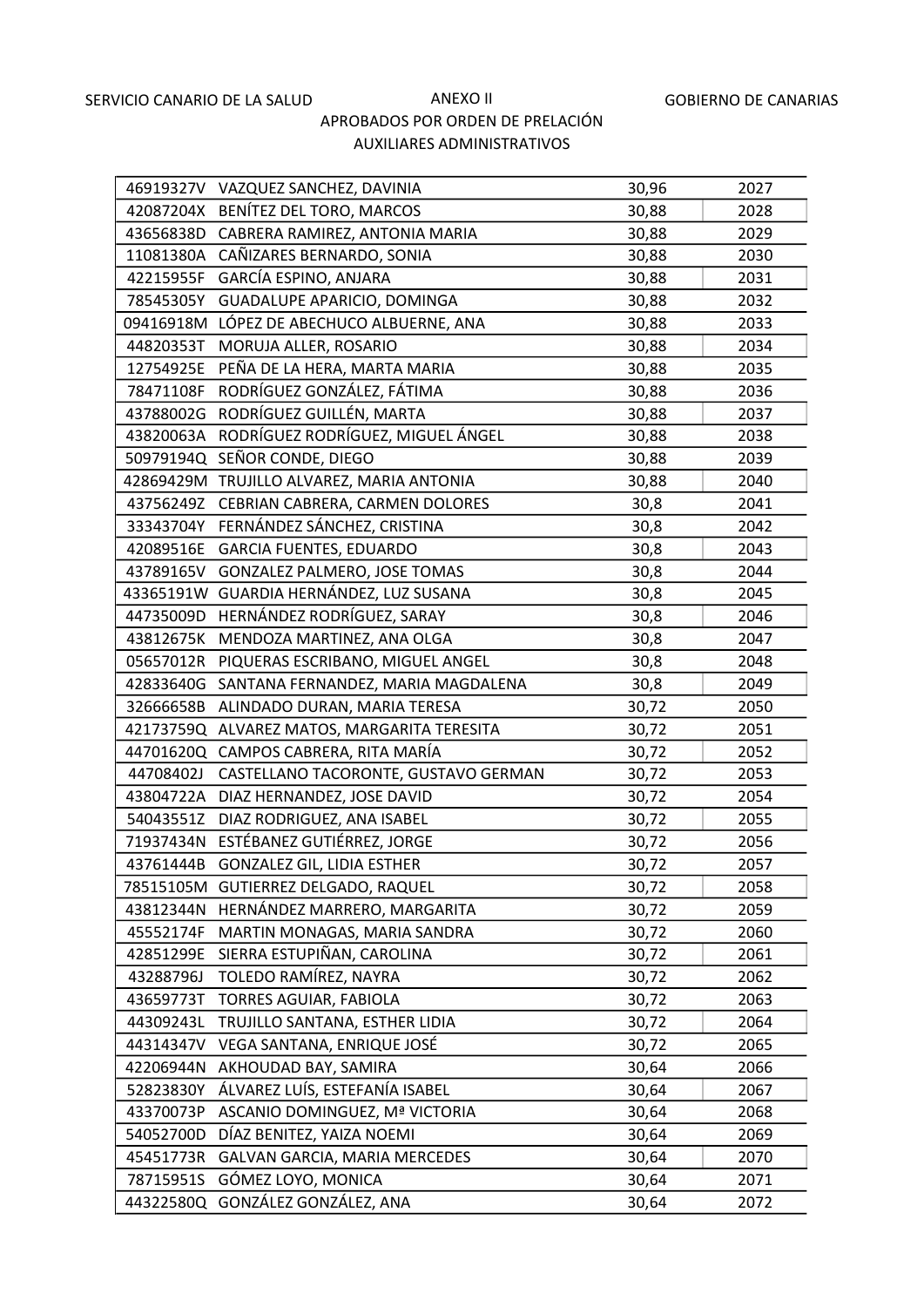SERVICIO CANARIO DE LA SALUD — ANEXO II — GOBIERNO DE CANARIAS

APROBADOS POR ORDEN DE PRELACIÓN

AUXILIARES ADMINISTRATIVOS

| | | | |
|---|---|---|---|
| 46919327V | VAZQUEZ SANCHEZ, DAVINIA | 30,96 | 2027 |
| 42087204X | BENÍTEZ DEL TORO, MARCOS | 30,88 | 2028 |
| 43656838D | CABRERA RAMIREZ, ANTONIA MARIA | 30,88 | 2029 |
| 11081380A | CAÑIZARES BERNARDO, SONIA | 30,88 | 2030 |
| 42215955F | GARCÍA ESPINO, ANJARA | 30,88 | 2031 |
| 78545305Y | GUADALUPE APARICIO, DOMINGA | 30,88 | 2032 |
| 09416918M | LÓPEZ DE ABECHUCO ALBUERNE, ANA | 30,88 | 2033 |
| 44820353T | MORUJA ALLER, ROSARIO | 30,88 | 2034 |
| 12754925E | PEÑA DE LA HERA, MARTA MARIA | 30,88 | 2035 |
| 78471108F | RODRÍGUEZ GONZÁLEZ, FÁTIMA | 30,88 | 2036 |
| 43788002G | RODRÍGUEZ GUILLÉN, MARTA | 30,88 | 2037 |
| 43820063A | RODRÍGUEZ RODRÍGUEZ, MIGUEL ÁNGEL | 30,88 | 2038 |
| 50979194Q | SEÑOR CONDE, DIEGO | 30,88 | 2039 |
| 42869429M | TRUJILLO ALVAREZ, MARIA ANTONIA | 30,88 | 2040 |
| 43756249Z | CEBRIAN CABRERA, CARMEN DOLORES | 30,8 | 2041 |
| 33343704Y | FERNÁNDEZ SÁNCHEZ, CRISTINA | 30,8 | 2042 |
| 42089516E | GARCIA FUENTES, EDUARDO | 30,8 | 2043 |
| 43789165V | GONZALEZ PALMERO, JOSE TOMAS | 30,8 | 2044 |
| 43365191W | GUARDIA HERNÁNDEZ, LUZ SUSANA | 30,8 | 2045 |
| 44735009D | HERNÁNDEZ RODRÍGUEZ, SARAY | 30,8 | 2046 |
| 43812675K | MENDOZA MARTINEZ, ANA OLGA | 30,8 | 2047 |
| 05657012R | PIQUERAS ESCRIBANO, MIGUEL ANGEL | 30,8 | 2048 |
| 42833640G | SANTANA FERNANDEZ, MARIA MAGDALENA | 30,8 | 2049 |
| 32666658B | ALINDADO DURAN, MARIA TERESA | 30,72 | 2050 |
| 42173759Q | ALVAREZ MATOS, MARGARITA TERESITA | 30,72 | 2051 |
| 44701620Q | CAMPOS CABRERA, RITA MARÍA | 30,72 | 2052 |
| 44708402J | CASTELLANO TACORONTE, GUSTAVO GERMAN | 30,72 | 2053 |
| 43804722A | DIAZ HERNANDEZ, JOSE DAVID | 30,72 | 2054 |
| 54043551Z | DIAZ RODRIGUEZ, ANA ISABEL | 30,72 | 2055 |
| 71937434N | ESTÉBANEZ GUTIÉRREZ, JORGE | 30,72 | 2056 |
| 43761444B | GONZALEZ GIL, LIDIA ESTHER | 30,72 | 2057 |
| 78515105M | GUTIERREZ DELGADO, RAQUEL | 30,72 | 2058 |
| 43812344N | HERNÁNDEZ MARRERO, MARGARITA | 30,72 | 2059 |
| 45552174F | MARTIN MONAGAS, MARIA SANDRA | 30,72 | 2060 |
| 42851299E | SIERRA ESTUPIÑAN, CAROLINA | 30,72 | 2061 |
| 43288796J | TOLEDO RAMÍREZ, NAYRA | 30,72 | 2062 |
| 43659773T | TORRES AGUIAR, FABIOLA | 30,72 | 2063 |
| 44309243L | TRUJILLO SANTANA, ESTHER LIDIA | 30,72 | 2064 |
| 44314347V | VEGA SANTANA, ENRIQUE JOSÉ | 30,72 | 2065 |
| 42206944N | AKHOUDAD BAY, SAMIRA | 30,64 | 2066 |
| 52823830Y | ÁLVAREZ LUÍS, ESTEFANÍA ISABEL | 30,64 | 2067 |
| 43370073P | ASCANIO DOMINGUEZ, Mª VICTORIA | 30,64 | 2068 |
| 54052700D | DÍAZ BENITEZ, YAIZA NOEMI | 30,64 | 2069 |
| 45451773R | GALVAN GARCIA, MARIA MERCEDES | 30,64 | 2070 |
| 78715951S | GÓMEZ LOYO, MONICA | 30,64 | 2071 |
| 44322580Q | GONZÁLEZ GONZÁLEZ, ANA | 30,64 | 2072 |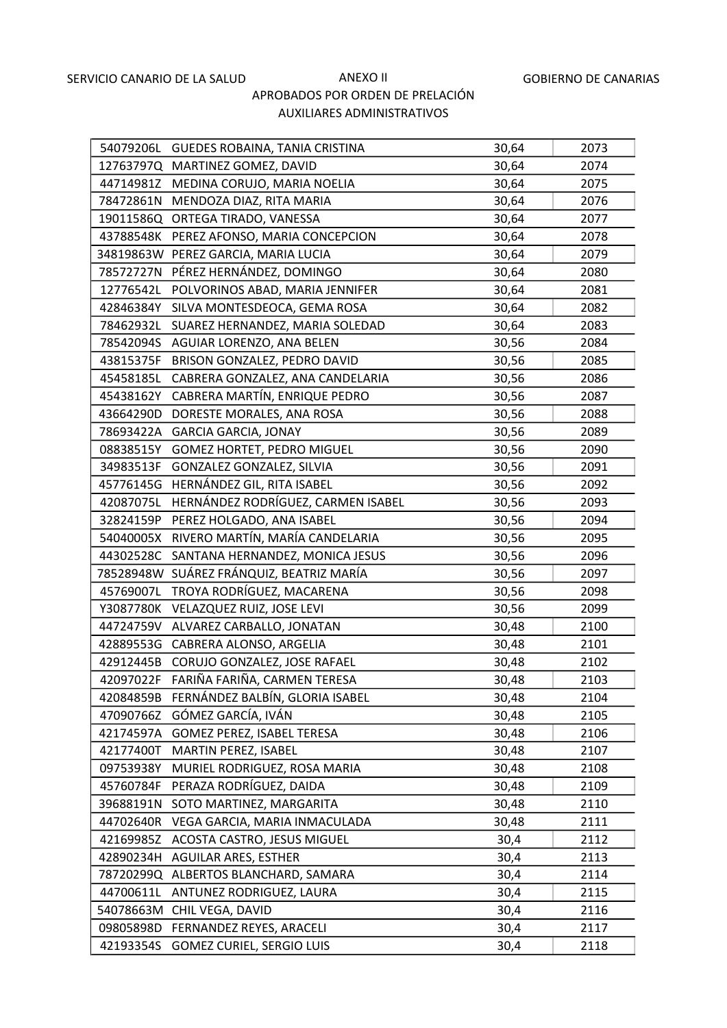SERVICIO CANARIO DE LA SALUD | ANEXO II | GOBIERNO DE CANARIAS

APROBADOS POR ORDEN DE PRELACIÓN

AUXILIARES ADMINISTRATIVOS

| | | | |
|---|---|---|---|
| 54079206L | GUEDES ROBAINA, TANIA CRISTINA | 30,64 | 2073 |
| 12763797Q | MARTINEZ GOMEZ, DAVID | 30,64 | 2074 |
| 44714981Z | MEDINA CORUJO, MARIA NOELIA | 30,64 | 2075 |
| 78472861N | MENDOZA DIAZ, RITA MARIA | 30,64 | 2076 |
| 19011586Q | ORTEGA TIRADO, VANESSA | 30,64 | 2077 |
| 43788548K | PEREZ AFONSO, MARIA CONCEPCION | 30,64 | 2078 |
| 34819863W | PEREZ GARCIA, MARIA LUCIA | 30,64 | 2079 |
| 78572727N | PÉREZ HERNÁNDEZ, DOMINGO | 30,64 | 2080 |
| 12776542L | POLVORINOS ABAD, MARIA JENNIFER | 30,64 | 2081 |
| 42846384Y | SILVA MONTESDEOCA, GEMA ROSA | 30,64 | 2082 |
| 78462932L | SUAREZ HERNANDEZ, MARIA SOLEDAD | 30,64 | 2083 |
| 78542094S | AGUIAR LORENZO, ANA BELEN | 30,56 | 2084 |
| 43815375F | BRISON GONZALEZ, PEDRO DAVID | 30,56 | 2085 |
| 45458185L | CABRERA GONZALEZ, ANA CANDELARIA | 30,56 | 2086 |
| 45438162Y | CABRERA MARTÍN, ENRIQUE PEDRO | 30,56 | 2087 |
| 43664290D | DORESTE MORALES, ANA ROSA | 30,56 | 2088 |
| 78693422A | GARCIA GARCIA, JONAY | 30,56 | 2089 |
| 08838515Y | GOMEZ HORTET, PEDRO MIGUEL | 30,56 | 2090 |
| 34983513F | GONZALEZ GONZALEZ, SILVIA | 30,56 | 2091 |
| 45776145G | HERNÁNDEZ GIL, RITA ISABEL | 30,56 | 2092 |
| 42087075L | HERNÁNDEZ RODRÍGUEZ, CARMEN ISABEL | 30,56 | 2093 |
| 32824159P | PEREZ HOLGADO, ANA ISABEL | 30,56 | 2094 |
| 54040005X | RIVERO MARTÍN, MARÍA CANDELARIA | 30,56 | 2095 |
| 44302528C | SANTANA HERNANDEZ, MONICA JESUS | 30,56 | 2096 |
| 78528948W | SUÁREZ FRÁNQUIZ, BEATRIZ MARÍA | 30,56 | 2097 |
| 45769007L | TROYA RODRÍGUEZ, MACARENA | 30,56 | 2098 |
| Y3087780K | VELAZQUEZ RUIZ, JOSE LEVI | 30,56 | 2099 |
| 44724759V | ALVAREZ CARBALLO, JONATAN | 30,48 | 2100 |
| 42889553G | CABRERA ALONSO, ARGELIA | 30,48 | 2101 |
| 42912445B | CORUJO GONZALEZ, JOSE RAFAEL | 30,48 | 2102 |
| 42097022F | FARIÑA FARIÑA, CARMEN TERESA | 30,48 | 2103 |
| 42084859B | FERNÁNDEZ BALBÍN, GLORIA ISABEL | 30,48 | 2104 |
| 47090766Z | GÓMEZ GARCÍA, IVÁN | 30,48 | 2105 |
| 42174597A | GOMEZ PEREZ, ISABEL TERESA | 30,48 | 2106 |
| 42177400T | MARTIN PEREZ, ISABEL | 30,48 | 2107 |
| 09753938Y | MURIEL RODRIGUEZ, ROSA MARIA | 30,48 | 2108 |
| 45760784F | PERAZA RODRÍGUEZ, DAIDA | 30,48 | 2109 |
| 39688191N | SOTO MARTINEZ, MARGARITA | 30,48 | 2110 |
| 44702640R | VEGA GARCIA, MARIA INMACULADA | 30,48 | 2111 |
| 42169985Z | ACOSTA CASTRO, JESUS MIGUEL | 30,4 | 2112 |
| 42890234H | AGUILAR ARES, ESTHER | 30,4 | 2113 |
| 78720299Q | ALBERTOS BLANCHARD, SAMARA | 30,4 | 2114 |
| 44700611L | ANTUNEZ RODRIGUEZ, LAURA | 30,4 | 2115 |
| 54078663M | CHIL VEGA, DAVID | 30,4 | 2116 |
| 09805898D | FERNANDEZ REYES, ARACELI | 30,4 | 2117 |
| 42193354S | GOMEZ CURIEL, SERGIO LUIS | 30,4 | 2118 |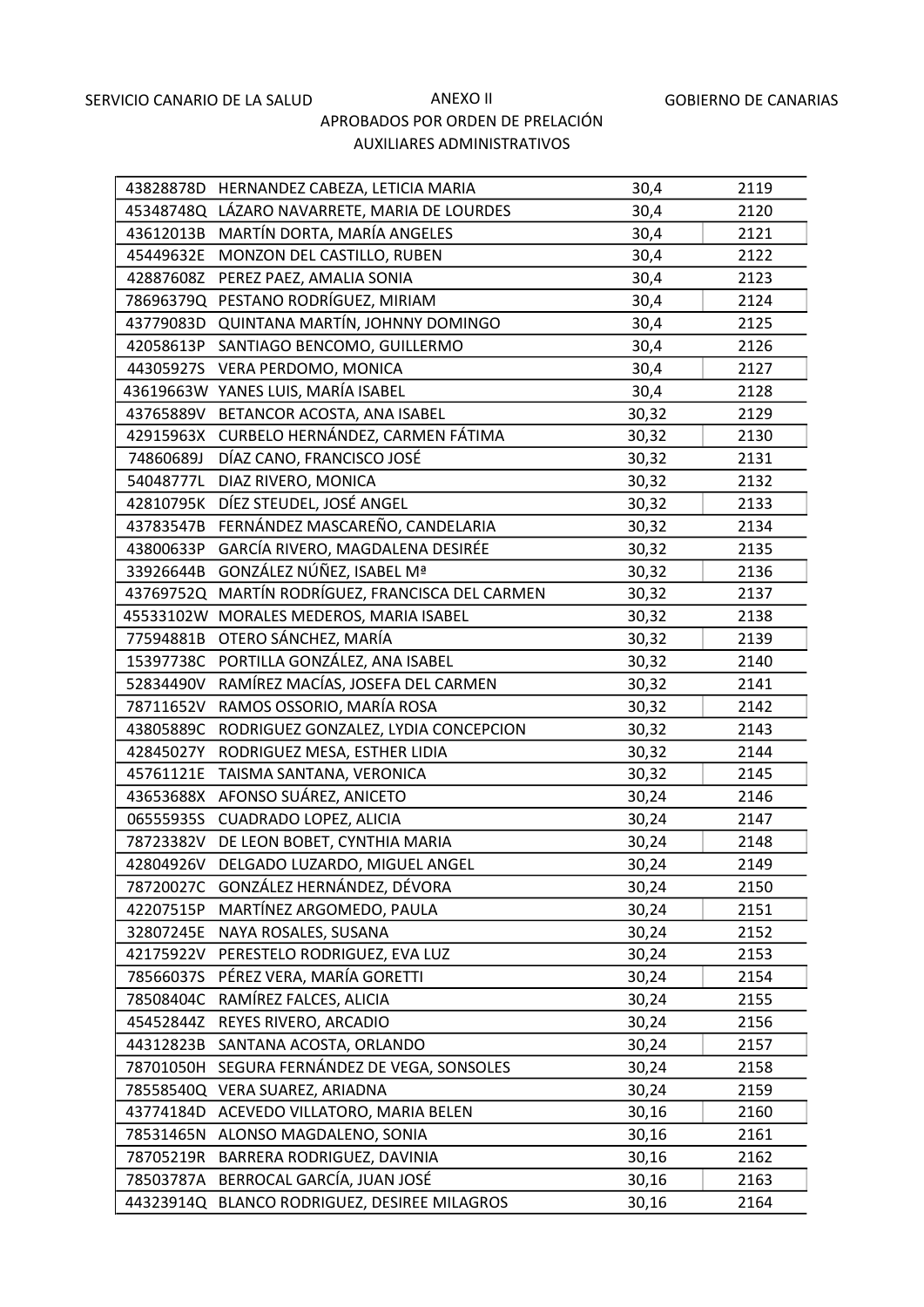SERVICIO CANARIO DE LA SALUD

# ANEXO II

GOBIERNO DE CANARIAS

## APROBADOS POR ORDEN DE PRELACIÓN

## AUXILIARES ADMINISTRATIVOS

| | | | |
|---|---|---|---|
| 43828878D | HERNANDEZ CABEZA, LETICIA MARIA | 30,4 | 2119 |
| 45348748Q | LÁZARO NAVARRETE, MARIA DE LOURDES | 30,4 | 2120 |
| 43612013B | MARTÍN DORTA, MARÍA ANGELES | 30,4 | 2121 |
| 45449632E | MONZON DEL CASTILLO, RUBEN | 30,4 | 2122 |
| 42887608Z | PEREZ PAEZ, AMALIA SONIA | 30,4 | 2123 |
| 78696379Q | PESTANO RODRÍGUEZ, MIRIAM | 30,4 | 2124 |
| 43779083D | QUINTANA MARTÍN, JOHNNY DOMINGO | 30,4 | 2125 |
| 42058613P | SANTIAGO BENCOMO, GUILLERMO | 30,4 | 2126 |
| 44305927S | VERA PERDOMO, MONICA | 30,4 | 2127 |
| 43619663W | YANES LUIS, MARÍA ISABEL | 30,4 | 2128 |
| 43765889V | BETANCOR ACOSTA, ANA ISABEL | 30,32 | 2129 |
| 42915963X | CURBELO HERNÁNDEZ, CARMEN FÁTIMA | 30,32 | 2130 |
| 74860689J | DÍAZ CANO, FRANCISCO JOSÉ | 30,32 | 2131 |
| 54048777L | DIAZ RIVERO, MONICA | 30,32 | 2132 |
| 42810795K | DÍEZ STEUDEL, JOSÉ ANGEL | 30,32 | 2133 |
| 43783547B | FERNÁNDEZ MASCAREÑO, CANDELARIA | 30,32 | 2134 |
| 43800633P | GARCÍA RIVERO, MAGDALENA DESIRÉE | 30,32 | 2135 |
| 33926644B | GONZÁLEZ NÚÑEZ, ISABEL Mª | 30,32 | 2136 |
| 43769752Q | MARTÍN RODRÍGUEZ, FRANCISCA DEL CARMEN | 30,32 | 2137 |
| 45533102W | MORALES MEDEROS, MARIA ISABEL | 30,32 | 2138 |
| 77594881B | OTERO SÁNCHEZ, MARÍA | 30,32 | 2139 |
| 15397738C | PORTILLA GONZÁLEZ, ANA ISABEL | 30,32 | 2140 |
| 52834490V | RAMÍREZ MACÍAS, JOSEFA DEL CARMEN | 30,32 | 2141 |
| 78711652V | RAMOS OSSORIO, MARÍA ROSA | 30,32 | 2142 |
| 43805889C | RODRIGUEZ GONZALEZ, LYDIA CONCEPCION | 30,32 | 2143 |
| 42845027Y | RODRIGUEZ MESA, ESTHER LIDIA | 30,32 | 2144 |
| 45761121E | TAISMA SANTANA, VERONICA | 30,32 | 2145 |
| 43653688X | AFONSO SUÁREZ, ANICETO | 30,24 | 2146 |
| 06555935S | CUADRADO LOPEZ, ALICIA | 30,24 | 2147 |
| 78723382V | DE LEON BOBET, CYNTHIA MARIA | 30,24 | 2148 |
| 42804926V | DELGADO LUZARDO, MIGUEL ANGEL | 30,24 | 2149 |
| 78720027C | GONZÁLEZ HERNÁNDEZ, DÉVORA | 30,24 | 2150 |
| 42207515P | MARTÍNEZ ARGOMEDO, PAULA | 30,24 | 2151 |
| 32807245E | NAYA ROSALES, SUSANA | 30,24 | 2152 |
| 42175922V | PERESTELO RODRIGUEZ, EVA LUZ | 30,24 | 2153 |
| 78566037S | PÉREZ VERA, MARÍA GORETTI | 30,24 | 2154 |
| 78508404C | RAMÍREZ FALCES, ALICIA | 30,24 | 2155 |
| 45452844Z | REYES RIVERO, ARCADIO | 30,24 | 2156 |
| 44312823B | SANTANA ACOSTA, ORLANDO | 30,24 | 2157 |
| 78701050H | SEGURA FERNÁNDEZ DE VEGA, SONSOLES | 30,24 | 2158 |
| 78558540Q | VERA SUAREZ, ARIADNA | 30,24 | 2159 |
| 43774184D | ACEVEDO VILLATORO, MARIA BELEN | 30,16 | 2160 |
| 78531465N | ALONSO MAGDALENO, SONIA | 30,16 | 2161 |
| 78705219R | BARRERA RODRIGUEZ, DAVINIA | 30,16 | 2162 |
| 78503787A | BERROCAL GARCÍA, JUAN JOSÉ | 30,16 | 2163 |
| 44323914Q | BLANCO RODRIGUEZ, DESIREE MILAGROS | 30,16 | 2164 |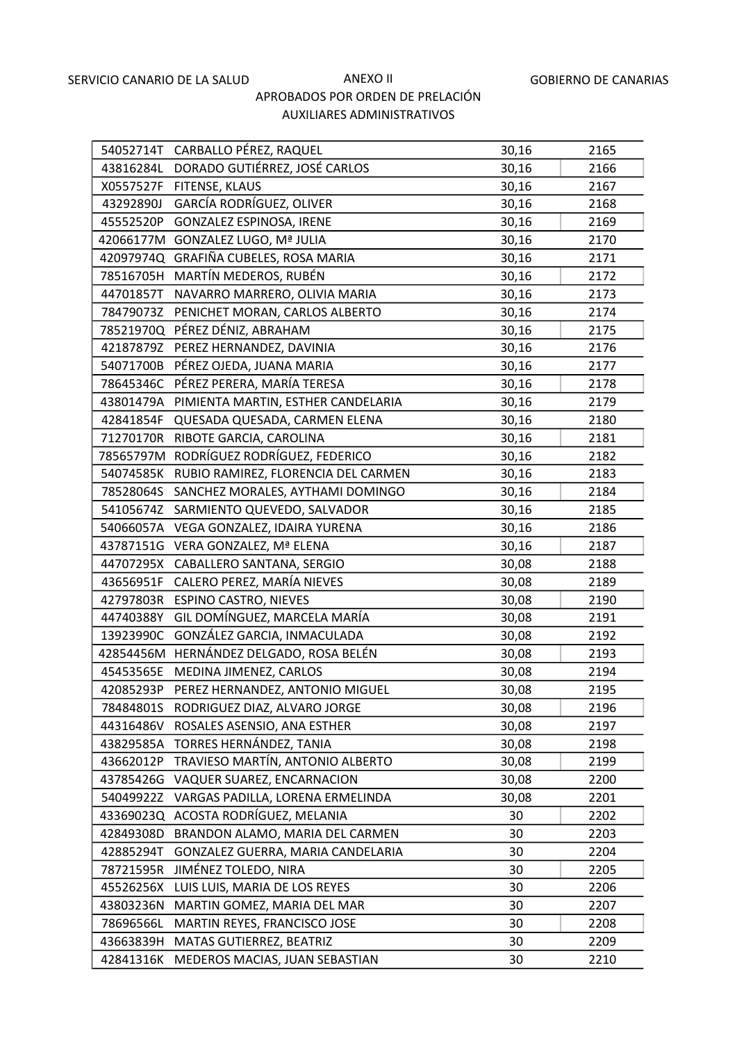SERVICIO CANARIO DE LA SALUD

GOBIERNO DE CANARIAS

ANEXO II

APROBADOS POR ORDEN DE PRELACIÓN

AUXILIARES ADMINISTRATIVOS

| | | | |
|---|---|---|---|
| 54052714T | CARBALLO PÉREZ, RAQUEL | 30,16 | 2165 |
| 43816284L | DORADO GUTIÉRREZ, JOSÉ CARLOS | 30,16 | 2166 |
| X0557527F | FITENSE, KLAUS | 30,16 | 2167 |
| 43292890J | GARCÍA RODRÍGUEZ, OLIVER | 30,16 | 2168 |
| 45552520P | GONZALEZ ESPINOSA, IRENE | 30,16 | 2169 |
| 42066177M | GONZALEZ LUGO, Mª JULIA | 30,16 | 2170 |
| 42097974Q | GRAFIÑA CUBELES, ROSA MARIA | 30,16 | 2171 |
| 78516705H | MARTÍN MEDEROS, RUBÉN | 30,16 | 2172 |
| 44701857T | NAVARRO MARRERO, OLIVIA MARIA | 30,16 | 2173 |
| 78479073Z | PENICHET MORAN, CARLOS ALBERTO | 30,16 | 2174 |
| 78521970Q | PÉREZ DÉNIZ, ABRAHAM | 30,16 | 2175 |
| 42187879Z | PEREZ HERNANDEZ, DAVINIA | 30,16 | 2176 |
| 54071700B | PÉREZ OJEDA, JUANA MARIA | 30,16 | 2177 |
| 78645346C | PÉREZ PERERA, MARÍA TERESA | 30,16 | 2178 |
| 43801479A | PIMIENTA MARTIN, ESTHER CANDELARIA | 30,16 | 2179 |
| 42841854F | QUESADA QUESADA, CARMEN ELENA | 30,16 | 2180 |
| 71270170R | RIBOTE GARCIA, CAROLINA | 30,16 | 2181 |
| 78565797M | RODRÍGUEZ RODRÍGUEZ, FEDERICO | 30,16 | 2182 |
| 54074585K | RUBIO RAMIREZ, FLORENCIA DEL CARMEN | 30,16 | 2183 |
| 78528064S | SANCHEZ MORALES, AYTHAMI DOMINGO | 30,16 | 2184 |
| 54105674Z | SARMIENTO QUEVEDO, SALVADOR | 30,16 | 2185 |
| 54066057A | VEGA GONZALEZ, IDAIRA YURENA | 30,16 | 2186 |
| 43787151G | VERA GONZALEZ, Mª ELENA | 30,16 | 2187 |
| 44707295X | CABALLERO SANTANA, SERGIO | 30,08 | 2188 |
| 43656951F | CALERO PEREZ, MARÍA NIEVES | 30,08 | 2189 |
| 42797803R | ESPINO CASTRO, NIEVES | 30,08 | 2190 |
| 44740388Y | GIL DOMÍNGUEZ, MARCELA MARÍA | 30,08 | 2191 |
| 13923990C | GONZÁLEZ GARCIA, INMACULADA | 30,08 | 2192 |
| 42854456M | HERNÁNDEZ DELGADO, ROSA BELÉN | 30,08 | 2193 |
| 45453565E | MEDINA JIMENEZ, CARLOS | 30,08 | 2194 |
| 42085293P | PEREZ HERNANDEZ, ANTONIO MIGUEL | 30,08 | 2195 |
| 78484801S | RODRIGUEZ DIAZ, ALVARO JORGE | 30,08 | 2196 |
| 44316486V | ROSALES ASENSIO, ANA ESTHER | 30,08 | 2197 |
| 43829585A | TORRES HERNÁNDEZ, TANIA | 30,08 | 2198 |
| 43662012P | TRAVIESO MARTÍN, ANTONIO ALBERTO | 30,08 | 2199 |
| 437785426G | VAQUER SUAREZ, ENCARNACION | 30,08 | 2200 |
| 54049922Z | VARGAS PADILLA, LORENA ERMELINDA | 30,08 | 2201 |
| 43369023Q | ACOSTA RODRÍGUEZ, MELANIA | 30 | 2202 |
| 42849308D | BRANDON ALAMO, MARIA DEL CARMEN | 30 | 2203 |
| 42885294T | GONZALEZ GUERRA, MARIA CANDELARIA | 30 | 2204 |
| 78721595R | JIMÉNEZ TOLEDO, NIRA | 30 | 2205 |
| 45526256X | LUIS LUIS, MARIA DE LOS REYES | 30 | 2206 |
| 43803236N | MARTIN GOMEZ, MARIA DEL MAR | 30 | 2207 |
| 78696566L | MARTIN REYES, FRANCISCO JOSE | 30 | 2208 |
| 43663839H | MATAS GUTIERREZ, BEATRIZ | 30 | 2209 |
| 42841316K | MEDEROS MACIAS, JUAN SEBASTIAN | 30 | 2210 |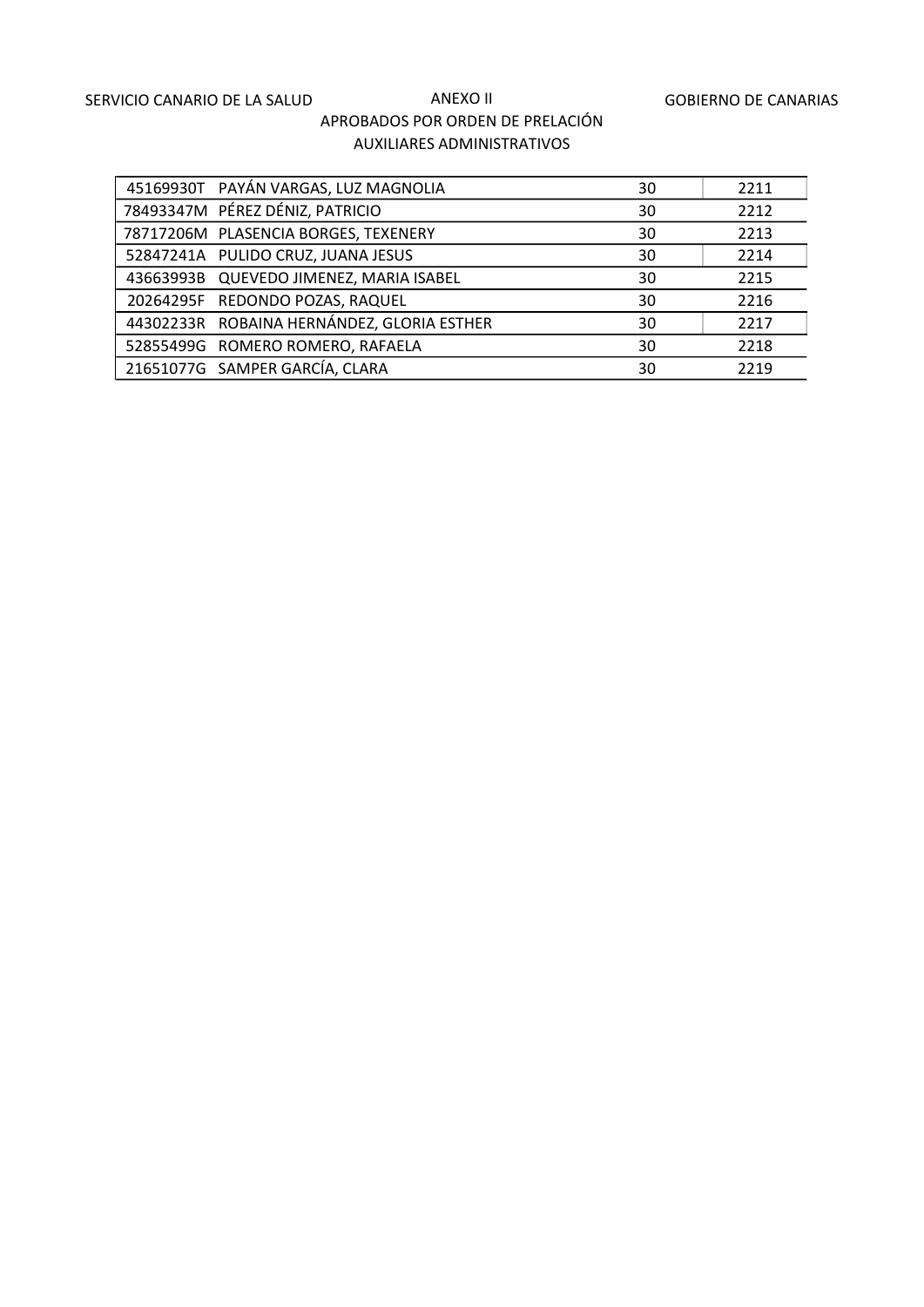SERVICIO CANARIO DE LA SALUD

GOBIERNO DE CANARIAS

# ANEXO II

## APROBADOS POR ORDEN DE PRELACIÓN

## AUXILIARES ADMINISTRATIVOS

| | | | |
|---|---|---|---|
| 45169930T | PAYÁN VARGAS, LUZ MAGNOLIA | 30 | 2211 |
| 78493347M | PÉREZ DÉNIZ, PATRICIO | 30 | 2212 |
| 78717206M | PLASENCIA BORGES, TEXENERY | 30 | 2213 |
| 52847241A | PULIDO CRUZ, JUANA JESUS | 30 | 2214 |
| 43663993B | QUEVEDO JIMENEZ, MARIA ISABEL | 30 | 2215 |
| 20264295F | REDONDO POZAS, RAQUEL | 30 | 2216 |
| 44302233R | ROBAINA HERNÁNDEZ, GLORIA ESTHER | 30 | 2217 |
| 52855499G | ROMERO ROMERO, RAFAELA | 30 | 2218 |
| 21651077G | SAMPER GARCÍA, CLARA | 30 | 2219 |